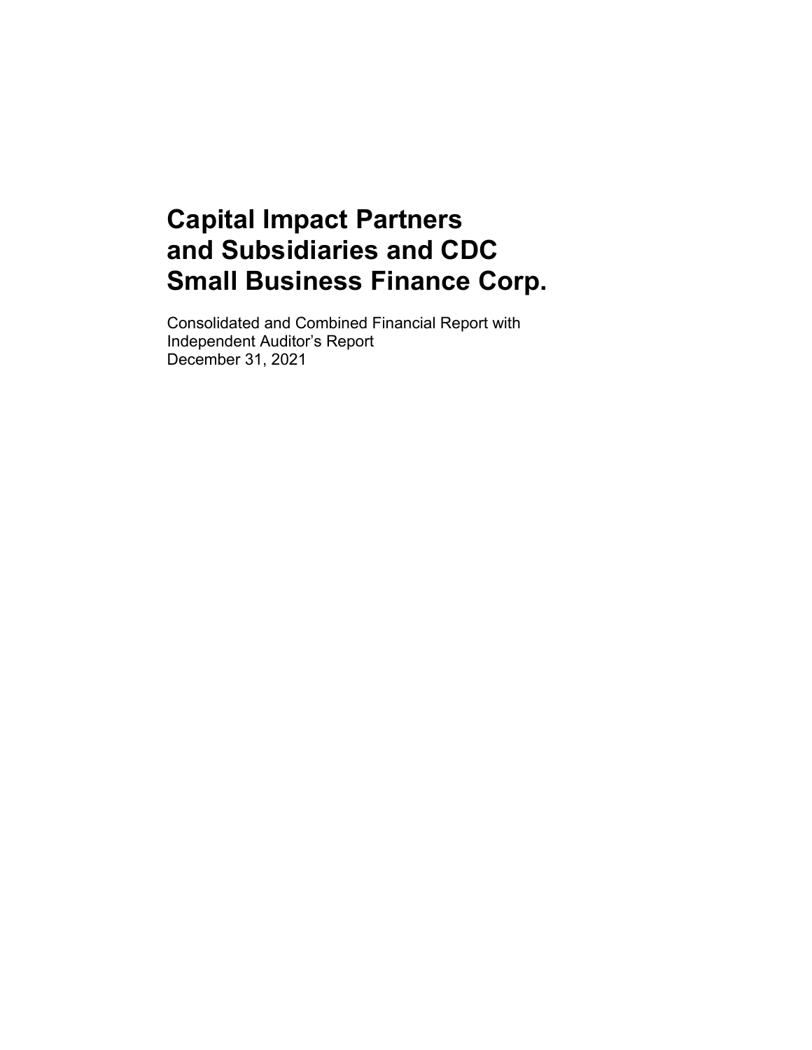# Capital Impact Partners and Subsidiaries and CDC Small Business Finance Corp.

Consolidated and Combined Financial Report with
Independent Auditor's Report
December 31, 2021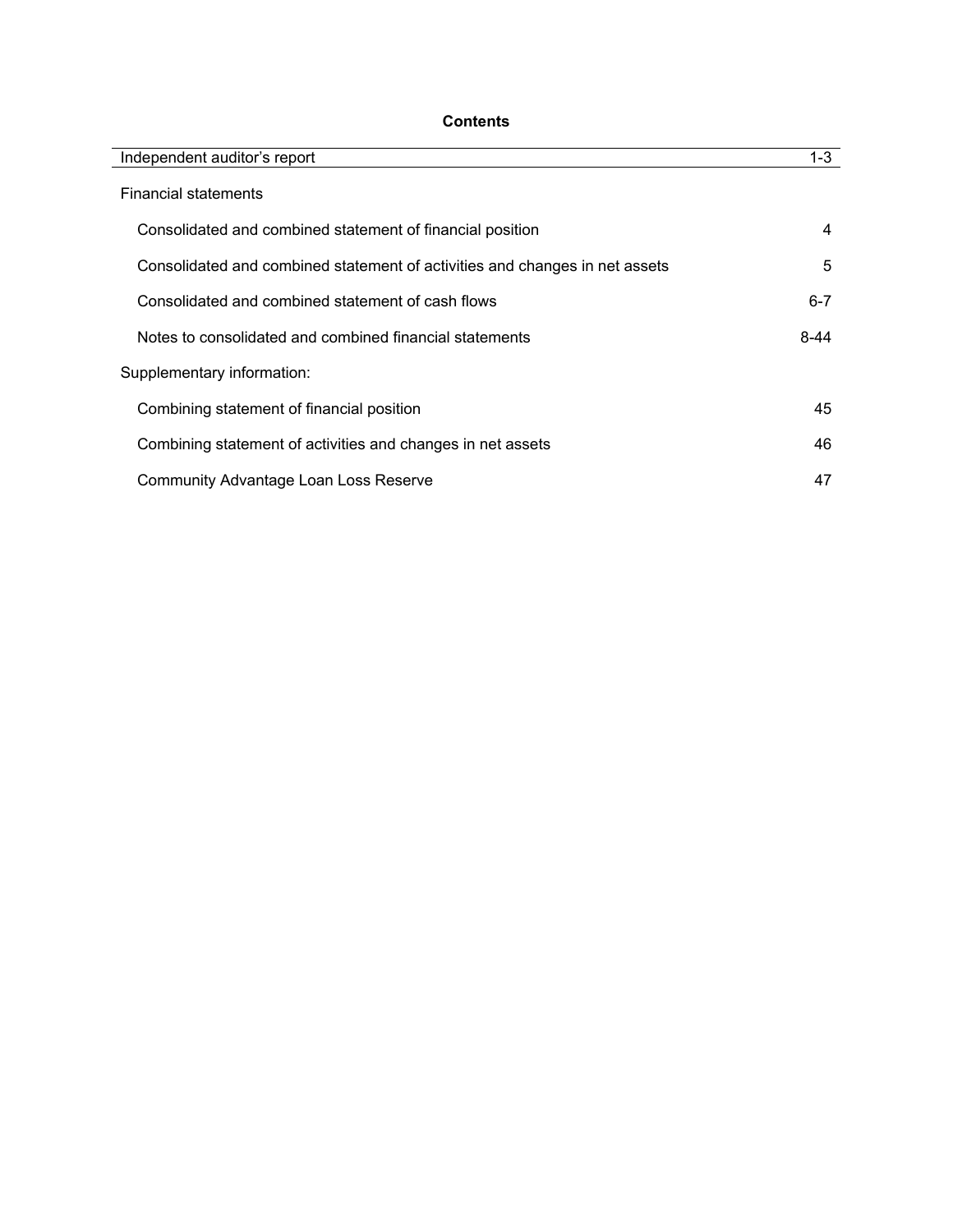# Contents

| | |
|---|---|
| Independent auditor's report | 1-3 |
| Financial statements | |
| Consolidated and combined statement of financial position | 4 |
| Consolidated and combined statement of activities and changes in net assets | 5 |
| Consolidated and combined statement of cash flows | 6-7 |
| Notes to consolidated and combined financial statements | 8-44 |
| Supplementary information: | |
| Combining statement of financial position | 45 |
| Combining statement of activities and changes in net assets | 46 |
| Community Advantage Loan Loss Reserve | 47 |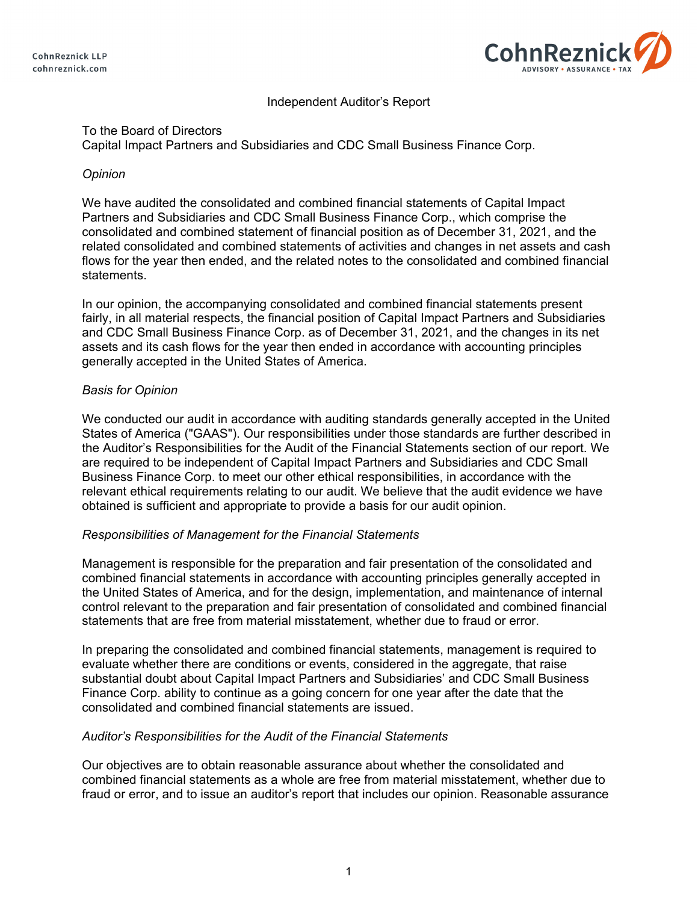CohnReznick LLP
cohnreznick.com

# Independent Auditor's Report

To the Board of Directors
Capital Impact Partners and Subsidiaries and CDC Small Business Finance Corp.

*Opinion*

We have audited the consolidated and combined financial statements of Capital Impact Partners and Subsidiaries and CDC Small Business Finance Corp., which comprise the consolidated and combined statement of financial position as of December 31, 2021, and the related consolidated and combined statements of activities and changes in net assets and cash flows for the year then ended, and the related notes to the consolidated and combined financial statements.

In our opinion, the accompanying consolidated and combined financial statements present fairly, in all material respects, the financial position of Capital Impact Partners and Subsidiaries and CDC Small Business Finance Corp. as of December 31, 2021, and the changes in its net assets and its cash flows for the year then ended in accordance with accounting principles generally accepted in the United States of America.

*Basis for Opinion*

We conducted our audit in accordance with auditing standards generally accepted in the United States of America ("GAAS"). Our responsibilities under those standards are further described in the Auditor's Responsibilities for the Audit of the Financial Statements section of our report. We are required to be independent of Capital Impact Partners and Subsidiaries and CDC Small Business Finance Corp. to meet our other ethical responsibilities, in accordance with the relevant ethical requirements relating to our audit. We believe that the audit evidence we have obtained is sufficient and appropriate to provide a basis for our audit opinion.

*Responsibilities of Management for the Financial Statements*

Management is responsible for the preparation and fair presentation of the consolidated and combined financial statements in accordance with accounting principles generally accepted in the United States of America, and for the design, implementation, and maintenance of internal control relevant to the preparation and fair presentation of consolidated and combined financial statements that are free from material misstatement, whether due to fraud or error.

In preparing the consolidated and combined financial statements, management is required to evaluate whether there are conditions or events, considered in the aggregate, that raise substantial doubt about Capital Impact Partners and Subsidiaries' and CDC Small Business Finance Corp. ability to continue as a going concern for one year after the date that the consolidated and combined financial statements are issued.

*Auditor's Responsibilities for the Audit of the Financial Statements*

Our objectives are to obtain reasonable assurance about whether the consolidated and combined financial statements as a whole are free from material misstatement, whether due to fraud or error, and to issue an auditor's report that includes our opinion. Reasonable assurance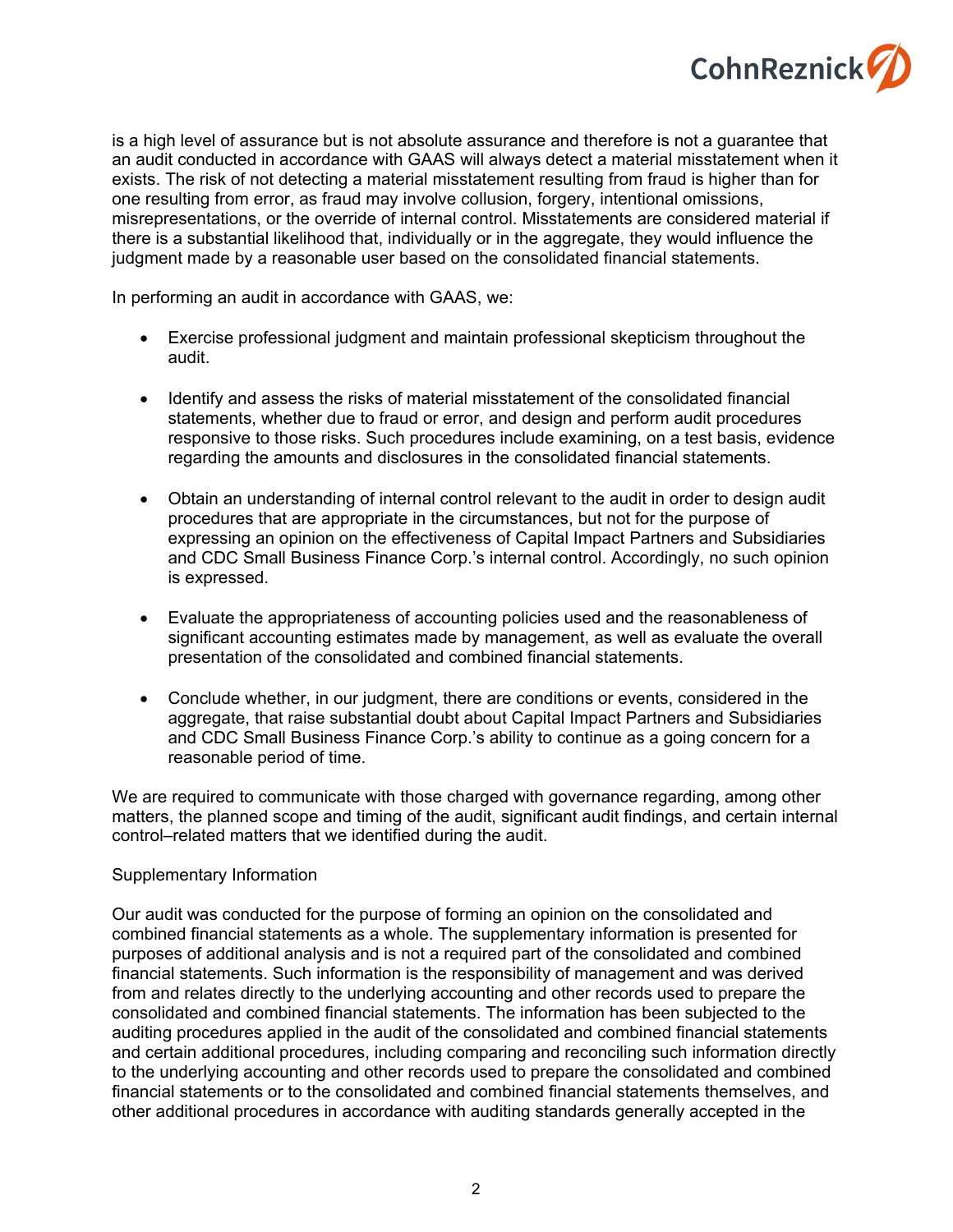is a high level of assurance but is not absolute assurance and therefore is not a guarantee that an audit conducted in accordance with GAAS will always detect a material misstatement when it exists. The risk of not detecting a material misstatement resulting from fraud is higher than for one resulting from error, as fraud may involve collusion, forgery, intentional omissions, misrepresentations, or the override of internal control. Misstatements are considered material if there is a substantial likelihood that, individually or in the aggregate, they would influence the judgment made by a reasonable user based on the consolidated financial statements.

In performing an audit in accordance with GAAS, we:

- Exercise professional judgment and maintain professional skepticism throughout the audit.

- Identify and assess the risks of material misstatement of the consolidated financial statements, whether due to fraud or error, and design and perform audit procedures responsive to those risks. Such procedures include examining, on a test basis, evidence regarding the amounts and disclosures in the consolidated financial statements.

- Obtain an understanding of internal control relevant to the audit in order to design audit procedures that are appropriate in the circumstances, but not for the purpose of expressing an opinion on the effectiveness of Capital Impact Partners and Subsidiaries and CDC Small Business Finance Corp.'s internal control. Accordingly, no such opinion is expressed.

- Evaluate the appropriateness of accounting policies used and the reasonableness of significant accounting estimates made by management, as well as evaluate the overall presentation of the consolidated and combined financial statements.

- Conclude whether, in our judgment, there are conditions or events, considered in the aggregate, that raise substantial doubt about Capital Impact Partners and Subsidiaries and CDC Small Business Finance Corp.'s ability to continue as a going concern for a reasonable period of time.

We are required to communicate with those charged with governance regarding, among other matters, the planned scope and timing of the audit, significant audit findings, and certain internal control–related matters that we identified during the audit.

Supplementary Information

Our audit was conducted for the purpose of forming an opinion on the consolidated and combined financial statements as a whole. The supplementary information is presented for purposes of additional analysis and is not a required part of the consolidated and combined financial statements. Such information is the responsibility of management and was derived from and relates directly to the underlying accounting and other records used to prepare the consolidated and combined financial statements. The information has been subjected to the auditing procedures applied in the audit of the consolidated and combined financial statements and certain additional procedures, including comparing and reconciling such information directly to the underlying accounting and other records used to prepare the consolidated and combined financial statements or to the consolidated and combined financial statements themselves, and other additional procedures in accordance with auditing standards generally accepted in the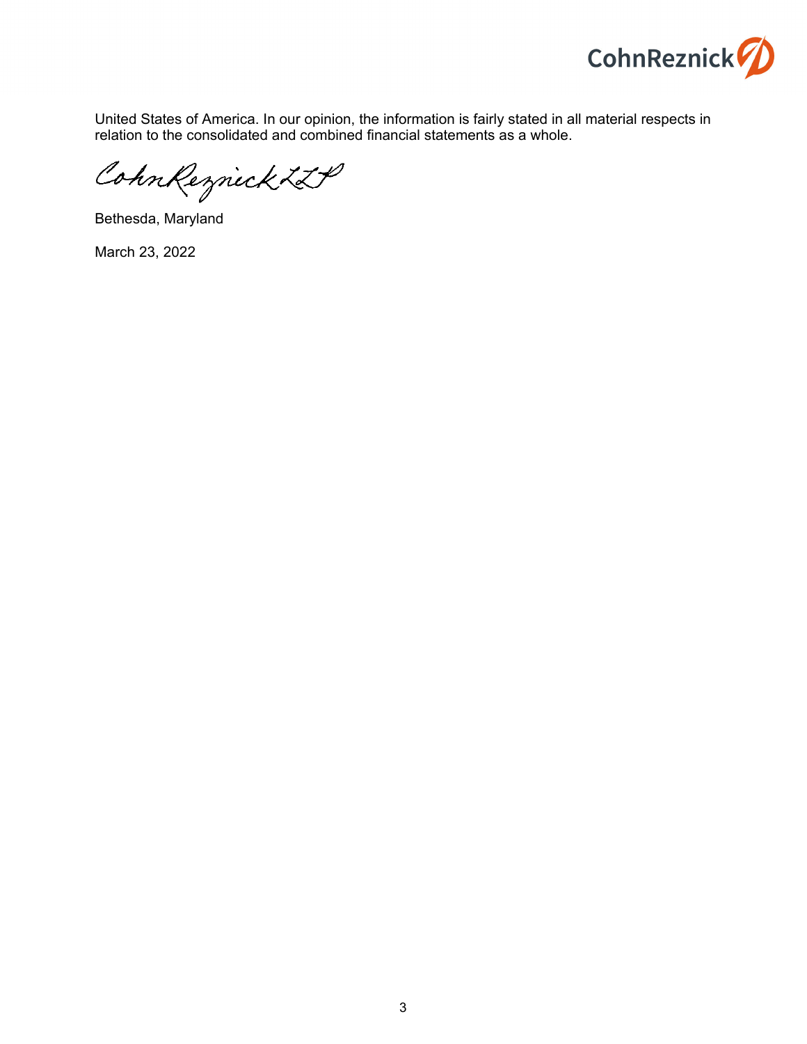United States of America. In our opinion, the information is fairly stated in all material respects in relation to the consolidated and combined financial statements as a whole.

CohnReznick LLP

Bethesda, Maryland

March 23, 2022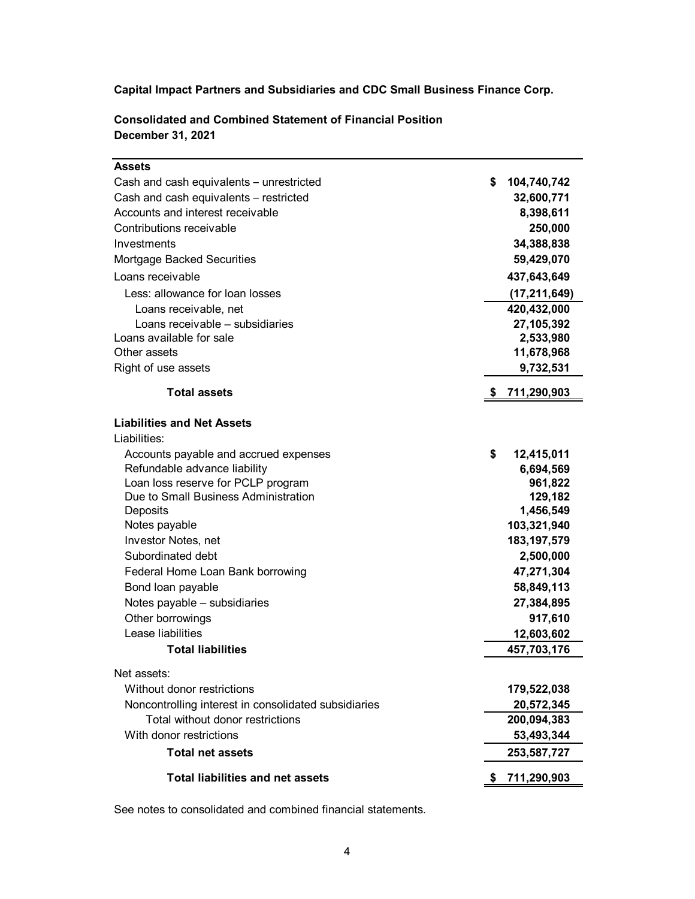**Capital Impact Partners and Subsidiaries and CDC Small Business Finance Corp.**

**Consolidated and Combined Statement of Financial Position**
**December 31, 2021**

| | |
|---|---|
| **Assets** | |
| Cash and cash equivalents – unrestricted | $ 104,740,742 |
| Cash and cash equivalents – restricted | 32,600,771 |
| Accounts and interest receivable | 8,398,611 |
| Contributions receivable | 250,000 |
| Investments | 34,388,838 |
| Mortgage Backed Securities | 59,429,070 |
| Loans receivable | 437,643,649 |
| Less: allowance for loan losses | (17,211,649) |
| Loans receivable, net | 420,432,000 |
| Loans receivable – subsidiaries | 27,105,392 |
| Loans available for sale | 2,533,980 |
| Other assets | 11,678,968 |
| Right of use assets | 9,732,531 |
| **Total assets** | **$ 711,290,903** |
| **Liabilities and Net Assets** | |
| Liabilities: | |
| Accounts payable and accrued expenses | $ 12,415,011 |
| Refundable advance liability | 6,694,569 |
| Loan loss reserve for PCLP program | 961,822 |
| Due to Small Business Administration | 129,182 |
| Deposits | 1,456,549 |
| Notes payable | 103,321,940 |
| Investor Notes, net | 183,197,579 |
| Subordinated debt | 2,500,000 |
| Federal Home Loan Bank borrowing | 47,271,304 |
| Bond loan payable | 58,849,113 |
| Notes payable – subsidiaries | 27,384,895 |
| Other borrowings | 917,610 |
| Lease liabilities | 12,603,602 |
| **Total liabilities** | **457,703,176** |
| Net assets: | |
| Without donor restrictions | 179,522,038 |
| Noncontrolling interest in consolidated subsidiaries | 20,572,345 |
| Total without donor restrictions | 200,094,383 |
| With donor restrictions | 53,493,344 |
| **Total net assets** | **253,587,727** |
| **Total liabilities and net assets** | **$ 711,290,903** |

See notes to consolidated and combined financial statements.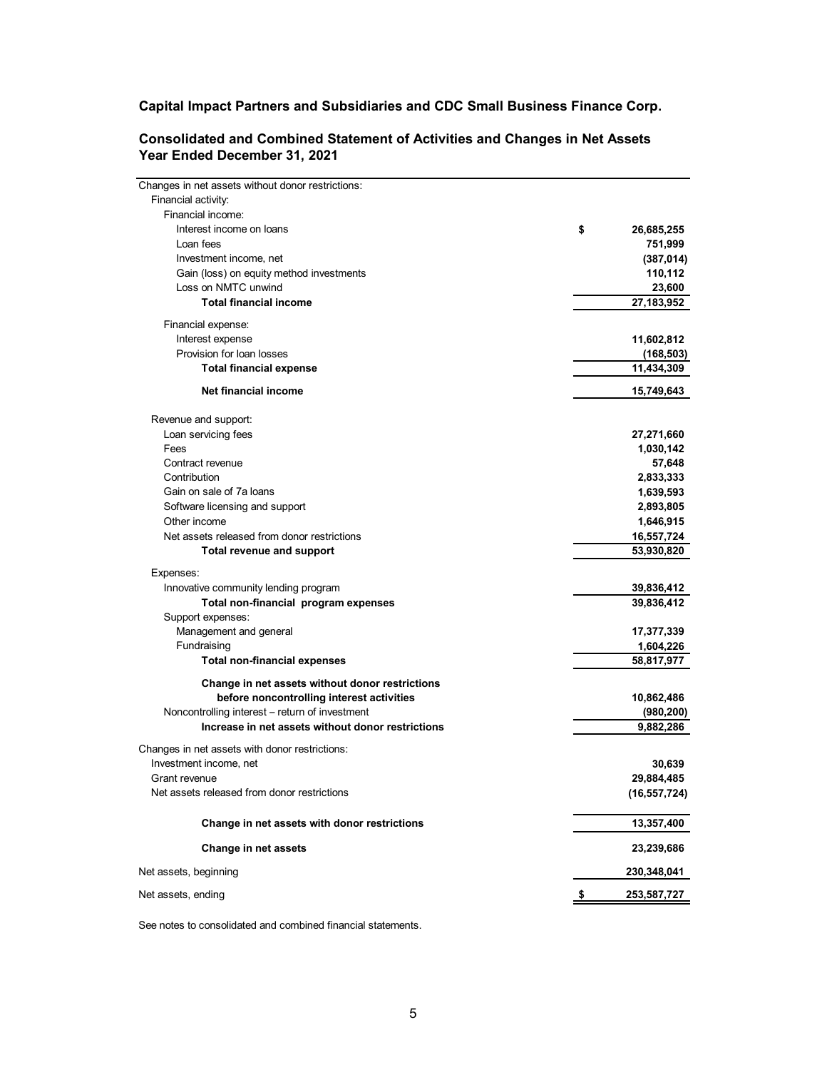**Capital Impact Partners and Subsidiaries and CDC Small Business Finance Corp.**

**Consolidated and Combined Statement of Activities and Changes in Net Assets**
**Year Ended December 31, 2021**

| | |
|---|---|
| Changes in net assets without donor restrictions: | |
| Financial activity: | |
| Financial income: | |
| Interest income on loans | $ 26,685,255 |
| Loan fees | 751,999 |
| Investment income, net | (387,014) |
| Gain (loss) on equity method investments | 110,112 |
| Loss on NMTC unwind | 23,600 |
| **Total financial income** | **27,183,952** |
| Financial expense: | |
| Interest expense | 11,602,812 |
| Provision for loan losses | (168,503) |
| **Total financial expense** | **11,434,309** |
| **Net financial income** | **15,749,643** |
| Revenue and support: | |
| Loan servicing fees | 27,271,660 |
| Fees | 1,030,142 |
| Contract revenue | 57,648 |
| Contribution | 2,833,333 |
| Gain on sale of 7a loans | 1,639,593 |
| Software licensing and support | 2,893,805 |
| Other income | 1,646,915 |
| Net assets released from donor restrictions | 16,557,724 |
| **Total revenue and support** | **53,930,820** |
| Expenses: | |
| Innovative community lending program | 39,836,412 |
| **Total non-financial program expenses** | **39,836,412** |
| Support expenses: | |
| Management and general | 17,377,339 |
| Fundraising | 1,604,226 |
| **Total non-financial expenses** | **58,817,977** |
| **Change in net assets without donor restrictions before noncontrolling interest activities** | **10,862,486** |
| Noncontrolling interest – return of investment | (980,200) |
| **Increase in net assets without donor restrictions** | **9,882,286** |
| Changes in net assets with donor restrictions: | |
| Investment income, net | 30,639 |
| Grant revenue | 29,884,485 |
| Net assets released from donor restrictions | (16,557,724) |
| **Change in net assets with donor restrictions** | **13,357,400** |
| **Change in net assets** | **23,239,686** |
| Net assets, beginning | 230,348,041 |
| Net assets, ending | $ 253,587,727 |

See notes to consolidated and combined financial statements.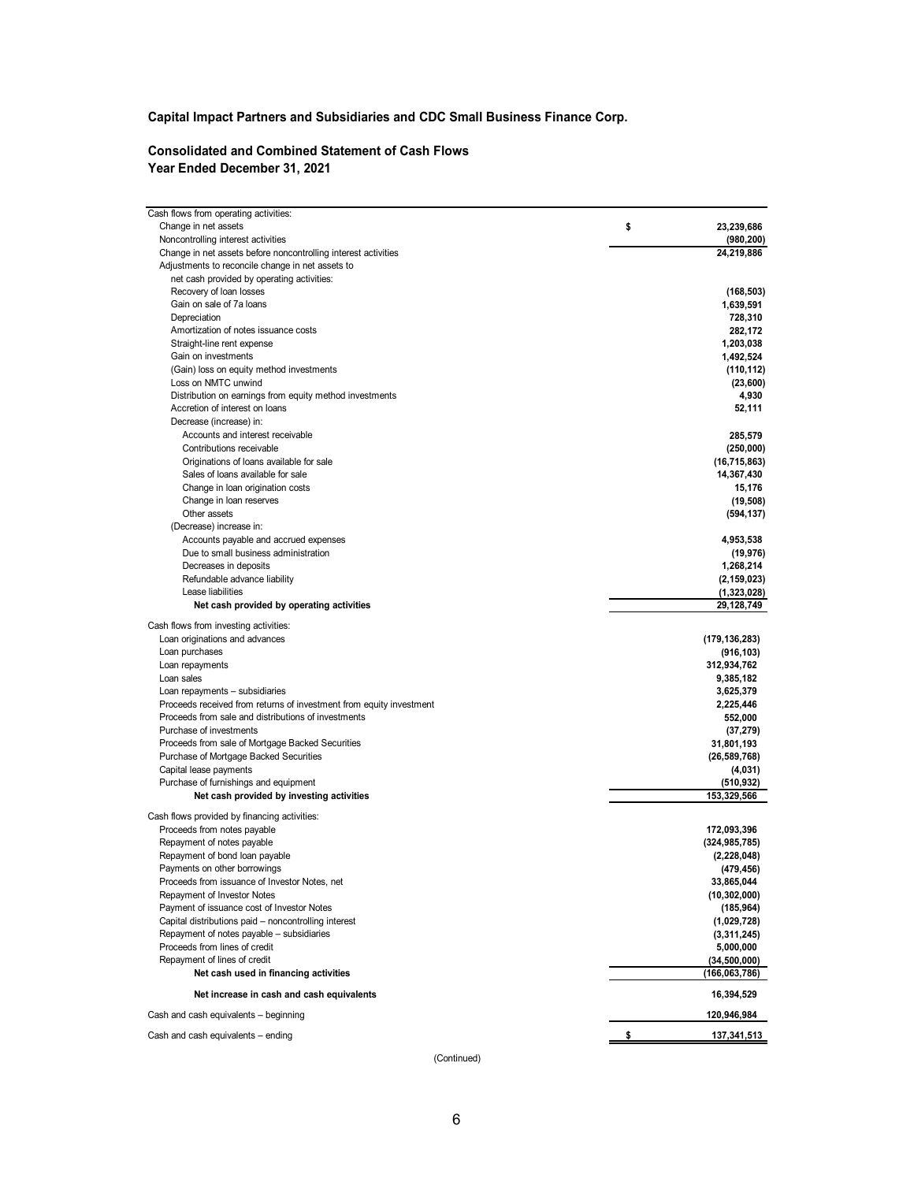**Capital Impact Partners and Subsidiaries and CDC Small Business Finance Corp.**

**Consolidated and Combined Statement of Cash Flows**
**Year Ended December 31, 2021**

| | |
|---|---|
| Cash flows from operating activities: | |
| Change in net assets | $ 23,239,686 |
| Noncontrolling interest activities | (980,200) |
| Change in net assets before noncontrolling interest activities | 24,219,886 |
| Adjustments to reconcile change in net assets to | |
| net cash provided by operating activities: | |
| Recovery of loan losses | (168,503) |
| Gain on sale of 7a loans | 1,639,591 |
| Depreciation | 728,310 |
| Amortization of notes issuance costs | 282,172 |
| Straight-line rent expense | 1,203,038 |
| Gain on investments | 1,492,524 |
| (Gain) loss on equity method investments | (110,112) |
| Loss on NMTC unwind | (23,600) |
| Distribution on earnings from equity method investments | 4,930 |
| Accretion of interest on loans | 52,111 |
| Decrease (increase) in: | |
| Accounts and interest receivable | 285,579 |
| Contributions receivable | (250,000) |
| Originations of loans available for sale | (16,715,863) |
| Sales of loans available for sale | 14,367,430 |
| Change in loan origination costs | 15,176 |
| Change in loan reserves | (19,508) |
| Other assets | (594,137) |
| (Decrease) increase in: | |
| Accounts payable and accrued expenses | 4,953,538 |
| Due to small business administration | (19,976) |
| Decreases in deposits | 1,268,214 |
| Refundable advance liability | (2,159,023) |
| Lease liabilities | (1,323,028) |
| **Net cash provided by operating activities** | **29,128,749** |
| Cash flows from investing activities: | |
| Loan originations and advances | (179,136,283) |
| Loan purchases | (916,103) |
| Loan repayments | 312,934,762 |
| Loan sales | 9,385,182 |
| Loan repayments – subsidiaries | 3,625,379 |
| Proceeds received from returns of investment from equity investment | 2,225,446 |
| Proceeds from sale and distributions of investments | 552,000 |
| Purchase of investments | (37,279) |
| Proceeds from sale of Mortgage Backed Securities | 31,801,193 |
| Purchase of Mortgage Backed Securities | (26,589,768) |
| Capital lease payments | (4,031) |
| Purchase of furnishings and equipment | (510,932) |
| **Net cash provided by investing activities** | **153,329,566** |
| Cash flows provided by financing activities: | |
| Proceeds from notes payable | 172,093,396 |
| Repayment of notes payable | (324,985,785) |
| Repayment of bond loan payable | (2,228,048) |
| Payments on other borrowings | (479,456) |
| Proceeds from issuance of Investor Notes, net | 33,865,044 |
| Repayment of Investor Notes | (10,302,000) |
| Payment of issuance cost of Investor Notes | (185,964) |
| Capital distributions paid – noncontrolling interest | (1,029,728) |
| Repayment of notes payable – subsidiaries | (3,311,245) |
| Proceeds from lines of credit | 5,000,000 |
| Repayment of lines of credit | (34,500,000) |
| **Net cash used in financing activities** | **(166,063,786)** |
| **Net increase in cash and cash equivalents** | **16,394,529** |
| Cash and cash equivalents – beginning | 120,946,984 |
| Cash and cash equivalents – ending | $ 137,341,513 |

(Continued)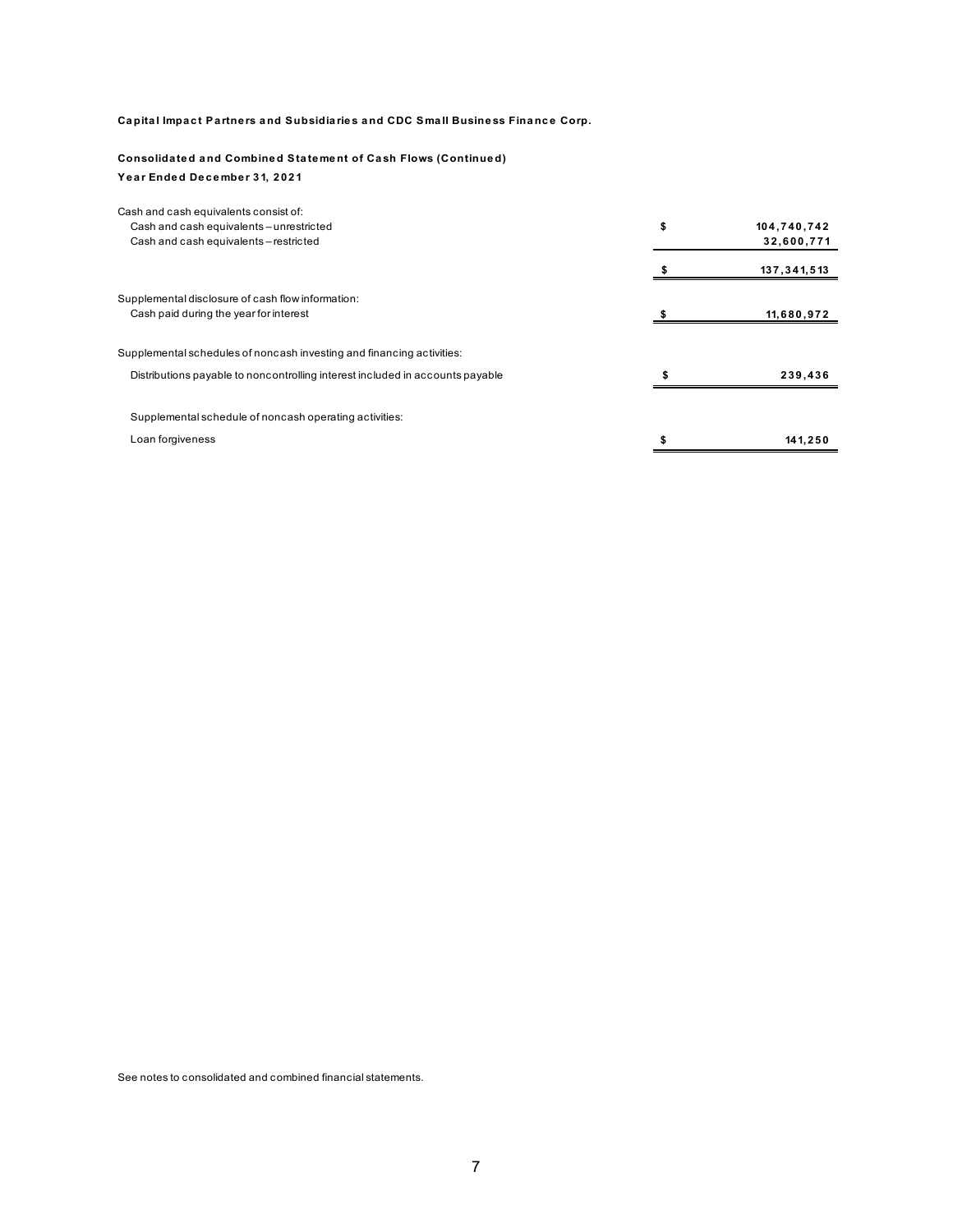**Capital Impact Partners and Subsidiaries and CDC Small Business Finance Corp.**

**Consolidated and Combined Statement of Cash Flows (Continued)**
**Year Ended December 31, 2021**

| | | |
|---|---|---|
| Cash and cash equivalents consist of: | | |
| Cash and cash equivalents – unrestricted | $ | 104,740,742 |
| Cash and cash equivalents – restricted | | 32,600,771 |
| | $ | 137,341,513 |
| Supplemental disclosure of cash flow information: | | |
| Cash paid during the year for interest | $ | 11,680,972 |
| Supplemental schedules of noncash investing and financing activities: | | |
| Distributions payable to noncontrolling interest included in accounts payable | $ | 239,436 |
| Supplemental schedule of noncash operating activities: | | |
| Loan forgiveness | $ | 141,250 |

See notes to consolidated and combined financial statements.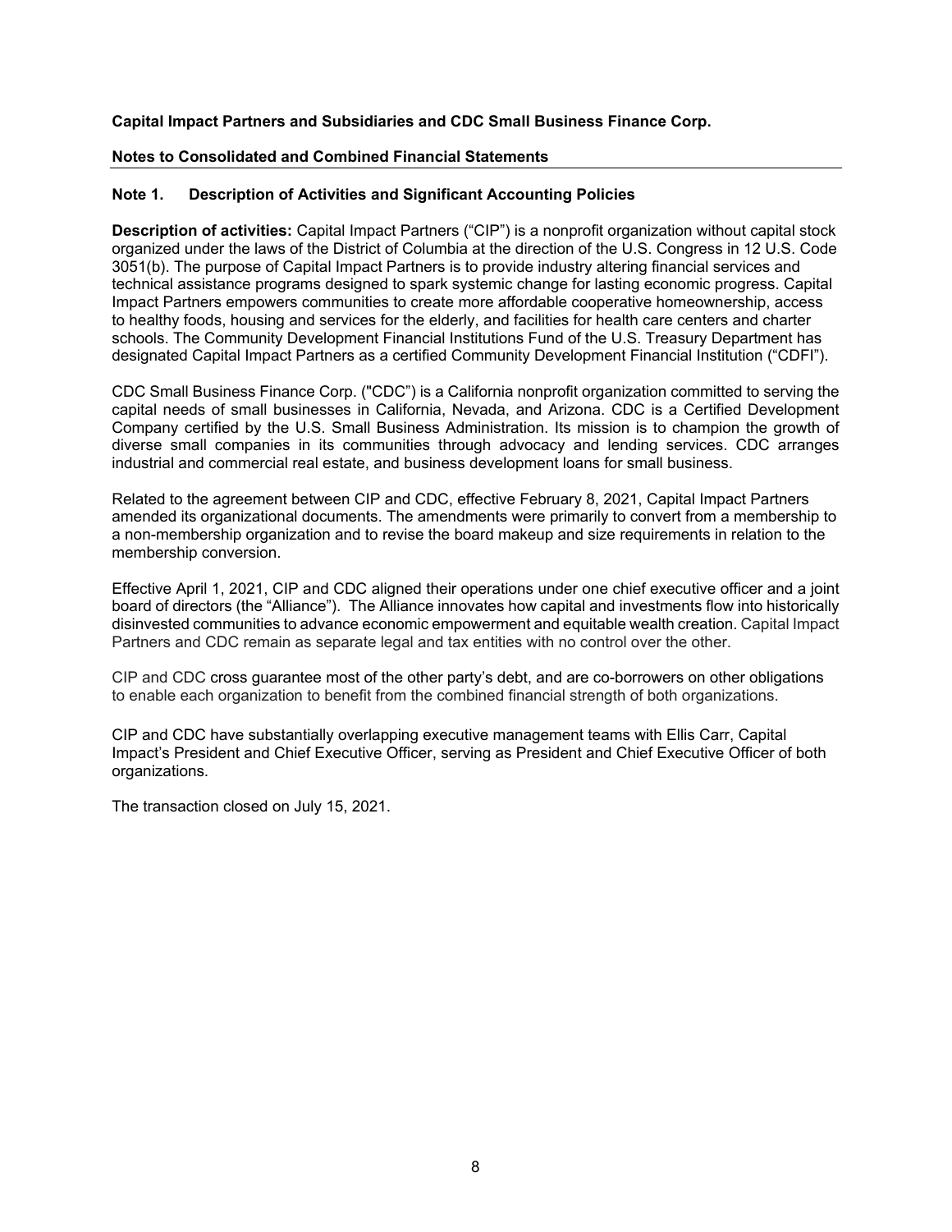**Capital Impact Partners and Subsidiaries and CDC Small Business Finance Corp.**

**Notes to Consolidated and Combined Financial Statements**

**Note 1. Description of Activities and Significant Accounting Policies**

**Description of activities:** Capital Impact Partners ("CIP") is a nonprofit organization without capital stock organized under the laws of the District of Columbia at the direction of the U.S. Congress in 12 U.S. Code 3051(b). The purpose of Capital Impact Partners is to provide industry altering financial services and technical assistance programs designed to spark systemic change for lasting economic progress. Capital Impact Partners empowers communities to create more affordable cooperative homeownership, access to healthy foods, housing and services for the elderly, and facilities for health care centers and charter schools. The Community Development Financial Institutions Fund of the U.S. Treasury Department has designated Capital Impact Partners as a certified Community Development Financial Institution ("CDFI").

CDC Small Business Finance Corp. ("CDC") is a California nonprofit organization committed to serving the capital needs of small businesses in California, Nevada, and Arizona. CDC is a Certified Development Company certified by the U.S. Small Business Administration. Its mission is to champion the growth of diverse small companies in its communities through advocacy and lending services. CDC arranges industrial and commercial real estate, and business development loans for small business.

Related to the agreement between CIP and CDC, effective February 8, 2021, Capital Impact Partners amended its organizational documents. The amendments were primarily to convert from a membership to a non-membership organization and to revise the board makeup and size requirements in relation to the membership conversion.

Effective April 1, 2021, CIP and CDC aligned their operations under one chief executive officer and a joint board of directors (the "Alliance"). The Alliance innovates how capital and investments flow into historically disinvested communities to advance economic empowerment and equitable wealth creation. Capital Impact Partners and CDC remain as separate legal and tax entities with no control over the other.

CIP and CDC cross guarantee most of the other party's debt, and are co-borrowers on other obligations to enable each organization to benefit from the combined financial strength of both organizations.

CIP and CDC have substantially overlapping executive management teams with Ellis Carr, Capital Impact's President and Chief Executive Officer, serving as President and Chief Executive Officer of both organizations.

The transaction closed on July 15, 2021.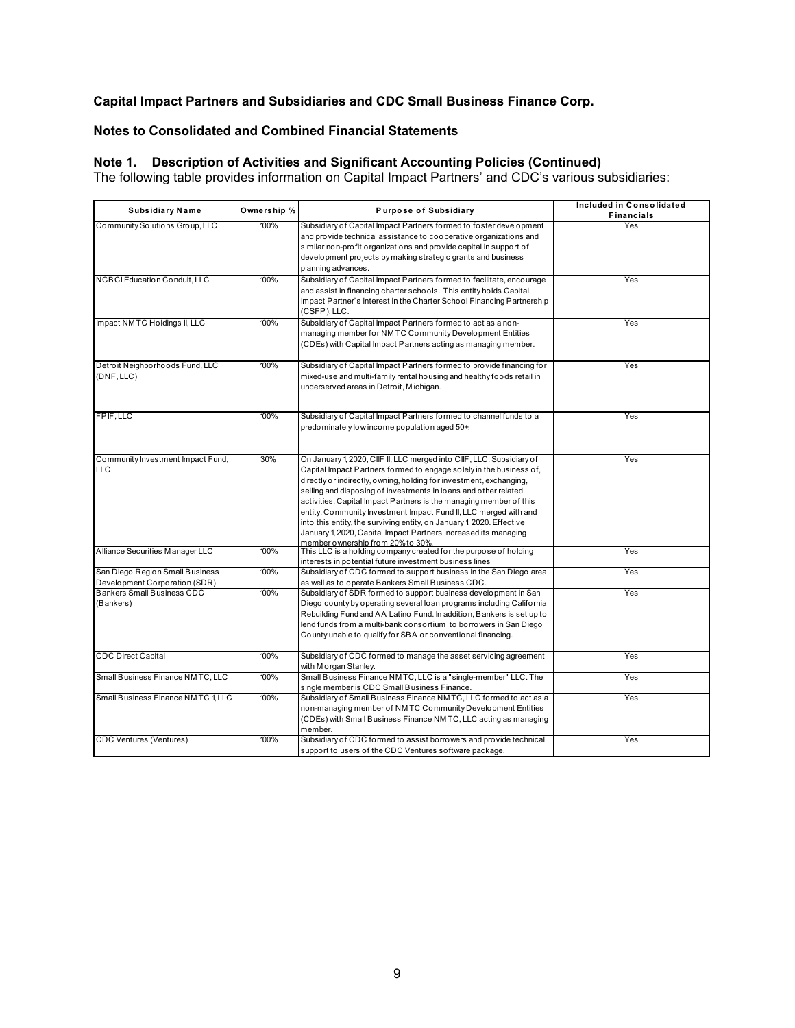**Capital Impact Partners and Subsidiaries and CDC Small Business Finance Corp.**

**Notes to Consolidated and Combined Financial Statements**

### Note 1. Description of Activities and Significant Accounting Policies (Continued)

The following table provides information on Capital Impact Partners' and CDC's various subsidiaries:

| Subsidiary Name | Ownership % | Purpose of Subsidiary | Included in Consolidated Financials |
|---|---|---|---|
| Community Solutions Group, LLC | 100% | Subsidiary of Capital Impact Partners formed to foster development and provide technical assistance to cooperative organizations and similar non-profit organizations and provide capital in support of development projects by making strategic grants and business planning advances. | Yes |
| NCBCI Education Conduit, LLC | 100% | Subsidiary of Capital Impact Partners formed to facilitate, encourage and assist in financing charter schools. This entity holds Capital Impact Partner's interest in the Charter School Financing Partnership (CSFP), LLC. | Yes |
| Impact NMTC Holdings II, LLC | 100% | Subsidiary of Capital Impact Partners formed to act as a non-managing member for NMTC Community Development Entities (CDEs) with Capital Impact Partners acting as managing member. | Yes |
| Detroit Neighborhoods Fund, LLC (DNF, LLC) | 100% | Subsidiary of Capital Impact Partners formed to provide financing for mixed-use and multi-family rental housing and healthy foods retail in underserved areas in Detroit, Michigan. | Yes |
| FPIF, LLC | 100% | Subsidiary of Capital Impact Partners formed to channel funds to a predominately low income population aged 50+. | Yes |
| Community Investment Impact Fund, LLC | 30% | On January 1, 2020, CIIF II, LLC merged into CIIF, LLC. Subsidiary of Capital Impact Partners formed to engage solely in the business of, directly or indirectly, owning, holding for investment, exchanging, selling and disposing of investments in loans and other related activities. Capital Impact Partners is the managing member of this entity. Community Investment Impact Fund II, LLC merged with and into this entity, the surviving entity, on January 1, 2020. Effective January 1, 2020, Capital Impact Partners increased its managing member ownership from 20% to 30%. | Yes |
| Alliance Securities Manager LLC | 100% | This LLC is a holding company created for the purpose of holding interests in potential future investment business lines | Yes |
| San Diego Region Small Business Development Corporation (SDR) | 100% | Subsidiary of CDC formed to support business in the San Diego area as well as to operate Bankers Small Business CDC. | Yes |
| Bankers Small Business CDC (Bankers) | 100% | Subsidiary of SDR formed to support business development in San Diego county by operating several loan programs including California Rebuilding Fund and AA Latino Fund. In addition, Bankers is set up to lend funds from a multi-bank consortium to borrowers in San Diego County unable to qualify for SBA or conventional financing. | Yes |
| CDC Direct Capital | 100% | Subsidiary of CDC formed to manage the asset servicing agreement with Morgan Stanley. | Yes |
| Small Business Finance NMTC, LLC | 100% | Small Business Finance NMTC, LLC is a "single-member" LLC. The single member is CDC Small Business Finance. | Yes |
| Small Business Finance NMTC 1, LLC | 100% | Subsidiary of Small Business Finance NMTC, LLC formed to act as a non-managing member of NMTC Community Development Entities (CDEs) with Small Business Finance NMTC, LLC acting as managing member. | Yes |
| CDC Ventures (Ventures) | 100% | Subsidiary of CDC formed to assist borrowers and provide technical support to users of the CDC Ventures software package. | Yes |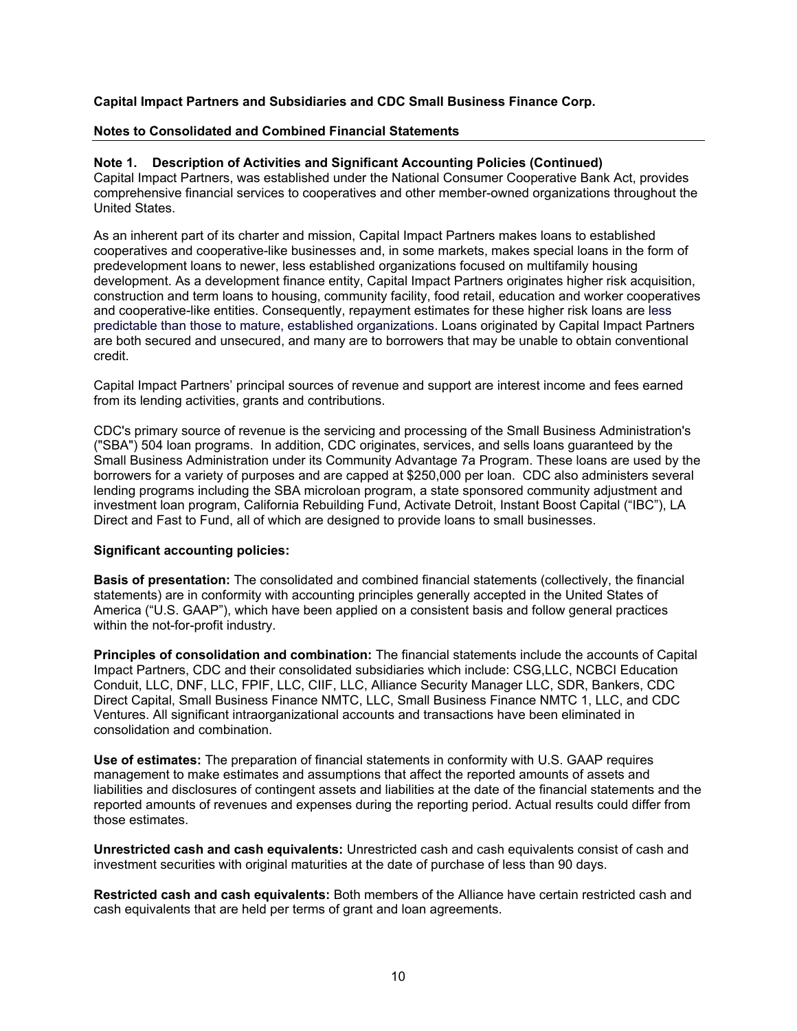**Capital Impact Partners and Subsidiaries and CDC Small Business Finance Corp.**

**Notes to Consolidated and Combined Financial Statements**

**Note 1. Description of Activities and Significant Accounting Policies (Continued)**

Capital Impact Partners, was established under the National Consumer Cooperative Bank Act, provides comprehensive financial services to cooperatives and other member-owned organizations throughout the United States.

As an inherent part of its charter and mission, Capital Impact Partners makes loans to established cooperatives and cooperative-like businesses and, in some markets, makes special loans in the form of predevelopment loans to newer, less established organizations focused on multifamily housing development. As a development finance entity, Capital Impact Partners originates higher risk acquisition, construction and term loans to housing, community facility, food retail, education and worker cooperatives and cooperative-like entities. Consequently, repayment estimates for these higher risk loans are less predictable than those to mature, established organizations. Loans originated by Capital Impact Partners are both secured and unsecured, and many are to borrowers that may be unable to obtain conventional credit.

Capital Impact Partners' principal sources of revenue and support are interest income and fees earned from its lending activities, grants and contributions.

CDC's primary source of revenue is the servicing and processing of the Small Business Administration's ("SBA") 504 loan programs. In addition, CDC originates, services, and sells loans guaranteed by the Small Business Administration under its Community Advantage 7a Program. These loans are used by the borrowers for a variety of purposes and are capped at $250,000 per loan. CDC also administers several lending programs including the SBA microloan program, a state sponsored community adjustment and investment loan program, California Rebuilding Fund, Activate Detroit, Instant Boost Capital ("IBC"), LA Direct and Fast to Fund, all of which are designed to provide loans to small businesses.

**Significant accounting policies:**

**Basis of presentation:** The consolidated and combined financial statements (collectively, the financial statements) are in conformity with accounting principles generally accepted in the United States of America ("U.S. GAAP"), which have been applied on a consistent basis and follow general practices within the not-for-profit industry.

**Principles of consolidation and combination:** The financial statements include the accounts of Capital Impact Partners, CDC and their consolidated subsidiaries which include: CSG,LLC, NCBCI Education Conduit, LLC, DNF, LLC, FPIF, LLC, CIIF, LLC, Alliance Security Manager LLC, SDR, Bankers, CDC Direct Capital, Small Business Finance NMTC, LLC, Small Business Finance NMTC 1, LLC, and CDC Ventures. All significant intraorganizational accounts and transactions have been eliminated in consolidation and combination.

**Use of estimates:** The preparation of financial statements in conformity with U.S. GAAP requires management to make estimates and assumptions that affect the reported amounts of assets and liabilities and disclosures of contingent assets and liabilities at the date of the financial statements and the reported amounts of revenues and expenses during the reporting period. Actual results could differ from those estimates.

**Unrestricted cash and cash equivalents:** Unrestricted cash and cash equivalents consist of cash and investment securities with original maturities at the date of purchase of less than 90 days.

**Restricted cash and cash equivalents:** Both members of the Alliance have certain restricted cash and cash equivalents that are held per terms of grant and loan agreements.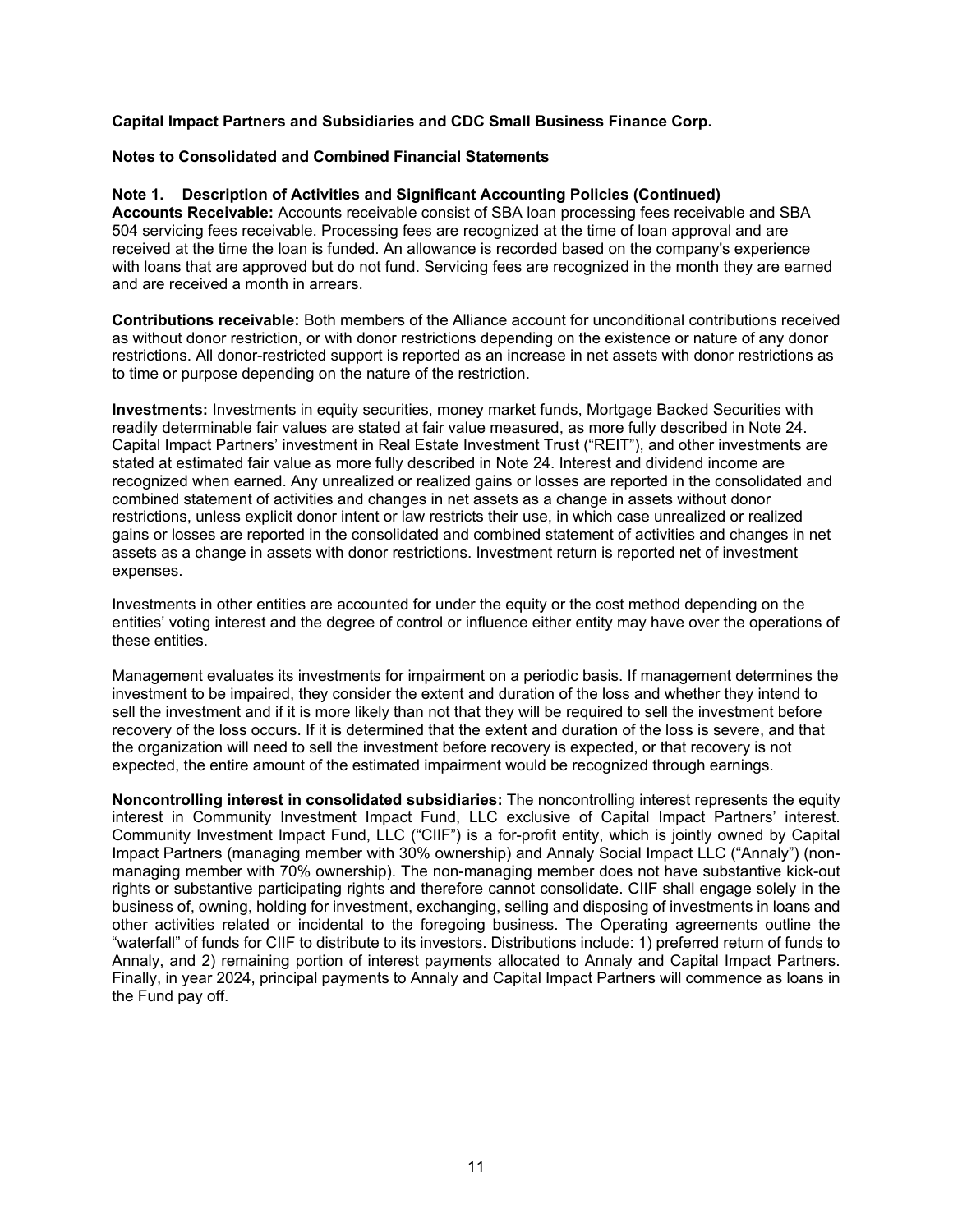**Capital Impact Partners and Subsidiaries and CDC Small Business Finance Corp.**

**Notes to Consolidated and Combined Financial Statements**

**Note 1. Description of Activities and Significant Accounting Policies (Continued)**

**Accounts Receivable:** Accounts receivable consist of SBA loan processing fees receivable and SBA 504 servicing fees receivable. Processing fees are recognized at the time of loan approval and are received at the time the loan is funded. An allowance is recorded based on the company's experience with loans that are approved but do not fund. Servicing fees are recognized in the month they are earned and are received a month in arrears.

**Contributions receivable:** Both members of the Alliance account for unconditional contributions received as without donor restriction, or with donor restrictions depending on the existence or nature of any donor restrictions. All donor-restricted support is reported as an increase in net assets with donor restrictions as to time or purpose depending on the nature of the restriction.

**Investments:** Investments in equity securities, money market funds, Mortgage Backed Securities with readily determinable fair values are stated at fair value measured, as more fully described in Note 24. Capital Impact Partners' investment in Real Estate Investment Trust ("REIT"), and other investments are stated at estimated fair value as more fully described in Note 24. Interest and dividend income are recognized when earned. Any unrealized or realized gains or losses are reported in the consolidated and combined statement of activities and changes in net assets as a change in assets without donor restrictions, unless explicit donor intent or law restricts their use, in which case unrealized or realized gains or losses are reported in the consolidated and combined statement of activities and changes in net assets as a change in assets with donor restrictions. Investment return is reported net of investment expenses.

Investments in other entities are accounted for under the equity or the cost method depending on the entities' voting interest and the degree of control or influence either entity may have over the operations of these entities.

Management evaluates its investments for impairment on a periodic basis. If management determines the investment to be impaired, they consider the extent and duration of the loss and whether they intend to sell the investment and if it is more likely than not that they will be required to sell the investment before recovery of the loss occurs. If it is determined that the extent and duration of the loss is severe, and that the organization will need to sell the investment before recovery is expected, or that recovery is not expected, the entire amount of the estimated impairment would be recognized through earnings.

**Noncontrolling interest in consolidated subsidiaries:** The noncontrolling interest represents the equity interest in Community Investment Impact Fund, LLC exclusive of Capital Impact Partners' interest. Community Investment Impact Fund, LLC ("CIIF") is a for-profit entity, which is jointly owned by Capital Impact Partners (managing member with 30% ownership) and Annaly Social Impact LLC ("Annaly") (non-managing member with 70% ownership). The non-managing member does not have substantive kick-out rights or substantive participating rights and therefore cannot consolidate. CIIF shall engage solely in the business of, owning, holding for investment, exchanging, selling and disposing of investments in loans and other activities related or incidental to the foregoing business. The Operating agreements outline the "waterfall" of funds for CIIF to distribute to its investors. Distributions include: 1) preferred return of funds to Annaly, and 2) remaining portion of interest payments allocated to Annaly and Capital Impact Partners. Finally, in year 2024, principal payments to Annaly and Capital Impact Partners will commence as loans in the Fund pay off.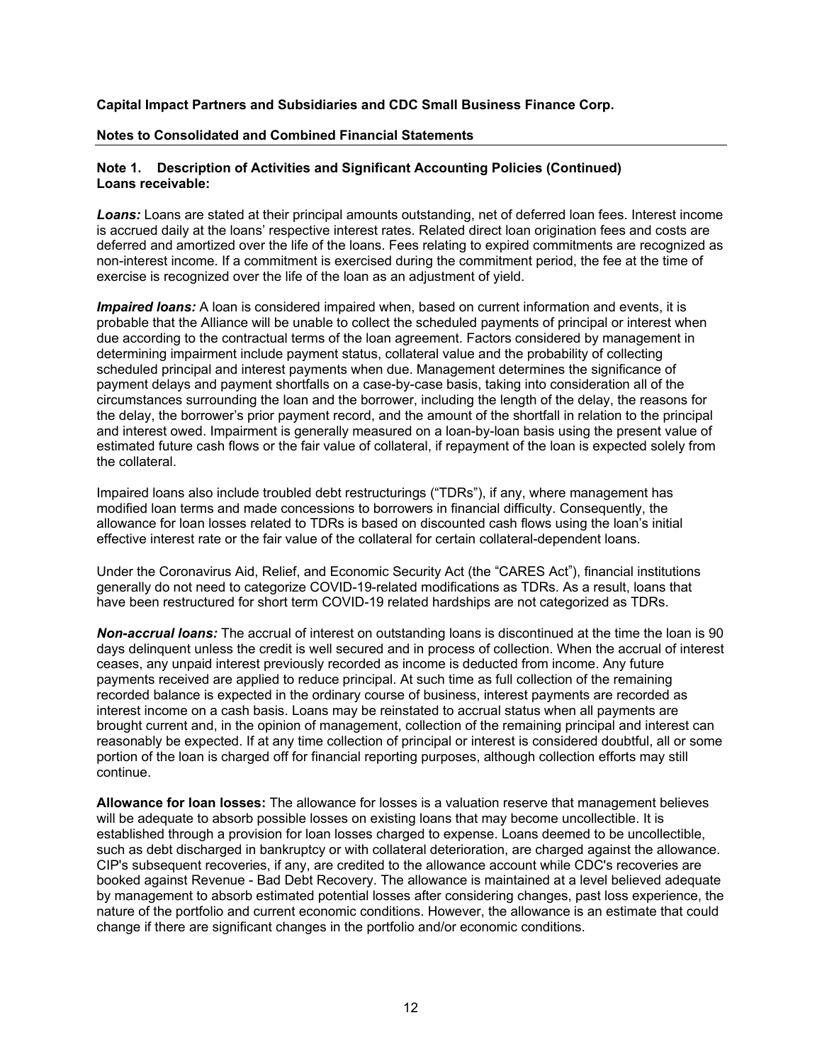**Capital Impact Partners and Subsidiaries and CDC Small Business Finance Corp.**

**Notes to Consolidated and Combined Financial Statements**

**Note 1. Description of Activities and Significant Accounting Policies (Continued)**
**Loans receivable:**

***Loans:*** Loans are stated at their principal amounts outstanding, net of deferred loan fees. Interest income is accrued daily at the loans' respective interest rates. Related direct loan origination fees and costs are deferred and amortized over the life of the loans. Fees relating to expired commitments are recognized as non-interest income. If a commitment is exercised during the commitment period, the fee at the time of exercise is recognized over the life of the loan as an adjustment of yield.

***Impaired loans:*** A loan is considered impaired when, based on current information and events, it is probable that the Alliance will be unable to collect the scheduled payments of principal or interest when due according to the contractual terms of the loan agreement. Factors considered by management in determining impairment include payment status, collateral value and the probability of collecting scheduled principal and interest payments when due. Management determines the significance of payment delays and payment shortfalls on a case-by-case basis, taking into consideration all of the circumstances surrounding the loan and the borrower, including the length of the delay, the reasons for the delay, the borrower's prior payment record, and the amount of the shortfall in relation to the principal and interest owed. Impairment is generally measured on a loan-by-loan basis using the present value of estimated future cash flows or the fair value of collateral, if repayment of the loan is expected solely from the collateral.

Impaired loans also include troubled debt restructurings ("TDRs"), if any, where management has modified loan terms and made concessions to borrowers in financial difficulty. Consequently, the allowance for loan losses related to TDRs is based on discounted cash flows using the loan's initial effective interest rate or the fair value of the collateral for certain collateral-dependent loans.

Under the Coronavirus Aid, Relief, and Economic Security Act (the "CARES Act"), financial institutions generally do not need to categorize COVID-19-related modifications as TDRs. As a result, loans that have been restructured for short term COVID-19 related hardships are not categorized as TDRs.

***Non-accrual loans:*** The accrual of interest on outstanding loans is discontinued at the time the loan is 90 days delinquent unless the credit is well secured and in process of collection. When the accrual of interest ceases, any unpaid interest previously recorded as income is deducted from income. Any future payments received are applied to reduce principal. At such time as full collection of the remaining recorded balance is expected in the ordinary course of business, interest payments are recorded as interest income on a cash basis. Loans may be reinstated to accrual status when all payments are brought current and, in the opinion of management, collection of the remaining principal and interest can reasonably be expected. If at any time collection of principal or interest is considered doubtful, all or some portion of the loan is charged off for financial reporting purposes, although collection efforts may still continue.

**Allowance for loan losses:** The allowance for losses is a valuation reserve that management believes will be adequate to absorb possible losses on existing loans that may become uncollectible. It is established through a provision for loan losses charged to expense. Loans deemed to be uncollectible, such as debt discharged in bankruptcy or with collateral deterioration, are charged against the allowance. CIP's subsequent recoveries, if any, are credited to the allowance account while CDC's recoveries are booked against Revenue - Bad Debt Recovery. The allowance is maintained at a level believed adequate by management to absorb estimated potential losses after considering changes, past loss experience, the nature of the portfolio and current economic conditions. However, the allowance is an estimate that could change if there are significant changes in the portfolio and/or economic conditions.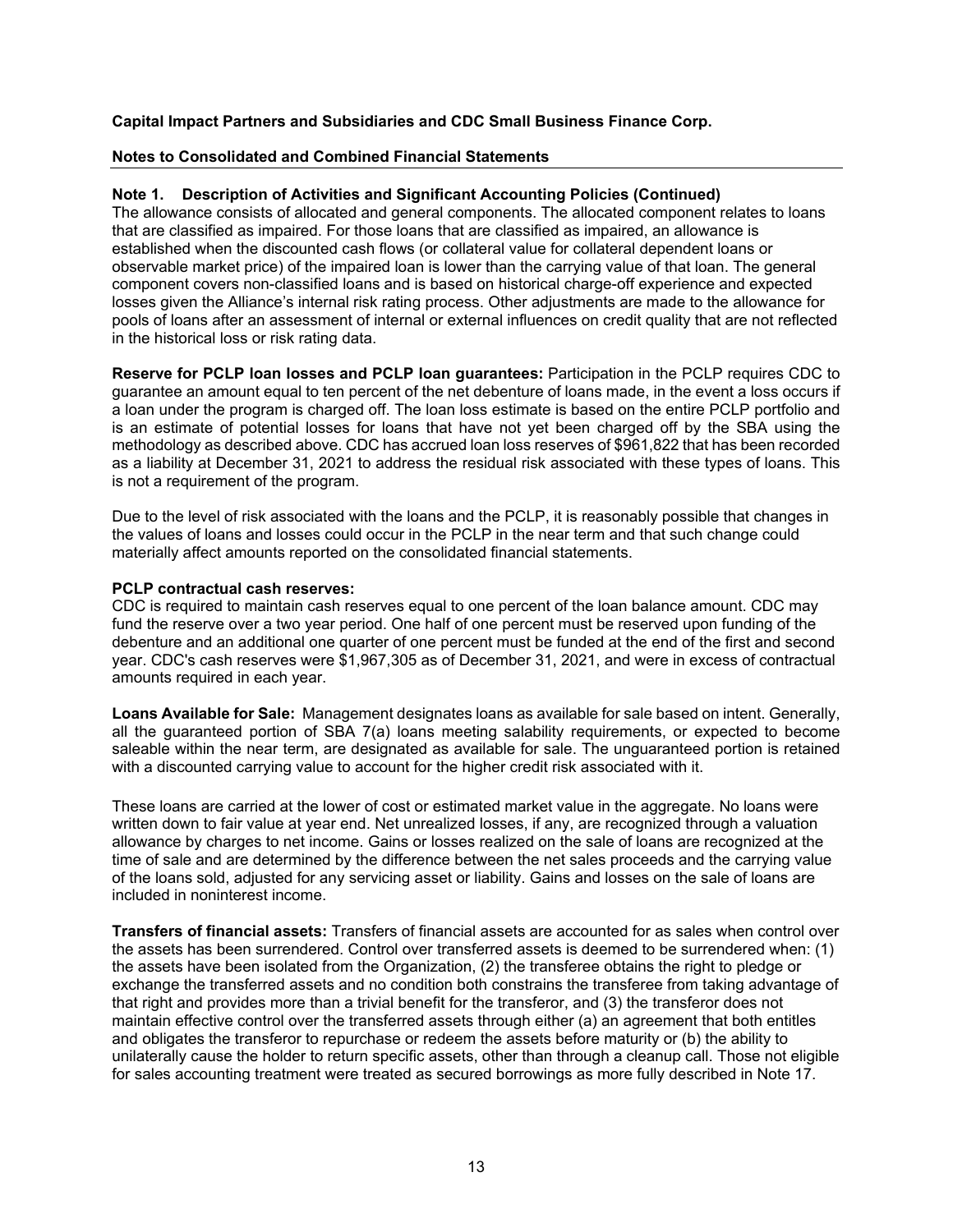**Capital Impact Partners and Subsidiaries and CDC Small Business Finance Corp.**

**Notes to Consolidated and Combined Financial Statements**

**Note 1. Description of Activities and Significant Accounting Policies (Continued)**

The allowance consists of allocated and general components. The allocated component relates to loans that are classified as impaired. For those loans that are classified as impaired, an allowance is established when the discounted cash flows (or collateral value for collateral dependent loans or observable market price) of the impaired loan is lower than the carrying value of that loan. The general component covers non-classified loans and is based on historical charge-off experience and expected losses given the Alliance's internal risk rating process. Other adjustments are made to the allowance for pools of loans after an assessment of internal or external influences on credit quality that are not reflected in the historical loss or risk rating data.

**Reserve for PCLP loan losses and PCLP loan guarantees:** Participation in the PCLP requires CDC to guarantee an amount equal to ten percent of the net debenture of loans made, in the event a loss occurs if a loan under the program is charged off. The loan loss estimate is based on the entire PCLP portfolio and is an estimate of potential losses for loans that have not yet been charged off by the SBA using the methodology as described above. CDC has accrued loan loss reserves of $961,822 that has been recorded as a liability at December 31, 2021 to address the residual risk associated with these types of loans. This is not a requirement of the program.

Due to the level of risk associated with the loans and the PCLP, it is reasonably possible that changes in the values of loans and losses could occur in the PCLP in the near term and that such change could materially affect amounts reported on the consolidated financial statements.

**PCLP contractual cash reserves:**

CDC is required to maintain cash reserves equal to one percent of the loan balance amount. CDC may fund the reserve over a two year period. One half of one percent must be reserved upon funding of the debenture and an additional one quarter of one percent must be funded at the end of the first and second year. CDC's cash reserves were $1,967,305 as of December 31, 2021, and were in excess of contractual amounts required in each year.

**Loans Available for Sale:** Management designates loans as available for sale based on intent. Generally, all the guaranteed portion of SBA 7(a) loans meeting salability requirements, or expected to become saleable within the near term, are designated as available for sale. The unguaranteed portion is retained with a discounted carrying value to account for the higher credit risk associated with it.

These loans are carried at the lower of cost or estimated market value in the aggregate. No loans were written down to fair value at year end. Net unrealized losses, if any, are recognized through a valuation allowance by charges to net income. Gains or losses realized on the sale of loans are recognized at the time of sale and are determined by the difference between the net sales proceeds and the carrying value of the loans sold, adjusted for any servicing asset or liability. Gains and losses on the sale of loans are included in noninterest income.

**Transfers of financial assets:** Transfers of financial assets are accounted for as sales when control over the assets has been surrendered. Control over transferred assets is deemed to be surrendered when: (1) the assets have been isolated from the Organization, (2) the transferee obtains the right to pledge or exchange the transferred assets and no condition both constrains the transferee from taking advantage of that right and provides more than a trivial benefit for the transferor, and (3) the transferor does not maintain effective control over the transferred assets through either (a) an agreement that both entitles and obligates the transferor to repurchase or redeem the assets before maturity or (b) the ability to unilaterally cause the holder to return specific assets, other than through a cleanup call. Those not eligible for sales accounting treatment were treated as secured borrowings as more fully described in Note 17.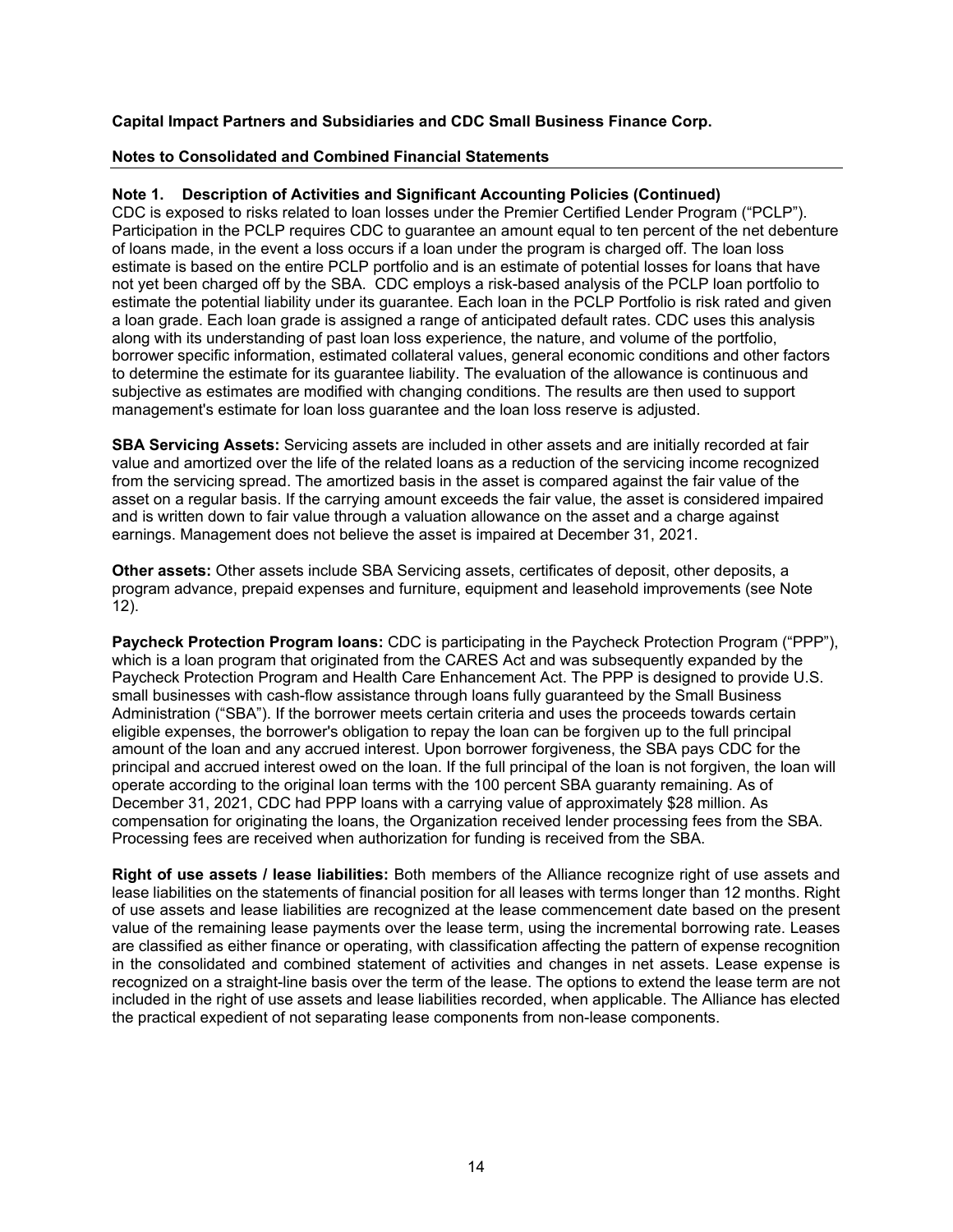**Capital Impact Partners and Subsidiaries and CDC Small Business Finance Corp.**

**Notes to Consolidated and Combined Financial Statements**

**Note 1. Description of Activities and Significant Accounting Policies (Continued)**

CDC is exposed to risks related to loan losses under the Premier Certified Lender Program ("PCLP"). Participation in the PCLP requires CDC to guarantee an amount equal to ten percent of the net debenture of loans made, in the event a loss occurs if a loan under the program is charged off. The loan loss estimate is based on the entire PCLP portfolio and is an estimate of potential losses for loans that have not yet been charged off by the SBA. CDC employs a risk-based analysis of the PCLP loan portfolio to estimate the potential liability under its guarantee. Each loan in the PCLP Portfolio is risk rated and given a loan grade. Each loan grade is assigned a range of anticipated default rates. CDC uses this analysis along with its understanding of past loan loss experience, the nature, and volume of the portfolio, borrower specific information, estimated collateral values, general economic conditions and other factors to determine the estimate for its guarantee liability. The evaluation of the allowance is continuous and subjective as estimates are modified with changing conditions. The results are then used to support management's estimate for loan loss guarantee and the loan loss reserve is adjusted.

**SBA Servicing Assets:** Servicing assets are included in other assets and are initially recorded at fair value and amortized over the life of the related loans as a reduction of the servicing income recognized from the servicing spread. The amortized basis in the asset is compared against the fair value of the asset on a regular basis. If the carrying amount exceeds the fair value, the asset is considered impaired and is written down to fair value through a valuation allowance on the asset and a charge against earnings. Management does not believe the asset is impaired at December 31, 2021.

**Other assets:** Other assets include SBA Servicing assets, certificates of deposit, other deposits, a program advance, prepaid expenses and furniture, equipment and leasehold improvements (see Note 12).

**Paycheck Protection Program loans:** CDC is participating in the Paycheck Protection Program ("PPP"), which is a loan program that originated from the CARES Act and was subsequently expanded by the Paycheck Protection Program and Health Care Enhancement Act. The PPP is designed to provide U.S. small businesses with cash-flow assistance through loans fully guaranteed by the Small Business Administration ("SBA"). If the borrower meets certain criteria and uses the proceeds towards certain eligible expenses, the borrower's obligation to repay the loan can be forgiven up to the full principal amount of the loan and any accrued interest. Upon borrower forgiveness, the SBA pays CDC for the principal and accrued interest owed on the loan. If the full principal of the loan is not forgiven, the loan will operate according to the original loan terms with the 100 percent SBA guaranty remaining. As of December 31, 2021, CDC had PPP loans with a carrying value of approximately $28 million. As compensation for originating the loans, the Organization received lender processing fees from the SBA. Processing fees are received when authorization for funding is received from the SBA.

**Right of use assets / lease liabilities:** Both members of the Alliance recognize right of use assets and lease liabilities on the statements of financial position for all leases with terms longer than 12 months. Right of use assets and lease liabilities are recognized at the lease commencement date based on the present value of the remaining lease payments over the lease term, using the incremental borrowing rate. Leases are classified as either finance or operating, with classification affecting the pattern of expense recognition in the consolidated and combined statement of activities and changes in net assets. Lease expense is recognized on a straight-line basis over the term of the lease. The options to extend the lease term are not included in the right of use assets and lease liabilities recorded, when applicable. The Alliance has elected the practical expedient of not separating lease components from non-lease components.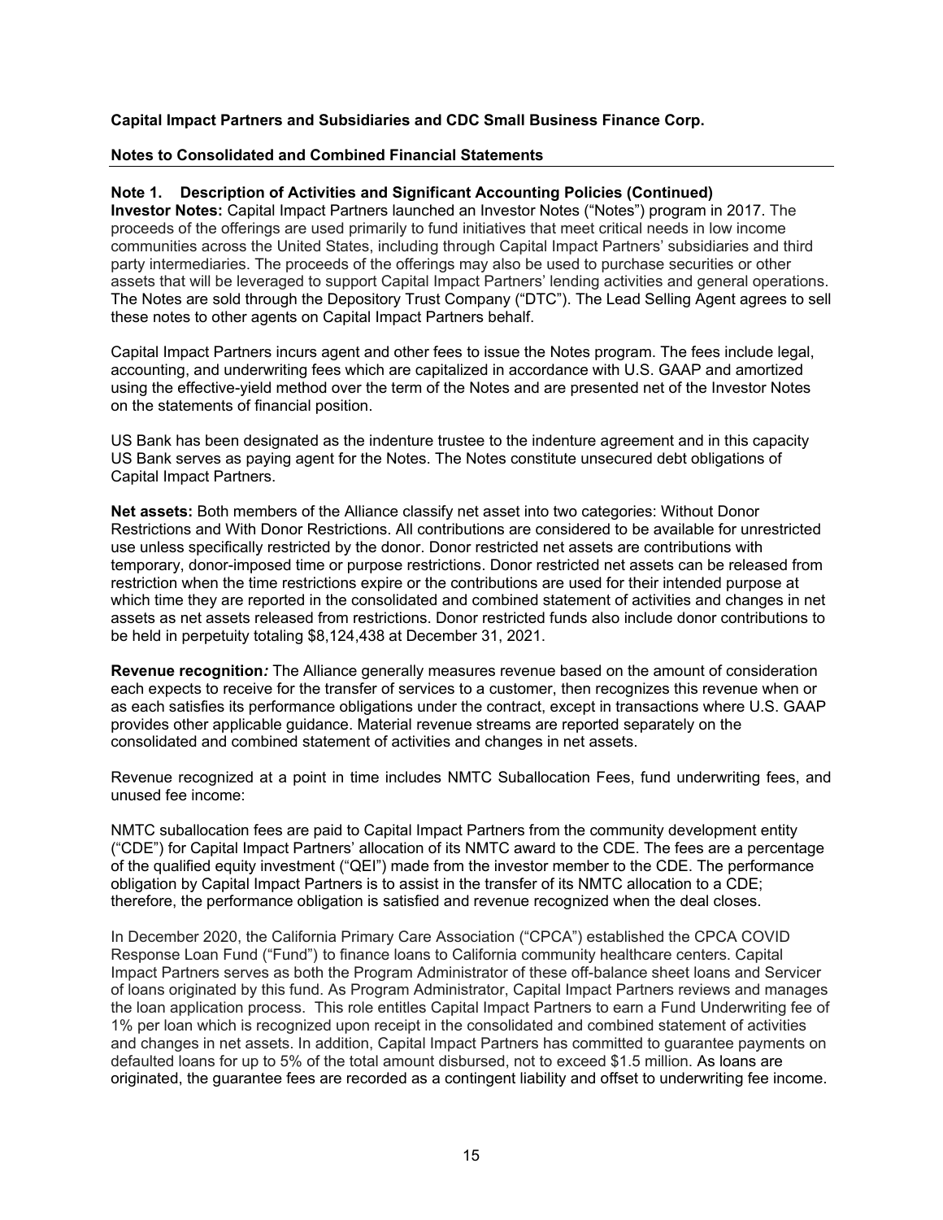**Capital Impact Partners and Subsidiaries and CDC Small Business Finance Corp.**

**Notes to Consolidated and Combined Financial Statements**

**Note 1. Description of Activities and Significant Accounting Policies (Continued)**

**Investor Notes:** Capital Impact Partners launched an Investor Notes ("Notes") program in 2017. The proceeds of the offerings are used primarily to fund initiatives that meet critical needs in low income communities across the United States, including through Capital Impact Partners' subsidiaries and third party intermediaries. The proceeds of the offerings may also be used to purchase securities or other assets that will be leveraged to support Capital Impact Partners' lending activities and general operations. The Notes are sold through the Depository Trust Company ("DTC"). The Lead Selling Agent agrees to sell these notes to other agents on Capital Impact Partners behalf.

Capital Impact Partners incurs agent and other fees to issue the Notes program. The fees include legal, accounting, and underwriting fees which are capitalized in accordance with U.S. GAAP and amortized using the effective-yield method over the term of the Notes and are presented net of the Investor Notes on the statements of financial position.

US Bank has been designated as the indenture trustee to the indenture agreement and in this capacity US Bank serves as paying agent for the Notes. The Notes constitute unsecured debt obligations of Capital Impact Partners.

**Net assets:** Both members of the Alliance classify net asset into two categories: Without Donor Restrictions and With Donor Restrictions. All contributions are considered to be available for unrestricted use unless specifically restricted by the donor. Donor restricted net assets are contributions with temporary, donor-imposed time or purpose restrictions. Donor restricted net assets can be released from restriction when the time restrictions expire or the contributions are used for their intended purpose at which time they are reported in the consolidated and combined statement of activities and changes in net assets as net assets released from restrictions. Donor restricted funds also include donor contributions to be held in perpetuity totaling $8,124,438 at December 31, 2021.

**Revenue recognition*:*** The Alliance generally measures revenue based on the amount of consideration each expects to receive for the transfer of services to a customer, then recognizes this revenue when or as each satisfies its performance obligations under the contract, except in transactions where U.S. GAAP provides other applicable guidance. Material revenue streams are reported separately on the consolidated and combined statement of activities and changes in net assets.

Revenue recognized at a point in time includes NMTC Suballocation Fees, fund underwriting fees, and unused fee income:

NMTC suballocation fees are paid to Capital Impact Partners from the community development entity ("CDE") for Capital Impact Partners' allocation of its NMTC award to the CDE. The fees are a percentage of the qualified equity investment ("QEI") made from the investor member to the CDE. The performance obligation by Capital Impact Partners is to assist in the transfer of its NMTC allocation to a CDE; therefore, the performance obligation is satisfied and revenue recognized when the deal closes.

In December 2020, the California Primary Care Association ("CPCA") established the CPCA COVID Response Loan Fund ("Fund") to finance loans to California community healthcare centers. Capital Impact Partners serves as both the Program Administrator of these off-balance sheet loans and Servicer of loans originated by this fund. As Program Administrator, Capital Impact Partners reviews and manages the loan application process. This role entitles Capital Impact Partners to earn a Fund Underwriting fee of 1% per loan which is recognized upon receipt in the consolidated and combined statement of activities and changes in net assets. In addition, Capital Impact Partners has committed to guarantee payments on defaulted loans for up to 5% of the total amount disbursed, not to exceed $1.5 million. As loans are originated, the guarantee fees are recorded as a contingent liability and offset to underwriting fee income.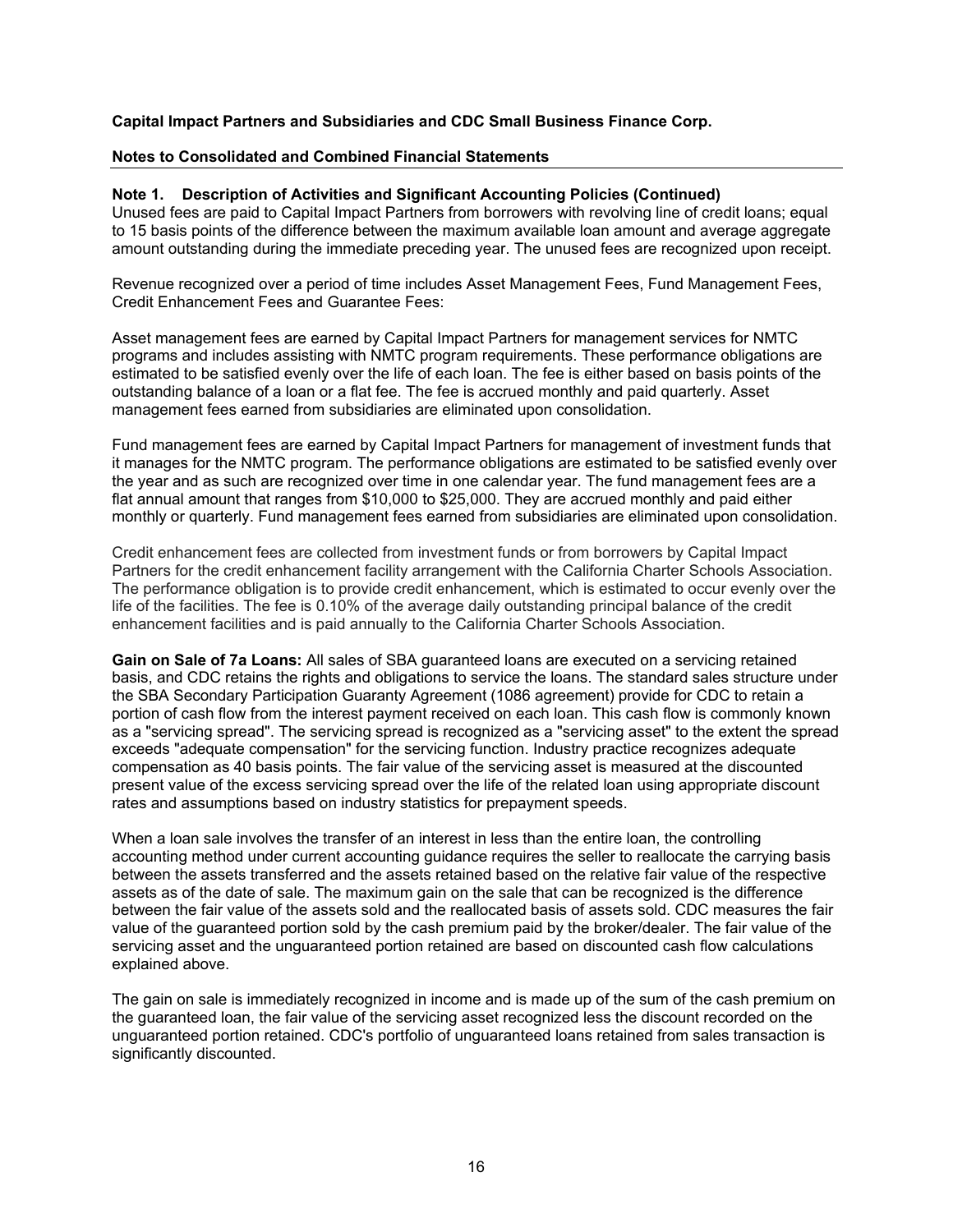**Capital Impact Partners and Subsidiaries and CDC Small Business Finance Corp.**

**Notes to Consolidated and Combined Financial Statements**

**Note 1. Description of Activities and Significant Accounting Policies (Continued)**

Unused fees are paid to Capital Impact Partners from borrowers with revolving line of credit loans; equal to 15 basis points of the difference between the maximum available loan amount and average aggregate amount outstanding during the immediate preceding year. The unused fees are recognized upon receipt.

Revenue recognized over a period of time includes Asset Management Fees, Fund Management Fees, Credit Enhancement Fees and Guarantee Fees:

Asset management fees are earned by Capital Impact Partners for management services for NMTC programs and includes assisting with NMTC program requirements. These performance obligations are estimated to be satisfied evenly over the life of each loan. The fee is either based on basis points of the outstanding balance of a loan or a flat fee. The fee is accrued monthly and paid quarterly. Asset management fees earned from subsidiaries are eliminated upon consolidation.

Fund management fees are earned by Capital Impact Partners for management of investment funds that it manages for the NMTC program. The performance obligations are estimated to be satisfied evenly over the year and as such are recognized over time in one calendar year. The fund management fees are a flat annual amount that ranges from $10,000 to $25,000. They are accrued monthly and paid either monthly or quarterly. Fund management fees earned from subsidiaries are eliminated upon consolidation.

Credit enhancement fees are collected from investment funds or from borrowers by Capital Impact Partners for the credit enhancement facility arrangement with the California Charter Schools Association. The performance obligation is to provide credit enhancement, which is estimated to occur evenly over the life of the facilities. The fee is 0.10% of the average daily outstanding principal balance of the credit enhancement facilities and is paid annually to the California Charter Schools Association.

**Gain on Sale of 7a Loans:** All sales of SBA guaranteed loans are executed on a servicing retained basis, and CDC retains the rights and obligations to service the loans. The standard sales structure under the SBA Secondary Participation Guaranty Agreement (1086 agreement) provide for CDC to retain a portion of cash flow from the interest payment received on each loan. This cash flow is commonly known as a "servicing spread". The servicing spread is recognized as a "servicing asset" to the extent the spread exceeds "adequate compensation" for the servicing function. Industry practice recognizes adequate compensation as 40 basis points. The fair value of the servicing asset is measured at the discounted present value of the excess servicing spread over the life of the related loan using appropriate discount rates and assumptions based on industry statistics for prepayment speeds.

When a loan sale involves the transfer of an interest in less than the entire loan, the controlling accounting method under current accounting guidance requires the seller to reallocate the carrying basis between the assets transferred and the assets retained based on the relative fair value of the respective assets as of the date of sale. The maximum gain on the sale that can be recognized is the difference between the fair value of the assets sold and the reallocated basis of assets sold. CDC measures the fair value of the guaranteed portion sold by the cash premium paid by the broker/dealer. The fair value of the servicing asset and the unguaranteed portion retained are based on discounted cash flow calculations explained above.

The gain on sale is immediately recognized in income and is made up of the sum of the cash premium on the guaranteed loan, the fair value of the servicing asset recognized less the discount recorded on the unguaranteed portion retained. CDC's portfolio of unguaranteed loans retained from sales transaction is significantly discounted.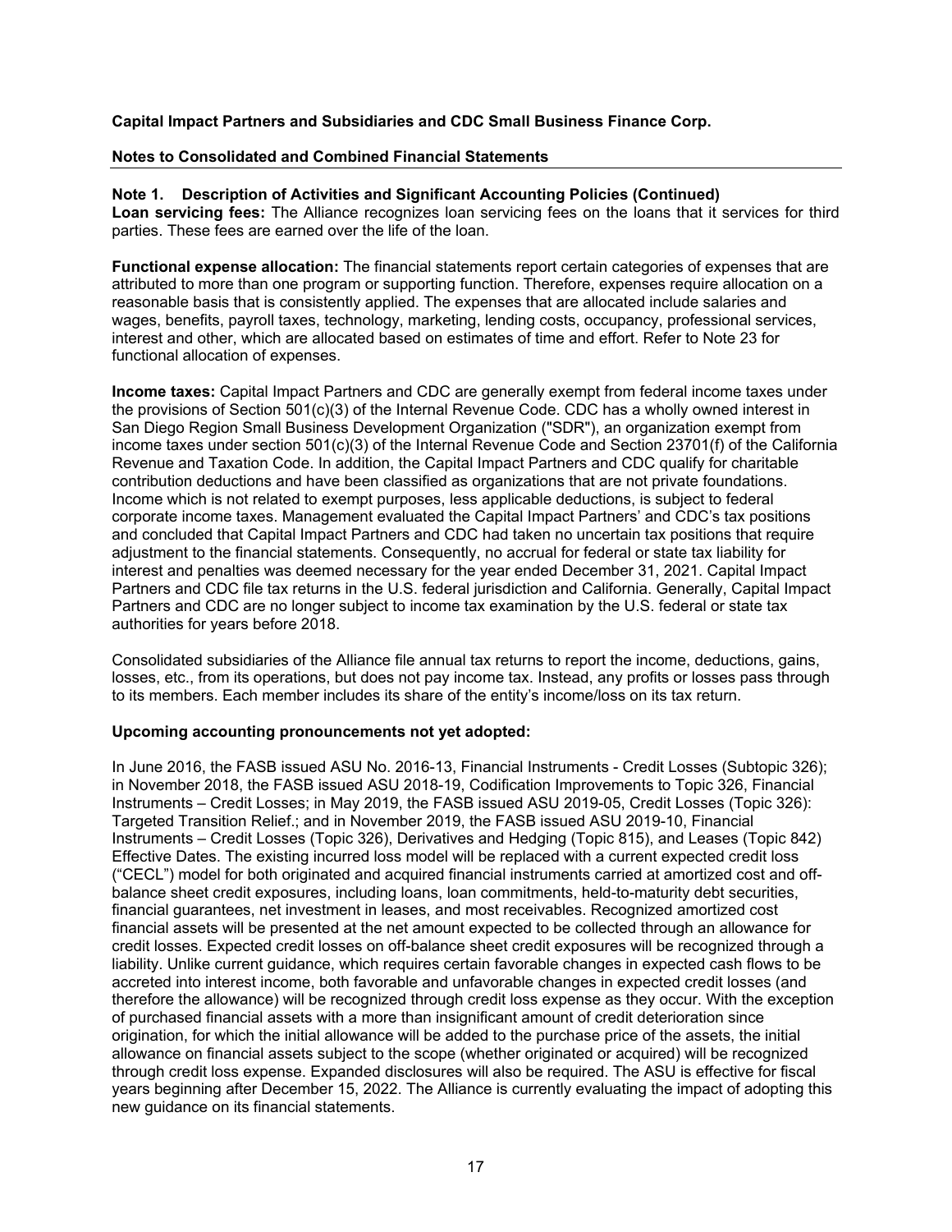**Capital Impact Partners and Subsidiaries and CDC Small Business Finance Corp.**

**Notes to Consolidated and Combined Financial Statements**

**Note 1. Description of Activities and Significant Accounting Policies (Continued)**

**Loan servicing fees:** The Alliance recognizes loan servicing fees on the loans that it services for third parties. These fees are earned over the life of the loan.

**Functional expense allocation:** The financial statements report certain categories of expenses that are attributed to more than one program or supporting function. Therefore, expenses require allocation on a reasonable basis that is consistently applied. The expenses that are allocated include salaries and wages, benefits, payroll taxes, technology, marketing, lending costs, occupancy, professional services, interest and other, which are allocated based on estimates of time and effort. Refer to Note 23 for functional allocation of expenses.

**Income taxes:** Capital Impact Partners and CDC are generally exempt from federal income taxes under the provisions of Section 501(c)(3) of the Internal Revenue Code. CDC has a wholly owned interest in San Diego Region Small Business Development Organization ("SDR"), an organization exempt from income taxes under section 501(c)(3) of the Internal Revenue Code and Section 23701(f) of the California Revenue and Taxation Code. In addition, the Capital Impact Partners and CDC qualify for charitable contribution deductions and have been classified as organizations that are not private foundations. Income which is not related to exempt purposes, less applicable deductions, is subject to federal corporate income taxes. Management evaluated the Capital Impact Partners' and CDC's tax positions and concluded that Capital Impact Partners and CDC had taken no uncertain tax positions that require adjustment to the financial statements. Consequently, no accrual for federal or state tax liability for interest and penalties was deemed necessary for the year ended December 31, 2021. Capital Impact Partners and CDC file tax returns in the U.S. federal jurisdiction and California. Generally, Capital Impact Partners and CDC are no longer subject to income tax examination by the U.S. federal or state tax authorities for years before 2018.

Consolidated subsidiaries of the Alliance file annual tax returns to report the income, deductions, gains, losses, etc., from its operations, but does not pay income tax. Instead, any profits or losses pass through to its members. Each member includes its share of the entity's income/loss on its tax return.

**Upcoming accounting pronouncements not yet adopted:**

In June 2016, the FASB issued ASU No. 2016-13, Financial Instruments - Credit Losses (Subtopic 326); in November 2018, the FASB issued ASU 2018-19, Codification Improvements to Topic 326, Financial Instruments – Credit Losses; in May 2019, the FASB issued ASU 2019-05, Credit Losses (Topic 326): Targeted Transition Relief.; and in November 2019, the FASB issued ASU 2019-10, Financial Instruments – Credit Losses (Topic 326), Derivatives and Hedging (Topic 815), and Leases (Topic 842) Effective Dates. The existing incurred loss model will be replaced with a current expected credit loss ("CECL") model for both originated and acquired financial instruments carried at amortized cost and off-balance sheet credit exposures, including loans, loan commitments, held-to-maturity debt securities, financial guarantees, net investment in leases, and most receivables. Recognized amortized cost financial assets will be presented at the net amount expected to be collected through an allowance for credit losses. Expected credit losses on off-balance sheet credit exposures will be recognized through a liability. Unlike current guidance, which requires certain favorable changes in expected cash flows to be accreted into interest income, both favorable and unfavorable changes in expected credit losses (and therefore the allowance) will be recognized through credit loss expense as they occur. With the exception of purchased financial assets with a more than insignificant amount of credit deterioration since origination, for which the initial allowance will be added to the purchase price of the assets, the initial allowance on financial assets subject to the scope (whether originated or acquired) will be recognized through credit loss expense. Expanded disclosures will also be required. The ASU is effective for fiscal years beginning after December 15, 2022. The Alliance is currently evaluating the impact of adopting this new guidance on its financial statements.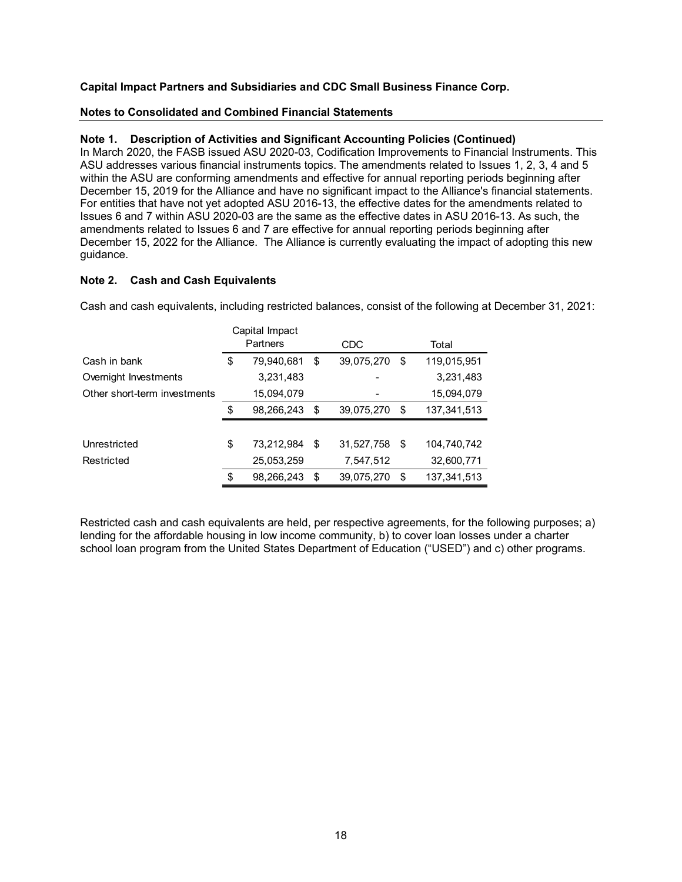**Capital Impact Partners and Subsidiaries and CDC Small Business Finance Corp.**

**Notes to Consolidated and Combined Financial Statements**

**Note 1. Description of Activities and Significant Accounting Policies (Continued)**

In March 2020, the FASB issued ASU 2020-03, Codification Improvements to Financial Instruments. This ASU addresses various financial instruments topics. The amendments related to Issues 1, 2, 3, 4 and 5 within the ASU are conforming amendments and effective for annual reporting periods beginning after December 15, 2019 for the Alliance and have no significant impact to the Alliance's financial statements. For entities that have not yet adopted ASU 2016-13, the effective dates for the amendments related to Issues 6 and 7 within ASU 2020-03 are the same as the effective dates in ASU 2016-13. As such, the amendments related to Issues 6 and 7 are effective for annual reporting periods beginning after December 15, 2022 for the Alliance. The Alliance is currently evaluating the impact of adopting this new guidance.

**Note 2. Cash and Cash Equivalents**

Cash and cash equivalents, including restricted balances, consist of the following at December 31, 2021:

| | Capital Impact Partners | CDC | Total |
|---|---|---|---|
| Cash in bank | $ 79,940,681 | $ 39,075,270 | $ 119,015,951 |
| Overnight Investments | 3,231,483 | - | 3,231,483 |
| Other short-term investments | 15,094,079 | - | 15,094,079 |
| | $ 98,266,243 | $ 39,075,270 | $ 137,341,513 |
| | | | |
| Unrestricted | $ 73,212,984 | $ 31,527,758 | $ 104,740,742 |
| Restricted | 25,053,259 | 7,547,512 | 32,600,771 |
| | $ 98,266,243 | $ 39,075,270 | $ 137,341,513 |

Restricted cash and cash equivalents are held, per respective agreements, for the following purposes; a) lending for the affordable housing in low income community, b) to cover loan losses under a charter school loan program from the United States Department of Education ("USED") and c) other programs.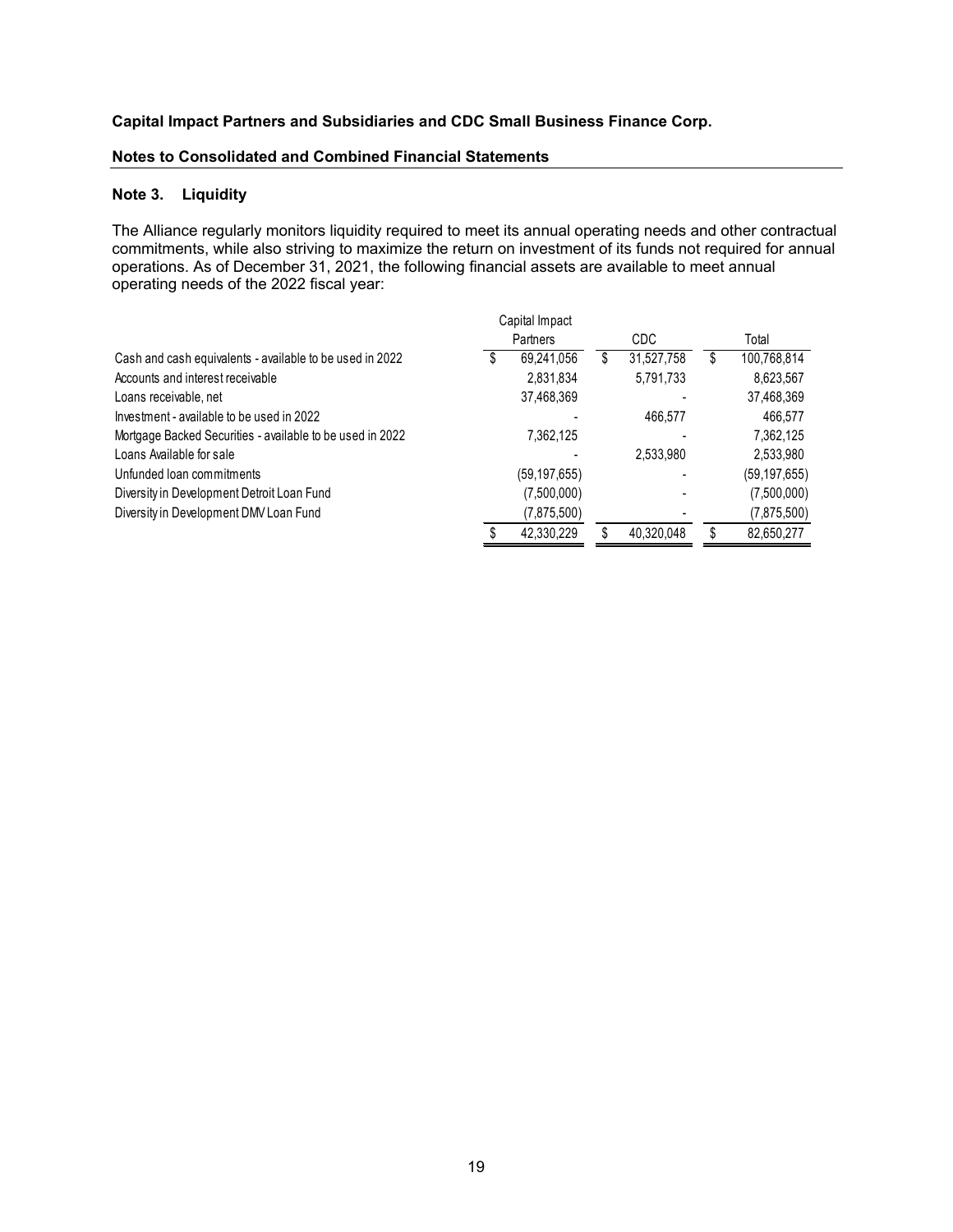**Capital Impact Partners and Subsidiaries and CDC Small Business Finance Corp.**

**Notes to Consolidated and Combined Financial Statements**

### Note 3. Liquidity

The Alliance regularly monitors liquidity required to meet its annual operating needs and other contractual commitments, while also striving to maximize the return on investment of its funds not required for annual operations. As of December 31, 2021, the following financial assets are available to meet annual operating needs of the 2022 fiscal year:

| | Capital Impact Partners | CDC | Total |
|---|---|---|---|
| Cash and cash equivalents - available to be used in 2022 | $ 69,241,056 | $ 31,527,758 | $ 100,768,814 |
| Accounts and interest receivable | 2,831,834 | 5,791,733 | 8,623,567 |
| Loans receivable, net | 37,468,369 | - | 37,468,369 |
| Investment - available to be used in 2022 | - | 466,577 | 466,577 |
| Mortgage Backed Securities - available to be used in 2022 | 7,362,125 | - | 7,362,125 |
| Loans Available for sale | - | 2,533,980 | 2,533,980 |
| Unfunded loan commitments | (59,197,655) | - | (59,197,655) |
| Diversity in Development Detroit Loan Fund | (7,500,000) | - | (7,500,000) |
| Diversity in Development DMV Loan Fund | (7,875,500) | - | (7,875,500) |
| | $ 42,330,229 | $ 40,320,048 | $ 82,650,277 |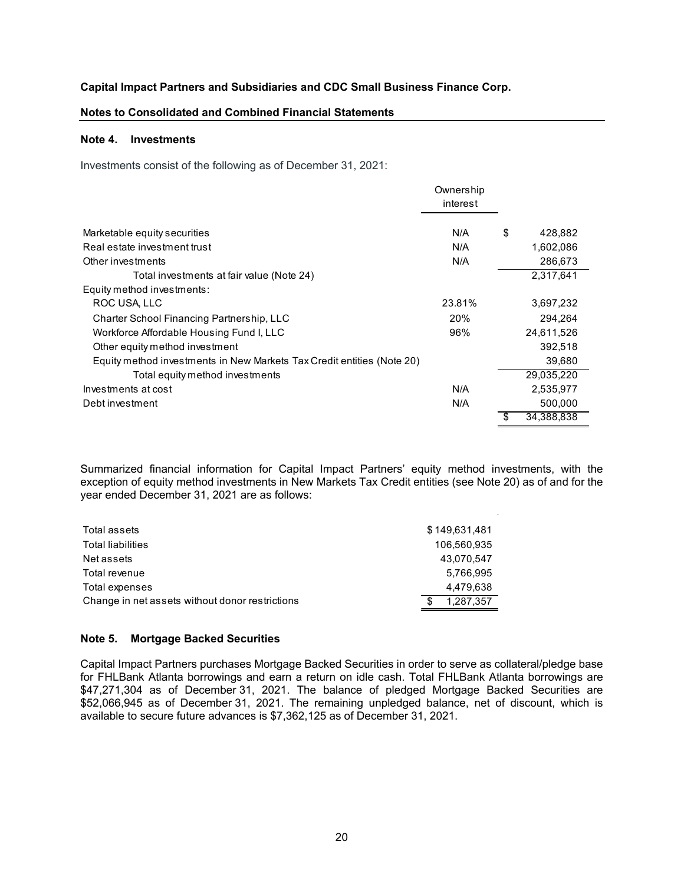**Capital Impact Partners and Subsidiaries and CDC Small Business Finance Corp.**

**Notes to Consolidated and Combined Financial Statements**

### Note 4. Investments

Investments consist of the following as of December 31, 2021:

| | Ownership interest | |
|---|---|---|
| Marketable equity securities | N/A | $ 428,882 |
| Real estate investment trust | N/A | 1,602,086 |
| Other investments | N/A | 286,673 |
| Total investments at fair value (Note 24) | | 2,317,641 |
| Equity method investments: | | |
| ROC USA, LLC | 23.81% | 3,697,232 |
| Charter School Financing Partnership, LLC | 20% | 294,264 |
| Workforce Affordable Housing Fund I, LLC | 96% | 24,611,526 |
| Other equity method investment | | 392,518 |
| Equity method investments in New Markets Tax Credit entities (Note 20) | | 39,680 |
| Total equity method investments | | 29,035,220 |
| Investments at cost | N/A | 2,535,977 |
| Debt investment | N/A | 500,000 |
| | | $ 34,388,838 |

Summarized financial information for Capital Impact Partners' equity method investments, with the exception of equity method investments in New Markets Tax Credit entities (see Note 20) as of and for the year ended December 31, 2021 are as follows:

| | |
|---|---|
| Total assets | $ 149,631,481 |
| Total liabilities | 106,560,935 |
| Net assets | 43,070,547 |
| Total revenue | 5,766,995 |
| Total expenses | 4,479,638 |
| Change in net assets without donor restrictions | $ 1,287,357 |

### Note 5. Mortgage Backed Securities

Capital Impact Partners purchases Mortgage Backed Securities in order to serve as collateral/pledge base for FHLBank Atlanta borrowings and earn a return on idle cash. Total FHLBank Atlanta borrowings are $47,271,304 as of December 31, 2021. The balance of pledged Mortgage Backed Securities are $52,066,945 as of December 31, 2021. The remaining unpledged balance, net of discount, which is available to secure future advances is $7,362,125 as of December 31, 2021.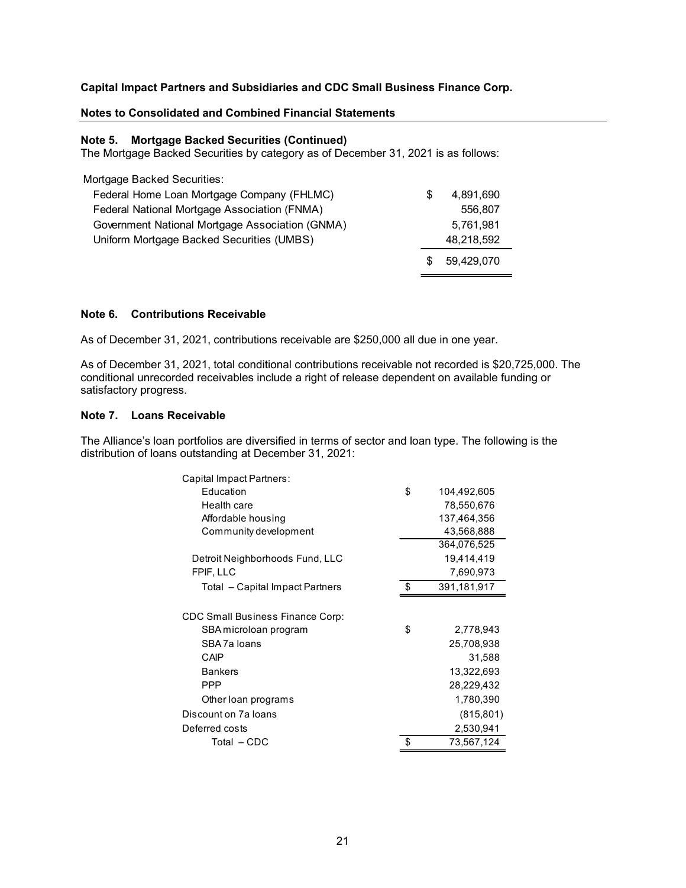**Capital Impact Partners and Subsidiaries and CDC Small Business Finance Corp.**

**Notes to Consolidated and Combined Financial Statements**

**Note 5. Mortgage Backed Securities (Continued)**

The Mortgage Backed Securities by category as of December 31, 2021 is as follows:

| | |
|---|---|
| Mortgage Backed Securities: | |
| Federal Home Loan Mortgage Company (FHLMC) | $ 4,891,690 |
| Federal National Mortgage Association (FNMA) | 556,807 |
| Government National Mortgage Association (GNMA) | 5,761,981 |
| Uniform Mortgage Backed Securities (UMBS) | 48,218,592 |
| | $ 59,429,070 |

**Note 6. Contributions Receivable**

As of December 31, 2021, contributions receivable are $250,000 all due in one year.

As of December 31, 2021, total conditional contributions receivable not recorded is $20,725,000. The conditional unrecorded receivables include a right of release dependent on available funding or satisfactory progress.

**Note 7. Loans Receivable**

The Alliance's loan portfolios are diversified in terms of sector and loan type. The following is the distribution of loans outstanding at December 31, 2021:

| | |
|---|---|
| Capital Impact Partners: | |
| Education | $ 104,492,605 |
| Health care | 78,550,676 |
| Affordable housing | 137,464,356 |
| Community development | 43,568,888 |
| | 364,076,525 |
| Detroit Neighborhoods Fund, LLC | 19,414,419 |
| FPIF, LLC | 7,690,973 |
| Total – Capital Impact Partners | $ 391,181,917 |
| | |
| CDC Small Business Finance Corp: | |
| SBA microloan program | $ 2,778,943 |
| SBA 7a loans | 25,708,938 |
| CAIP | 31,588 |
| Bankers | 13,322,693 |
| PPP | 28,229,432 |
| Other loan programs | 1,780,390 |
| Discount on 7a loans | (815,801) |
| Deferred costs | 2,530,941 |
| Total – CDC | $ 73,567,124 |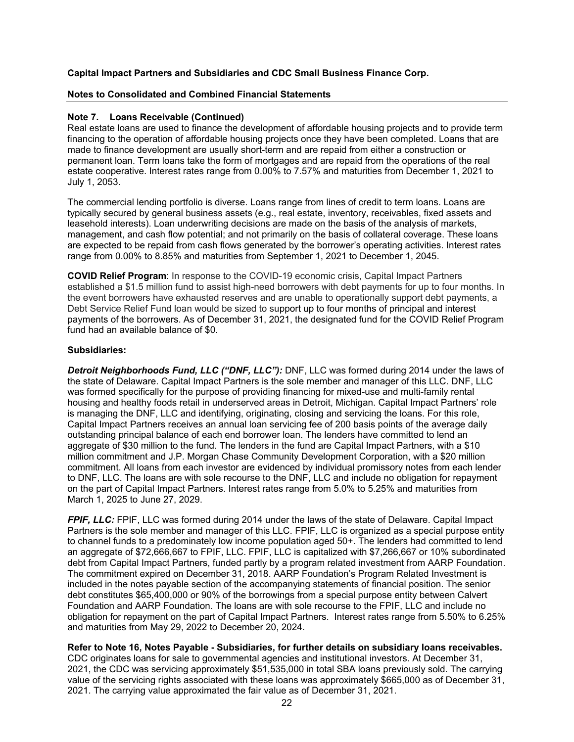**Capital Impact Partners and Subsidiaries and CDC Small Business Finance Corp.**

**Notes to Consolidated and Combined Financial Statements**

**Note 7. Loans Receivable (Continued)**

Real estate loans are used to finance the development of affordable housing projects and to provide term financing to the operation of affordable housing projects once they have been completed. Loans that are made to finance development are usually short-term and are repaid from either a construction or permanent loan. Term loans take the form of mortgages and are repaid from the operations of the real estate cooperative. Interest rates range from 0.00% to 7.57% and maturities from December 1, 2021 to July 1, 2053.

The commercial lending portfolio is diverse. Loans range from lines of credit to term loans. Loans are typically secured by general business assets (e.g., real estate, inventory, receivables, fixed assets and leasehold interests). Loan underwriting decisions are made on the basis of the analysis of markets, management, and cash flow potential; and not primarily on the basis of collateral coverage. These loans are expected to be repaid from cash flows generated by the borrower's operating activities. Interest rates range from 0.00% to 8.85% and maturities from September 1, 2021 to December 1, 2045.

**COVID Relief Program**: In response to the COVID-19 economic crisis, Capital Impact Partners established a $1.5 million fund to assist high-need borrowers with debt payments for up to four months. In the event borrowers have exhausted reserves and are unable to operationally support debt payments, a Debt Service Relief Fund loan would be sized to support up to four months of principal and interest payments of the borrowers. As of December 31, 2021, the designated fund for the COVID Relief Program fund had an available balance of $0.

**Subsidiaries:**

***Detroit Neighborhoods Fund, LLC ("DNF, LLC"):*** DNF, LLC was formed during 2014 under the laws of the state of Delaware. Capital Impact Partners is the sole member and manager of this LLC. DNF, LLC was formed specifically for the purpose of providing financing for mixed-use and multi-family rental housing and healthy foods retail in underserved areas in Detroit, Michigan. Capital Impact Partners' role is managing the DNF, LLC and identifying, originating, closing and servicing the loans. For this role, Capital Impact Partners receives an annual loan servicing fee of 200 basis points of the average daily outstanding principal balance of each end borrower loan. The lenders have committed to lend an aggregate of $30 million to the fund. The lenders in the fund are Capital Impact Partners, with a $10 million commitment and J.P. Morgan Chase Community Development Corporation, with a $20 million commitment. All loans from each investor are evidenced by individual promissory notes from each lender to DNF, LLC. The loans are with sole recourse to the DNF, LLC and include no obligation for repayment on the part of Capital Impact Partners. Interest rates range from 5.0% to 5.25% and maturities from March 1, 2025 to June 27, 2029.

***FPIF, LLC:*** FPIF, LLC was formed during 2014 under the laws of the state of Delaware. Capital Impact Partners is the sole member and manager of this LLC. FPIF, LLC is organized as a special purpose entity to channel funds to a predominately low income population aged 50+. The lenders had committed to lend an aggregate of $72,666,667 to FPIF, LLC. FPIF, LLC is capitalized with $7,266,667 or 10% subordinated debt from Capital Impact Partners, funded partly by a program related investment from AARP Foundation. The commitment expired on December 31, 2018. AARP Foundation's Program Related Investment is included in the notes payable section of the accompanying statements of financial position. The senior debt constitutes $65,400,000 or 90% of the borrowings from a special purpose entity between Calvert Foundation and AARP Foundation. The loans are with sole recourse to the FPIF, LLC and include no obligation for repayment on the part of Capital Impact Partners. Interest rates range from 5.50% to 6.25% and maturities from May 29, 2022 to December 20, 2024.

**Refer to Note 16, Notes Payable - Subsidiaries, for further details on subsidiary loans receivables.**

CDC originates loans for sale to governmental agencies and institutional investors. At December 31, 2021, the CDC was servicing approximately $51,535,000 in total SBA loans previously sold. The carrying value of the servicing rights associated with these loans was approximately $665,000 as of December 31, 2021. The carrying value approximated the fair value as of December 31, 2021.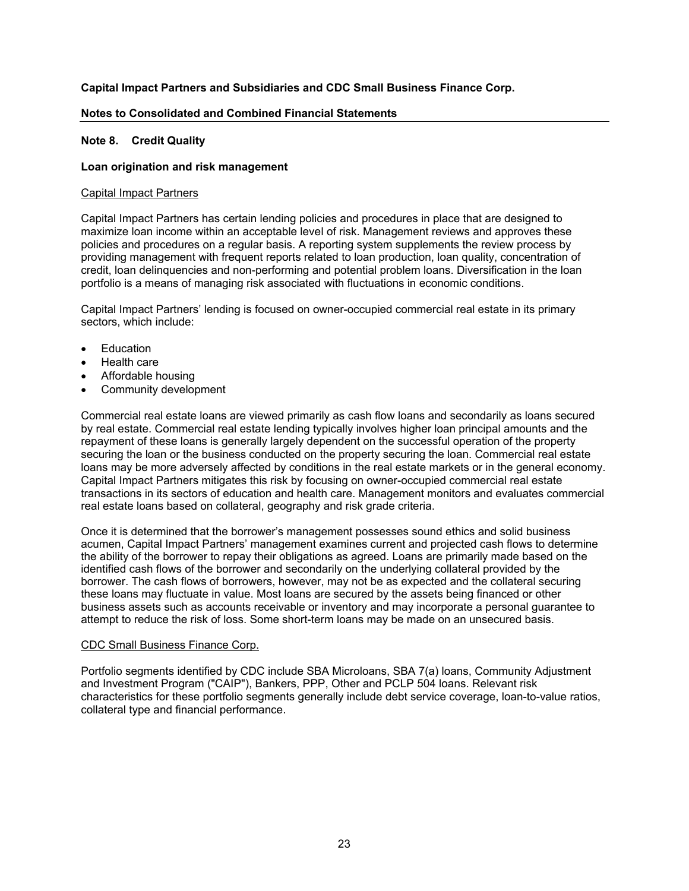**Capital Impact Partners and Subsidiaries and CDC Small Business Finance Corp.**

**Notes to Consolidated and Combined Financial Statements**

## Note 8. Credit Quality

### Loan origination and risk management

Capital Impact Partners

Capital Impact Partners has certain lending policies and procedures in place that are designed to maximize loan income within an acceptable level of risk. Management reviews and approves these policies and procedures on a regular basis. A reporting system supplements the review process by providing management with frequent reports related to loan production, loan quality, concentration of credit, loan delinquencies and non-performing and potential problem loans. Diversification in the loan portfolio is a means of managing risk associated with fluctuations in economic conditions.

Capital Impact Partners' lending is focused on owner-occupied commercial real estate in its primary sectors, which include:

- Education
- Health care
- Affordable housing
- Community development

Commercial real estate loans are viewed primarily as cash flow loans and secondarily as loans secured by real estate. Commercial real estate lending typically involves higher loan principal amounts and the repayment of these loans is generally largely dependent on the successful operation of the property securing the loan or the business conducted on the property securing the loan. Commercial real estate loans may be more adversely affected by conditions in the real estate markets or in the general economy. Capital Impact Partners mitigates this risk by focusing on owner-occupied commercial real estate transactions in its sectors of education and health care. Management monitors and evaluates commercial real estate loans based on collateral, geography and risk grade criteria.

Once it is determined that the borrower's management possesses sound ethics and solid business acumen, Capital Impact Partners' management examines current and projected cash flows to determine the ability of the borrower to repay their obligations as agreed. Loans are primarily made based on the identified cash flows of the borrower and secondarily on the underlying collateral provided by the borrower. The cash flows of borrowers, however, may not be as expected and the collateral securing these loans may fluctuate in value. Most loans are secured by the assets being financed or other business assets such as accounts receivable or inventory and may incorporate a personal guarantee to attempt to reduce the risk of loss. Some short-term loans may be made on an unsecured basis.

CDC Small Business Finance Corp.

Portfolio segments identified by CDC include SBA Microloans, SBA 7(a) loans, Community Adjustment and Investment Program ("CAIP"), Bankers, PPP, Other and PCLP 504 loans. Relevant risk characteristics for these portfolio segments generally include debt service coverage, loan-to-value ratios, collateral type and financial performance.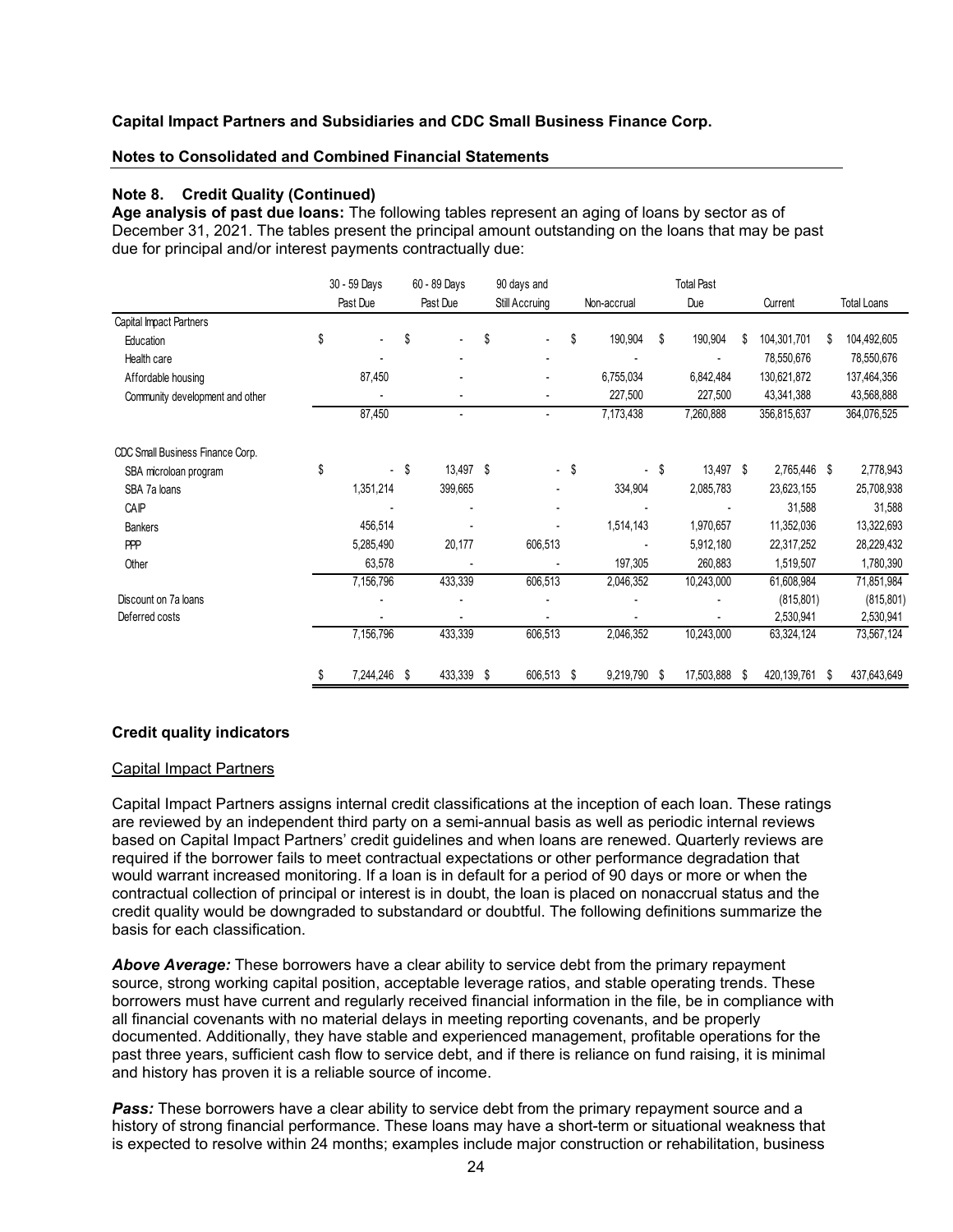**Capital Impact Partners and Subsidiaries and CDC Small Business Finance Corp.**

**Notes to Consolidated and Combined Financial Statements**

**Note 8. Credit Quality (Continued)**

**Age analysis of past due loans:** The following tables represent an aging of loans by sector as of December 31, 2021. The tables present the principal amount outstanding on the loans that may be past due for principal and/or interest payments contractually due:

| | 30 - 59 Days Past Due | 60 - 89 Days Past Due | 90 days and Still Accruing | Non-accrual | Total Past Due | Current | Total Loans |
|---|---|---|---|---|---|---|---|
| Capital Impact Partners | | | | | | | |
| Education | $ - | $ - | $ - | $ 190,904 | $ 190,904 | $ 104,301,701 | $ 104,492,605 |
| Health care | - | - | - | - | - | 78,550,676 | 78,550,676 |
| Affordable housing | 87,450 | - | - | 6,755,034 | 6,842,484 | 130,621,872 | 137,464,356 |
| Community development and other | - | - | - | 227,500 | 227,500 | 43,341,388 | 43,568,888 |
| | 87,450 | - | - | 7,173,438 | 7,260,888 | 356,815,637 | 364,076,525 |
| CDC Small Business Finance Corp. | | | | | | | |
| SBA microloan program | $ - | $ 13,497 | $ - | $ - | $ 13,497 | $ 2,765,446 | $ 2,778,943 |
| SBA 7a loans | 1,351,214 | 399,665 | - | 334,904 | 2,085,783 | 23,623,155 | 25,708,938 |
| CAIP | - | - | - | - | - | 31,588 | 31,588 |
| Bankers | 456,514 | - | - | 1,514,143 | 1,970,657 | 11,352,036 | 13,322,693 |
| PPP | 5,285,490 | 20,177 | 606,513 | - | 5,912,180 | 22,317,252 | 28,229,432 |
| Other | 63,578 | - | - | 197,305 | 260,883 | 1,519,507 | 1,780,390 |
| | 7,156,796 | 433,339 | 606,513 | 2,046,352 | 10,243,000 | 61,608,984 | 71,851,984 |
| Discount on 7a loans | - | - | - | - | - | (815,801) | (815,801) |
| Deferred costs | - | - | - | - | - | 2,530,941 | 2,530,941 |
| | 7,156,796 | 433,339 | 606,513 | 2,046,352 | 10,243,000 | 63,324,124 | 73,567,124 |
| | $ 7,244,246 | $ 433,339 | $ 606,513 | $ 9,219,790 | $ 17,503,888 | $ 420,139,761 | $ 437,643,649 |

**Credit quality indicators**

Capital Impact Partners

Capital Impact Partners assigns internal credit classifications at the inception of each loan. These ratings are reviewed by an independent third party on a semi-annual basis as well as periodic internal reviews based on Capital Impact Partners' credit guidelines and when loans are renewed. Quarterly reviews are required if the borrower fails to meet contractual expectations or other performance degradation that would warrant increased monitoring. If a loan is in default for a period of 90 days or more or when the contractual collection of principal or interest is in doubt, the loan is placed on nonaccrual status and the credit quality would be downgraded to substandard or doubtful. The following definitions summarize the basis for each classification.

***Above Average:*** These borrowers have a clear ability to service debt from the primary repayment source, strong working capital position, acceptable leverage ratios, and stable operating trends. These borrowers must have current and regularly received financial information in the file, be in compliance with all financial covenants with no material delays in meeting reporting covenants, and be properly documented. Additionally, they have stable and experienced management, profitable operations for the past three years, sufficient cash flow to service debt, and if there is reliance on fund raising, it is minimal and history has proven it is a reliable source of income.

***Pass:*** These borrowers have a clear ability to service debt from the primary repayment source and a history of strong financial performance. These loans may have a short-term or situational weakness that is expected to resolve within 24 months; examples include major construction or rehabilitation, business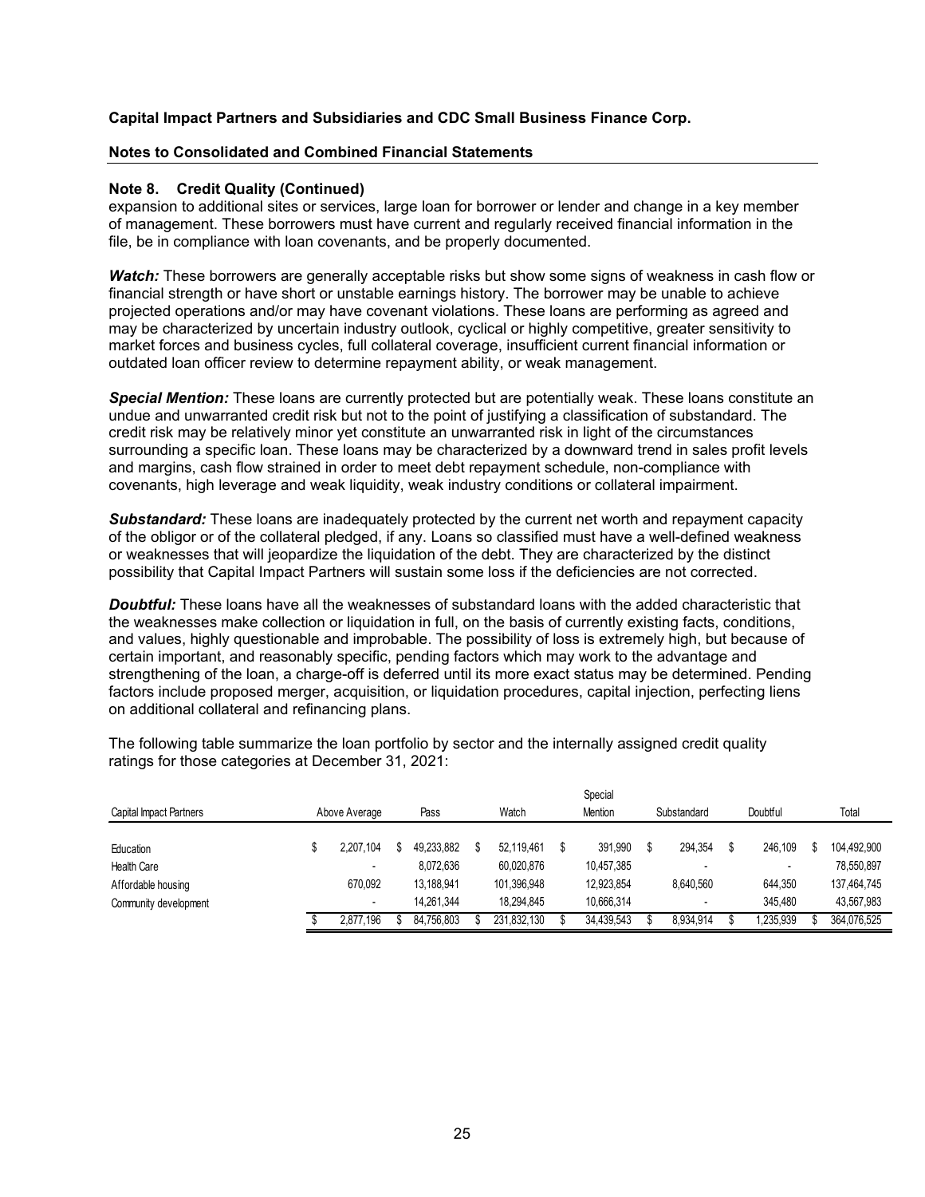**Capital Impact Partners and Subsidiaries and CDC Small Business Finance Corp.**

**Notes to Consolidated and Combined Financial Statements**

**Note 8. Credit Quality (Continued)**

expansion to additional sites or services, large loan for borrower or lender and change in a key member of management. These borrowers must have current and regularly received financial information in the file, be in compliance with loan covenants, and be properly documented.

***Watch:*** These borrowers are generally acceptable risks but show some signs of weakness in cash flow or financial strength or have short or unstable earnings history. The borrower may be unable to achieve projected operations and/or may have covenant violations. These loans are performing as agreed and may be characterized by uncertain industry outlook, cyclical or highly competitive, greater sensitivity to market forces and business cycles, full collateral coverage, insufficient current financial information or outdated loan officer review to determine repayment ability, or weak management.

***Special Mention:*** These loans are currently protected but are potentially weak. These loans constitute an undue and unwarranted credit risk but not to the point of justifying a classification of substandard. The credit risk may be relatively minor yet constitute an unwarranted risk in light of the circumstances surrounding a specific loan. These loans may be characterized by a downward trend in sales profit levels and margins, cash flow strained in order to meet debt repayment schedule, non-compliance with covenants, high leverage and weak liquidity, weak industry conditions or collateral impairment.

***Substandard:*** These loans are inadequately protected by the current net worth and repayment capacity of the obligor or of the collateral pledged, if any. Loans so classified must have a well-defined weakness or weaknesses that will jeopardize the liquidation of the debt. They are characterized by the distinct possibility that Capital Impact Partners will sustain some loss if the deficiencies are not corrected.

***Doubtful:*** These loans have all the weaknesses of substandard loans with the added characteristic that the weaknesses make collection or liquidation in full, on the basis of currently existing facts, conditions, and values, highly questionable and improbable. The possibility of loss is extremely high, but because of certain important, and reasonably specific, pending factors which may work to the advantage and strengthening of the loan, a charge-off is deferred until its more exact status may be determined. Pending factors include proposed merger, acquisition, or liquidation procedures, capital injection, perfecting liens on additional collateral and refinancing plans.

The following table summarize the loan portfolio by sector and the internally assigned credit quality ratings for those categories at December 31, 2021:

| Capital Impact Partners | Above Average | Pass | Watch | Special Mention | Substandard | Doubtful | Total |
|---|---|---|---|---|---|---|---|
| Education | $ 2,207,104 | $ 49,233,882 | $ 52,119,461 | $ 391,990 | $ 294,354 | $ 246,109 | $ 104,492,900 |
| Health Care | - | 8,072,636 | 60,020,876 | 10,457,385 | - | - | 78,550,897 |
| Affordable housing | 670,092 | 13,188,941 | 101,396,948 | 12,923,854 | 8,640,560 | 644,350 | 137,464,745 |
| Community development | - | 14,261,344 | 18,294,845 | 10,666,314 | - | 345,480 | 43,567,983 |
| | $ 2,877,196 | $ 84,756,803 | $ 231,832,130 | $ 34,439,543 | $ 8,934,914 | $ 1,235,939 | $ 364,076,525 |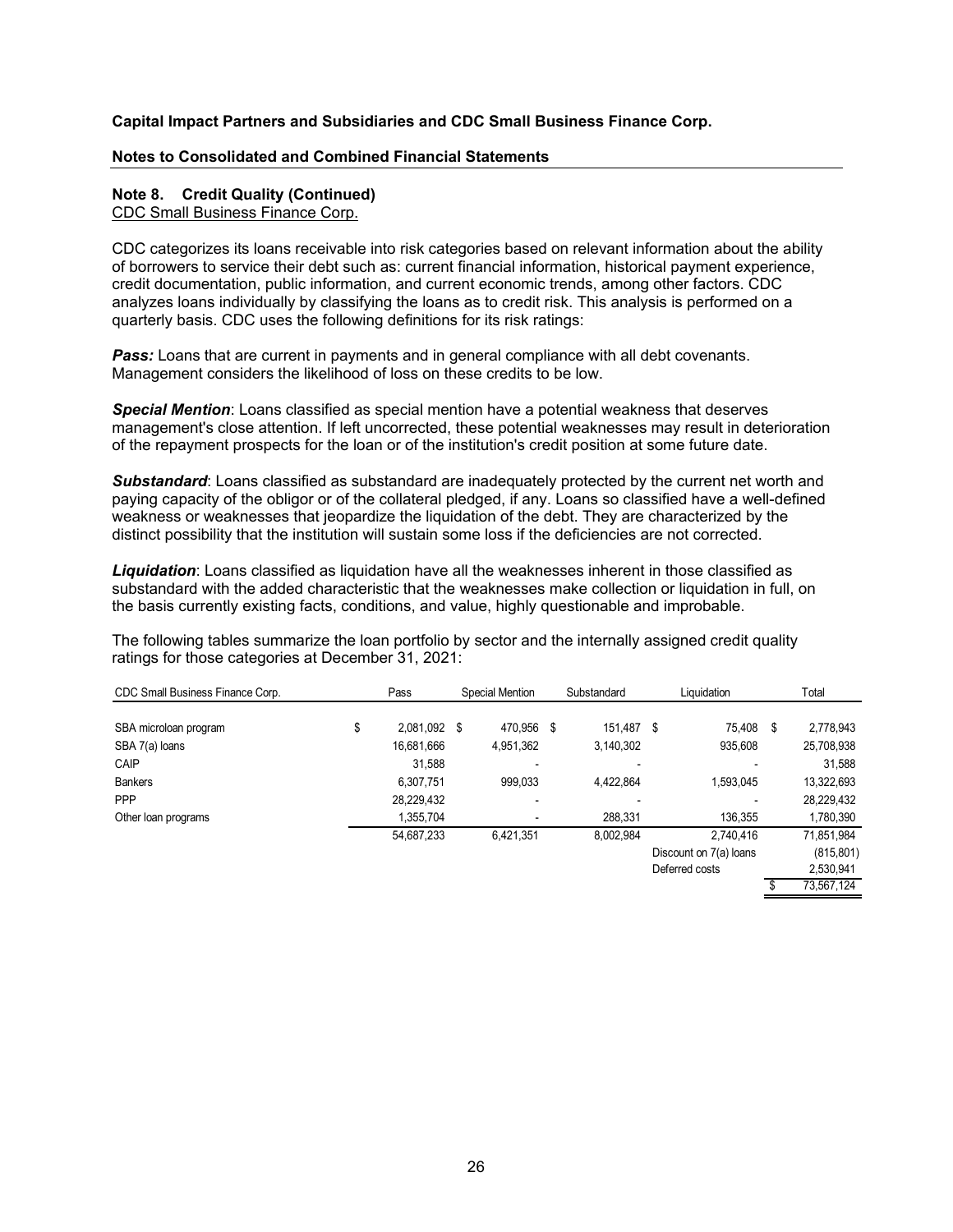**Capital Impact Partners and Subsidiaries and CDC Small Business Finance Corp.**

**Notes to Consolidated and Combined Financial Statements**

### Note 8. Credit Quality (Continued)

CDC Small Business Finance Corp.

CDC categorizes its loans receivable into risk categories based on relevant information about the ability of borrowers to service their debt such as: current financial information, historical payment experience, credit documentation, public information, and current economic trends, among other factors. CDC analyzes loans individually by classifying the loans as to credit risk. This analysis is performed on a quarterly basis. CDC uses the following definitions for its risk ratings:

***Pass:*** Loans that are current in payments and in general compliance with all debt covenants. Management considers the likelihood of loss on these credits to be low.

***Special Mention***: Loans classified as special mention have a potential weakness that deserves management's close attention. If left uncorrected, these potential weaknesses may result in deterioration of the repayment prospects for the loan or of the institution's credit position at some future date.

***Substandard***: Loans classified as substandard are inadequately protected by the current net worth and paying capacity of the obligor or of the collateral pledged, if any. Loans so classified have a well-defined weakness or weaknesses that jeopardize the liquidation of the debt. They are characterized by the distinct possibility that the institution will sustain some loss if the deficiencies are not corrected.

***Liquidation***: Loans classified as liquidation have all the weaknesses inherent in those classified as substandard with the added characteristic that the weaknesses make collection or liquidation in full, on the basis currently existing facts, conditions, and value, highly questionable and improbable.

The following tables summarize the loan portfolio by sector and the internally assigned credit quality ratings for those categories at December 31, 2021:

| CDC Small Business Finance Corp. | Pass | Special Mention | Substandard | Liquidation | Total |
|---|---|---|---|---|---|
| SBA microloan program | $ 2,081,092 | $ 470,956 | $ 151,487 | $ 75,408 | $ 2,778,943 |
| SBA 7(a) loans | 16,681,666 | 4,951,362 | 3,140,302 | 935,608 | 25,708,938 |
| CAIP | 31,588 | - | - | - | 31,588 |
| Bankers | 6,307,751 | 999,033 | 4,422,864 | 1,593,045 | 13,322,693 |
| PPP | 28,229,432 | - | - | - | 28,229,432 |
| Other loan programs | 1,355,704 | - | 288,331 | 136,355 | 1,780,390 |
| | 54,687,233 | 6,421,351 | 8,002,984 | 2,740,416 | 71,851,984 |
| | | | | Discount on 7(a) loans | (815,801) |
| | | | | Deferred costs | 2,530,941 |
| | | | | | $ 73,567,124 |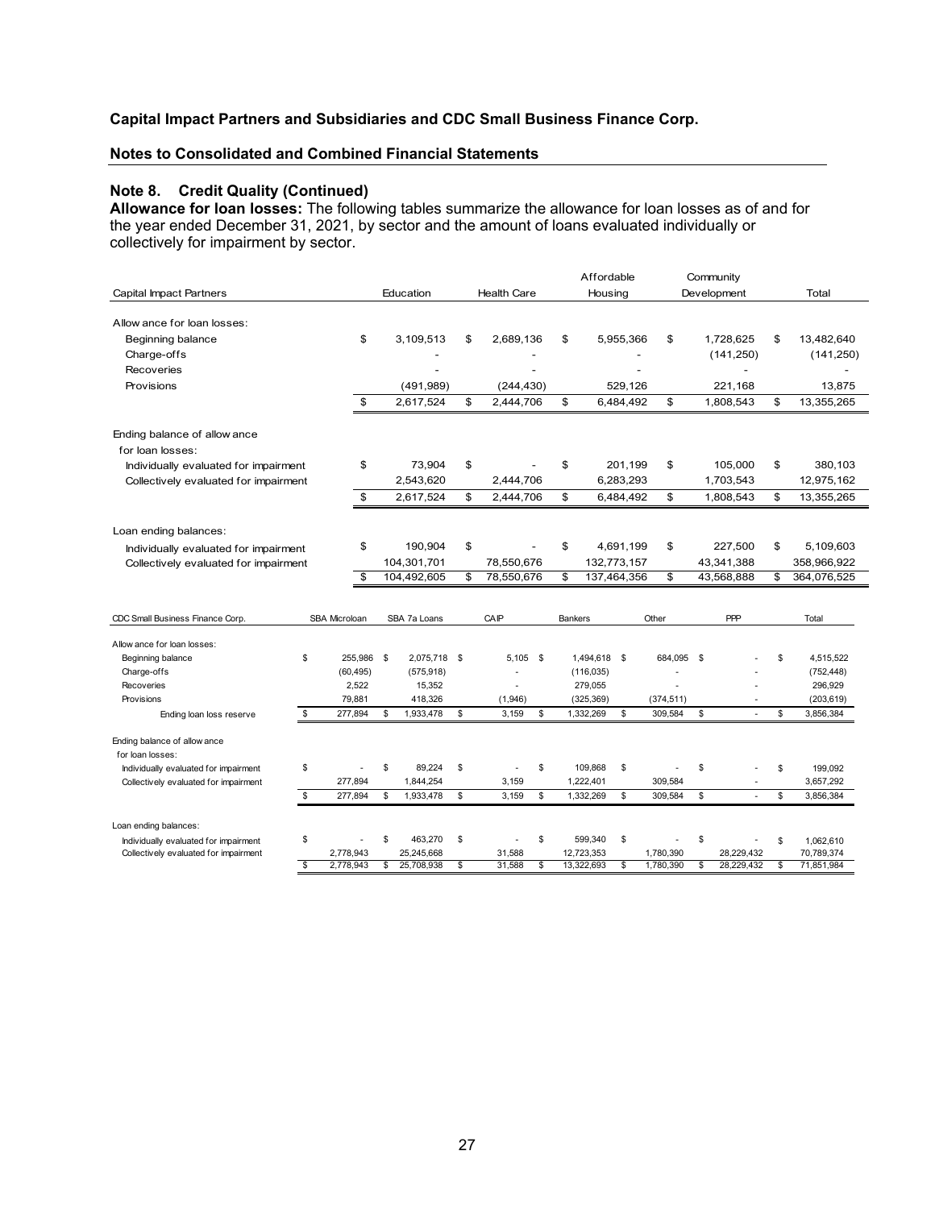**Capital Impact Partners and Subsidiaries and CDC Small Business Finance Corp.**

**Notes to Consolidated and Combined Financial Statements**

**Note 8. Credit Quality (Continued)**

**Allowance for loan losses:** The following tables summarize the allowance for loan losses as of and for the year ended December 31, 2021, by sector and the amount of loans evaluated individually or collectively for impairment by sector.

| Capital Impact Partners | Education | Health Care | Affordable Housing | Community Development | Total |
|---|---|---|---|---|---|
| Allowance for loan losses: | | | | | |
| Beginning balance | $ 3,109,513 | $ 2,689,136 | $ 5,955,366 | $ 1,728,625 | $ 13,482,640 |
| Charge-offs | - | - | - | (141,250) | (141,250) |
| Recoveries | - | - | - | - | - |
| Provisions | (491,989) | (244,430) | 529,126 | 221,168 | 13,875 |
| | $ 2,617,524 | $ 2,444,706 | $ 6,484,492 | $ 1,808,543 | $ 13,355,265 |
| Ending balance of allowance for loan losses: | | | | | |
| Individually evaluated for impairment | $ 73,904 | $ - | $ 201,199 | $ 105,000 | $ 380,103 |
| Collectively evaluated for impairment | 2,543,620 | 2,444,706 | 6,283,293 | 1,703,543 | 12,975,162 |
| | $ 2,617,524 | $ 2,444,706 | $ 6,484,492 | $ 1,808,543 | $ 13,355,265 |
| Loan ending balances: | | | | | |
| Individually evaluated for impairment | $ 190,904 | $ - | $ 4,691,199 | $ 227,500 | $ 5,109,603 |
| Collectively evaluated for impairment | 104,301,701 | 78,550,676 | 132,773,157 | 43,341,388 | 358,966,922 |
| | $ 104,492,605 | $ 78,550,676 | $ 137,464,356 | $ 43,568,888 | $ 364,076,525 |

| CDC Small Business Finance Corp. | SBA Microloan | SBA 7a Loans | CAIP | Bankers | Other | PPP | Total |
|---|---|---|---|---|---|---|---|
| Allowance for loan losses: | | | | | | | |
| Beginning balance | $ 255,986 | $ 2,075,718 | $ 5,105 | $ 1,494,618 | $ 684,095 | $ - | $ 4,515,522 |
| Charge-offs | (60,495) | (575,918) | - | (116,035) | - | - | (752,448) |
| Recoveries | 2,522 | 15,352 | - | 279,055 | - | - | 296,929 |
| Provisions | 79,881 | 418,326 | (1,946) | (325,369) | (374,511) | - | (203,619) |
| Ending loan loss reserve | $ 277,894 | $ 1,933,478 | $ 3,159 | $ 1,332,269 | $ 309,584 | $ - | $ 3,856,384 |
| Ending balance of allowance for loan losses: | | | | | | | |
| Individually evaluated for impairment | $ - | $ 89,224 | $ - | $ 109,868 | $ - | $ - | $ 199,092 |
| Collectively evaluated for impairment | 277,894 | 1,844,254 | 3,159 | 1,222,401 | 309,584 | - | 3,657,292 |
| | $ 277,894 | $ 1,933,478 | $ 3,159 | $ 1,332,269 | $ 309,584 | $ - | $ 3,856,384 |
| Loan ending balances: | | | | | | | |
| Individually evaluated for impairment | $ - | $ 463,270 | $ - | $ 599,340 | $ - | $ - | $ 1,062,610 |
| Collectively evaluated for impairment | 2,778,943 | 25,245,668 | 31,588 | 12,723,353 | 1,780,390 | 28,229,432 | 70,789,374 |
| | $ 2,778,943 | $ 25,708,938 | $ 31,588 | $ 13,322,693 | $ 1,780,390 | $ 28,229,432 | $ 71,851,984 |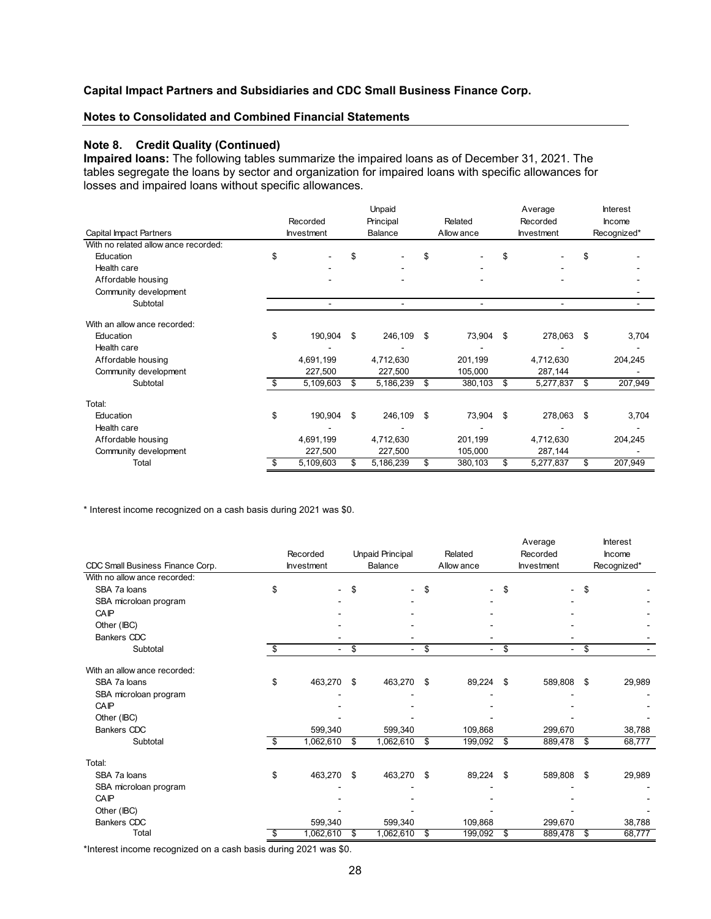**Capital Impact Partners and Subsidiaries and CDC Small Business Finance Corp.**

**Notes to Consolidated and Combined Financial Statements**

**Note 8. Credit Quality (Continued)**

**Impaired loans:** The following tables summarize the impaired loans as of December 31, 2021. The tables segregate the loans by sector and organization for impaired loans with specific allowances for losses and impaired loans without specific allowances.

| Capital Impact Partners | Recorded Investment | Unpaid Principal Balance | Related Allowance | Average Recorded Investment | Interest Income Recognized* |
|---|---|---|---|---|---|
| With no related allowance recorded: | | | | | |
| Education | $ - | $ - | $ - | $ - | $ - |
| Health care | - | - | - | - | - |
| Affordable housing | - | - | - | - | - |
| Community development | | | | | - |
| Subtotal | - | - | - | - | - |
| With an allowance recorded: | | | | | |
| Education | $ 190,904 | $ 246,109 | $ 73,904 | $ 278,063 | $ 3,704 |
| Health care | - | - | - | - | - |
| Affordable housing | 4,691,199 | 4,712,630 | 201,199 | 4,712,630 | 204,245 |
| Community development | 227,500 | 227,500 | 105,000 | 287,144 | - |
| Subtotal | $ 5,109,603 | $ 5,186,239 | $ 380,103 | $ 5,277,837 | $ 207,949 |
| Total: | | | | | |
| Education | $ 190,904 | $ 246,109 | $ 73,904 | $ 278,063 | $ 3,704 |
| Health care | - | - | - | - | - |
| Affordable housing | 4,691,199 | 4,712,630 | 201,199 | 4,712,630 | 204,245 |
| Community development | 227,500 | 227,500 | 105,000 | 287,144 | - |
| Total | $ 5,109,603 | $ 5,186,239 | $ 380,103 | $ 5,277,837 | $ 207,949 |

* Interest income recognized on a cash basis during 2021 was $0.

| CDC Small Business Finance Corp. | Recorded Investment | Unpaid Principal Balance | Related Allowance | Average Recorded Investment | Interest Income Recognized* |
|---|---|---|---|---|---|
| With no allowance recorded: | | | | | |
| SBA 7a loans | $ - | $ - | $ - | $ - | $ - |
| SBA microloan program | - | - | - | - | - |
| CAIP | - | - | - | - | - |
| Other (IBC) | - | - | - | - | - |
| Bankers CDC | - | - | - | - | - |
| Subtotal | $ - | $ - | $ - | $ - | $ - |
| With an allowance recorded: | | | | | |
| SBA 7a loans | $ 463,270 | $ 463,270 | $ 89,224 | $ 589,808 | $ 29,989 |
| SBA microloan program | - | - | - | - | - |
| CAIP | - | - | - | - | - |
| Other (IBC) | - | - | - | - | - |
| Bankers CDC | 599,340 | 599,340 | 109,868 | 299,670 | 38,788 |
| Subtotal | $ 1,062,610 | $ 1,062,610 | $ 199,092 | $ 889,478 | $ 68,777 |
| Total: | | | | | |
| SBA 7a loans | $ 463,270 | $ 463,270 | $ 89,224 | $ 589,808 | $ 29,989 |
| SBA microloan program | - | - | - | - | - |
| CAIP | - | - | - | - | - |
| Other (IBC) | - | - | - | - | - |
| Bankers CDC | 599,340 | 599,340 | 109,868 | 299,670 | 38,788 |
| Total | $ 1,062,610 | $ 1,062,610 | $ 199,092 | $ 889,478 | $ 68,777 |

*Interest income recognized on a cash basis during 2021 was $0.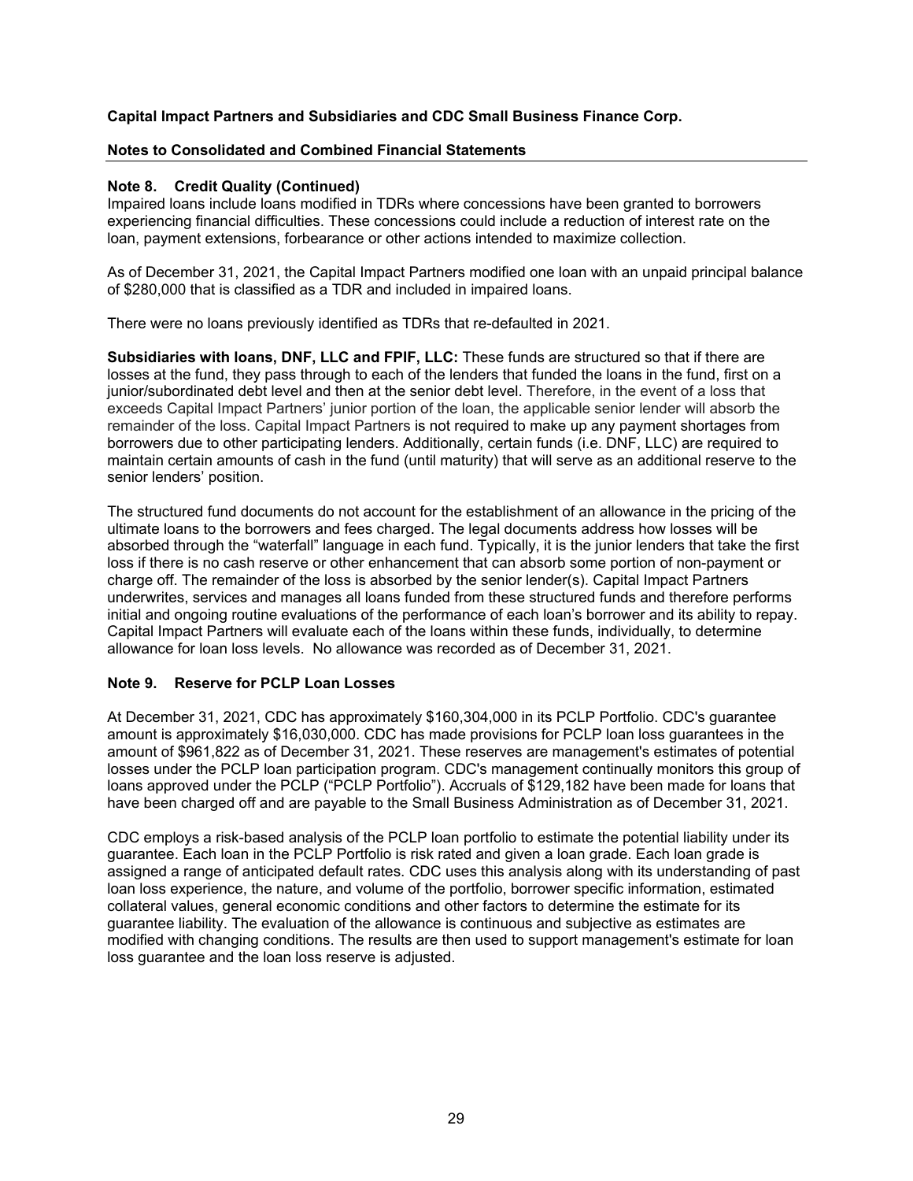**Capital Impact Partners and Subsidiaries and CDC Small Business Finance Corp.**

**Notes to Consolidated and Combined Financial Statements**

**Note 8. Credit Quality (Continued)**

Impaired loans include loans modified in TDRs where concessions have been granted to borrowers experiencing financial difficulties. These concessions could include a reduction of interest rate on the loan, payment extensions, forbearance or other actions intended to maximize collection.

As of December 31, 2021, the Capital Impact Partners modified one loan with an unpaid principal balance of $280,000 that is classified as a TDR and included in impaired loans.

There were no loans previously identified as TDRs that re-defaulted in 2021.

**Subsidiaries with loans, DNF, LLC and FPIF, LLC:** These funds are structured so that if there are losses at the fund, they pass through to each of the lenders that funded the loans in the fund, first on a junior/subordinated debt level and then at the senior debt level. Therefore, in the event of a loss that exceeds Capital Impact Partners' junior portion of the loan, the applicable senior lender will absorb the remainder of the loss. Capital Impact Partners is not required to make up any payment shortages from borrowers due to other participating lenders. Additionally, certain funds (i.e. DNF, LLC) are required to maintain certain amounts of cash in the fund (until maturity) that will serve as an additional reserve to the senior lenders' position.

The structured fund documents do not account for the establishment of an allowance in the pricing of the ultimate loans to the borrowers and fees charged. The legal documents address how losses will be absorbed through the "waterfall" language in each fund. Typically, it is the junior lenders that take the first loss if there is no cash reserve or other enhancement that can absorb some portion of non-payment or charge off. The remainder of the loss is absorbed by the senior lender(s). Capital Impact Partners underwrites, services and manages all loans funded from these structured funds and therefore performs initial and ongoing routine evaluations of the performance of each loan's borrower and its ability to repay. Capital Impact Partners will evaluate each of the loans within these funds, individually, to determine allowance for loan loss levels. No allowance was recorded as of December 31, 2021.

**Note 9. Reserve for PCLP Loan Losses**

At December 31, 2021, CDC has approximately $160,304,000 in its PCLP Portfolio. CDC's guarantee amount is approximately $16,030,000. CDC has made provisions for PCLP loan loss guarantees in the amount of $961,822 as of December 31, 2021. These reserves are management's estimates of potential losses under the PCLP loan participation program. CDC's management continually monitors this group of loans approved under the PCLP ("PCLP Portfolio"). Accruals of $129,182 have been made for loans that have been charged off and are payable to the Small Business Administration as of December 31, 2021.

CDC employs a risk-based analysis of the PCLP loan portfolio to estimate the potential liability under its guarantee. Each loan in the PCLP Portfolio is risk rated and given a loan grade. Each loan grade is assigned a range of anticipated default rates. CDC uses this analysis along with its understanding of past loan loss experience, the nature, and volume of the portfolio, borrower specific information, estimated collateral values, general economic conditions and other factors to determine the estimate for its guarantee liability. The evaluation of the allowance is continuous and subjective as estimates are modified with changing conditions. The results are then used to support management's estimate for loan loss guarantee and the loan loss reserve is adjusted.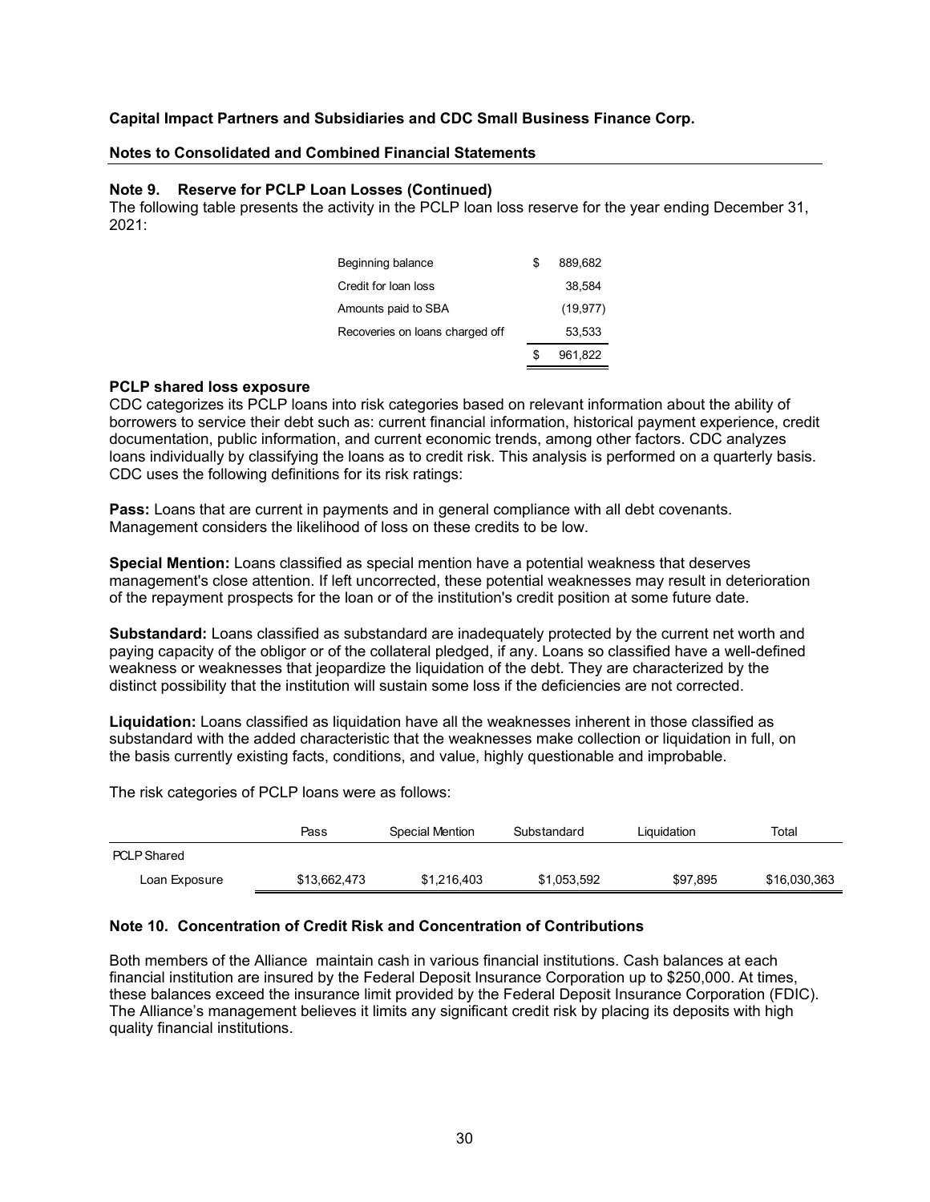**Capital Impact Partners and Subsidiaries and CDC Small Business Finance Corp.**

**Notes to Consolidated and Combined Financial Statements**

### Note 9. Reserve for PCLP Loan Losses (Continued)

The following table presents the activity in the PCLP loan loss reserve for the year ending December 31, 2021:

| | |
|---|---|
| Beginning balance | $ 889,682 |
| Credit for loan loss | 38,584 |
| Amounts paid to SBA | (19,977) |
| Recoveries on loans charged off | 53,533 |
| | $ 961,822 |

**PCLP shared loss exposure**

CDC categorizes its PCLP loans into risk categories based on relevant information about the ability of borrowers to service their debt such as: current financial information, historical payment experience, credit documentation, public information, and current economic trends, among other factors. CDC analyzes loans individually by classifying the loans as to credit risk. This analysis is performed on a quarterly basis. CDC uses the following definitions for its risk ratings:

**Pass:** Loans that are current in payments and in general compliance with all debt covenants. Management considers the likelihood of loss on these credits to be low.

**Special Mention:** Loans classified as special mention have a potential weakness that deserves management's close attention. If left uncorrected, these potential weaknesses may result in deterioration of the repayment prospects for the loan or of the institution's credit position at some future date.

**Substandard:** Loans classified as substandard are inadequately protected by the current net worth and paying capacity of the obligor or of the collateral pledged, if any. Loans so classified have a well-defined weakness or weaknesses that jeopardize the liquidation of the debt. They are characterized by the distinct possibility that the institution will sustain some loss if the deficiencies are not corrected.

**Liquidation:** Loans classified as liquidation have all the weaknesses inherent in those classified as substandard with the added characteristic that the weaknesses make collection or liquidation in full, on the basis currently existing facts, conditions, and value, highly questionable and improbable.

The risk categories of PCLP loans were as follows:

| | Pass | Special Mention | Substandard | Liquidation | Total |
|---|---|---|---|---|---|
| PCLP Shared | | | | | |
| Loan Exposure | $13,662,473 | $1,216,403 | $1,053,592 | $97,895 | $16,030,363 |

### Note 10. Concentration of Credit Risk and Concentration of Contributions

Both members of the Alliance maintain cash in various financial institutions. Cash balances at each financial institution are insured by the Federal Deposit Insurance Corporation up to $250,000. At times, these balances exceed the insurance limit provided by the Federal Deposit Insurance Corporation (FDIC). The Alliance's management believes it limits any significant credit risk by placing its deposits with high quality financial institutions.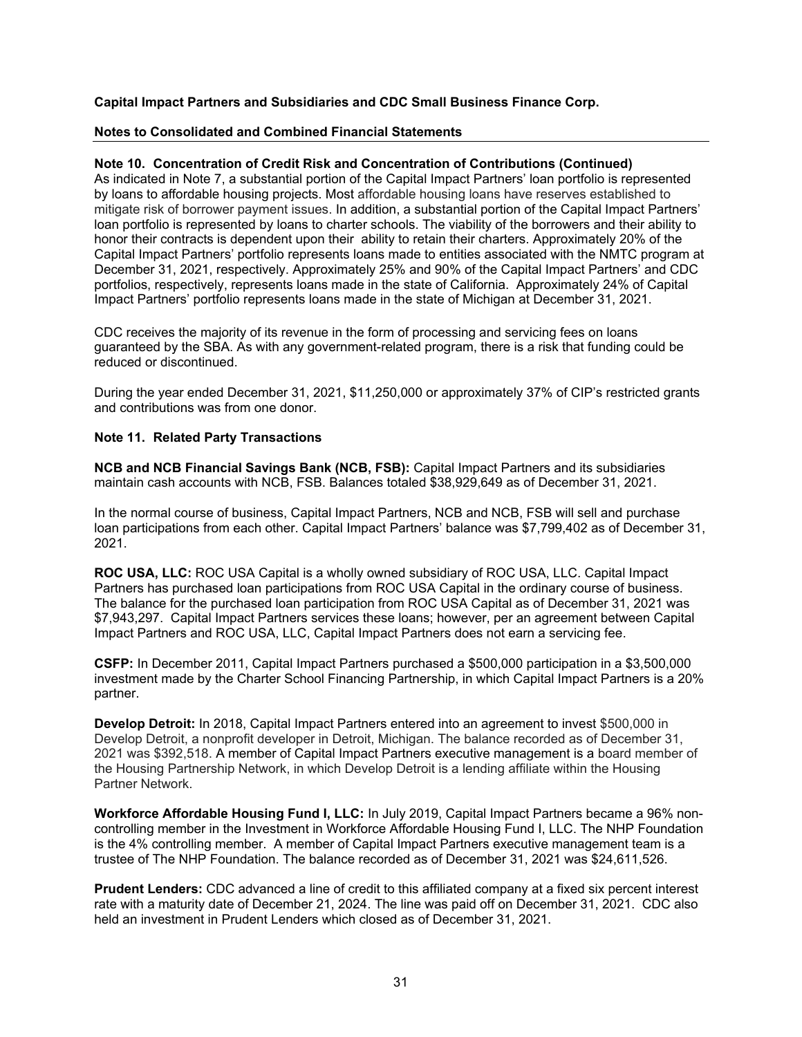**Capital Impact Partners and Subsidiaries and CDC Small Business Finance Corp.**

**Notes to Consolidated and Combined Financial Statements**

**Note 10. Concentration of Credit Risk and Concentration of Contributions (Continued)**

As indicated in Note 7, a substantial portion of the Capital Impact Partners' loan portfolio is represented by loans to affordable housing projects. Most affordable housing loans have reserves established to mitigate risk of borrower payment issues. In addition, a substantial portion of the Capital Impact Partners' loan portfolio is represented by loans to charter schools. The viability of the borrowers and their ability to honor their contracts is dependent upon their ability to retain their charters. Approximately 20% of the Capital Impact Partners' portfolio represents loans made to entities associated with the NMTC program at December 31, 2021, respectively. Approximately 25% and 90% of the Capital Impact Partners' and CDC portfolios, respectively, represents loans made in the state of California. Approximately 24% of Capital Impact Partners' portfolio represents loans made in the state of Michigan at December 31, 2021.

CDC receives the majority of its revenue in the form of processing and servicing fees on loans guaranteed by the SBA. As with any government-related program, there is a risk that funding could be reduced or discontinued.

During the year ended December 31, 2021, $11,250,000 or approximately 37% of CIP's restricted grants and contributions was from one donor.

**Note 11. Related Party Transactions**

**NCB and NCB Financial Savings Bank (NCB, FSB):** Capital Impact Partners and its subsidiaries maintain cash accounts with NCB, FSB. Balances totaled $38,929,649 as of December 31, 2021.

In the normal course of business, Capital Impact Partners, NCB and NCB, FSB will sell and purchase loan participations from each other. Capital Impact Partners' balance was $7,799,402 as of December 31, 2021.

**ROC USA, LLC:** ROC USA Capital is a wholly owned subsidiary of ROC USA, LLC. Capital Impact Partners has purchased loan participations from ROC USA Capital in the ordinary course of business. The balance for the purchased loan participation from ROC USA Capital as of December 31, 2021 was $7,943,297. Capital Impact Partners services these loans; however, per an agreement between Capital Impact Partners and ROC USA, LLC, Capital Impact Partners does not earn a servicing fee.

**CSFP:** In December 2011, Capital Impact Partners purchased a $500,000 participation in a $3,500,000 investment made by the Charter School Financing Partnership, in which Capital Impact Partners is a 20% partner.

**Develop Detroit:** In 2018, Capital Impact Partners entered into an agreement to invest $500,000 in Develop Detroit, a nonprofit developer in Detroit, Michigan. The balance recorded as of December 31, 2021 was $392,518. A member of Capital Impact Partners executive management is a board member of the Housing Partnership Network, in which Develop Detroit is a lending affiliate within the Housing Partner Network.

**Workforce Affordable Housing Fund I, LLC:** In July 2019, Capital Impact Partners became a 96% non-controlling member in the Investment in Workforce Affordable Housing Fund I, LLC. The NHP Foundation is the 4% controlling member. A member of Capital Impact Partners executive management team is a trustee of The NHP Foundation. The balance recorded as of December 31, 2021 was $24,611,526.

**Prudent Lenders:** CDC advanced a line of credit to this affiliated company at a fixed six percent interest rate with a maturity date of December 21, 2024. The line was paid off on December 31, 2021. CDC also held an investment in Prudent Lenders which closed as of December 31, 2021.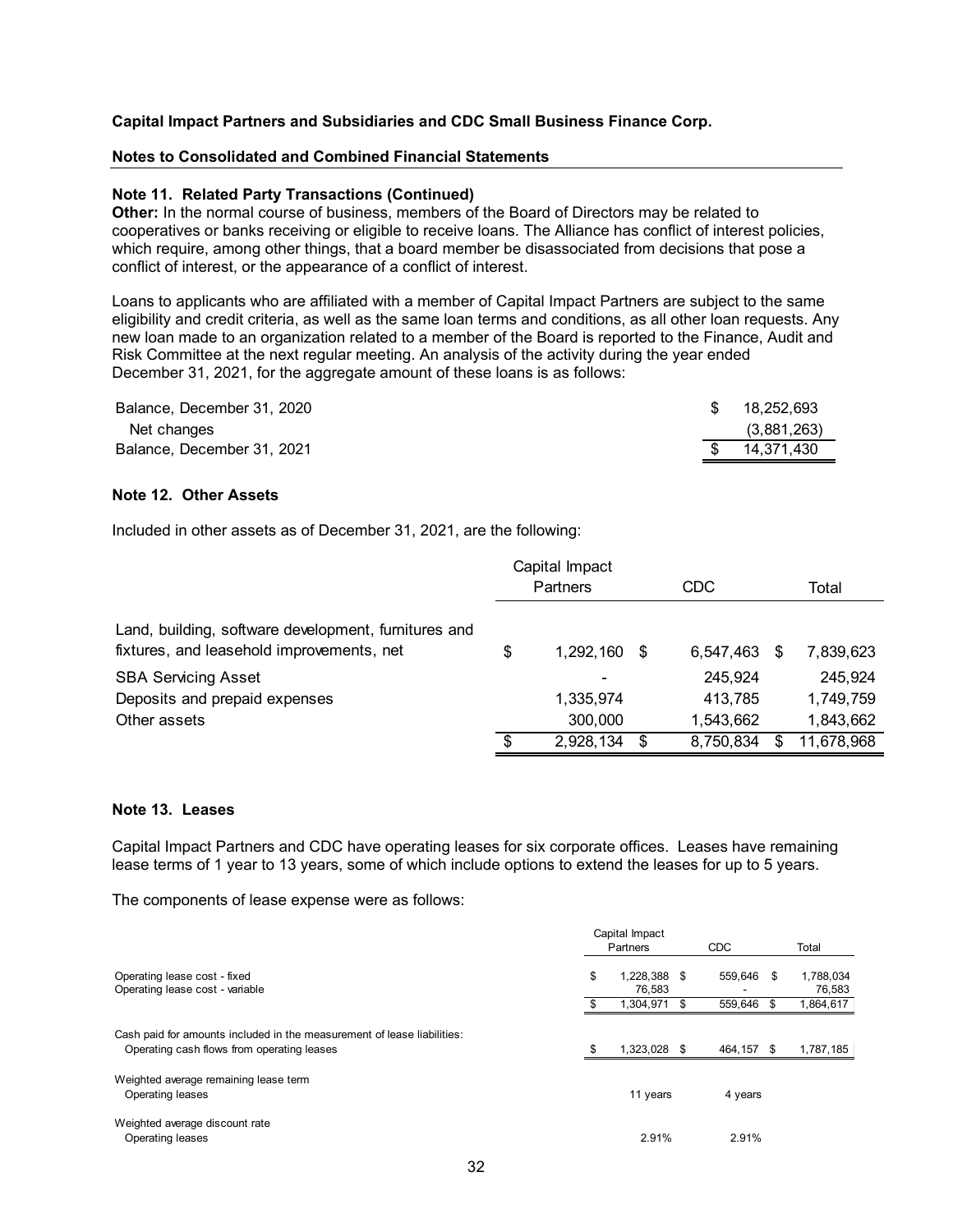**Capital Impact Partners and Subsidiaries and CDC Small Business Finance Corp.**

**Notes to Consolidated and Combined Financial Statements**

**Note 11. Related Party Transactions (Continued)**

**Other:** In the normal course of business, members of the Board of Directors may be related to cooperatives or banks receiving or eligible to receive loans. The Alliance has conflict of interest policies, which require, among other things, that a board member be disassociated from decisions that pose a conflict of interest, or the appearance of a conflict of interest.

Loans to applicants who are affiliated with a member of Capital Impact Partners are subject to the same eligibility and credit criteria, as well as the same loan terms and conditions, as all other loan requests. Any new loan made to an organization related to a member of the Board is reported to the Finance, Audit and Risk Committee at the next regular meeting. An analysis of the activity during the year ended December 31, 2021, for the aggregate amount of these loans is as follows:

| | |
|---|---|
| Balance, December 31, 2020 | $ 18,252,693 |
| Net changes | (3,881,263) |
| Balance, December 31, 2021 | $ 14,371,430 |

**Note 12. Other Assets**

Included in other assets as of December 31, 2021, are the following:

| | Capital Impact Partners | CDC | Total |
|---|---|---|---|
| Land, building, software development, furnitures and fixtures, and leasehold improvements, net | $ 1,292,160 | $ 6,547,463 | $ 7,839,623 |
| SBA Servicing Asset | - | 245,924 | 245,924 |
| Deposits and prepaid expenses | 1,335,974 | 413,785 | 1,749,759 |
| Other assets | 300,000 | 1,543,662 | 1,843,662 |
| | $ 2,928,134 | $ 8,750,834 | $ 11,678,968 |

**Note 13. Leases**

Capital Impact Partners and CDC have operating leases for six corporate offices. Leases have remaining lease terms of 1 year to 13 years, some of which include options to extend the leases for up to 5 years.

The components of lease expense were as follows:

| | Capital Impact Partners | CDC | Total |
|---|---|---|---|
| Operating lease cost - fixed | $ 1,228,388 | $ 559,646 | $ 1,788,034 |
| Operating lease cost - variable | 76,583 | - | 76,583 |
| | $ 1,304,971 | $ 559,646 | $ 1,864,617 |
| Cash paid for amounts included in the measurement of lease liabilities: | | | |
| Operating cash flows from operating leases | $ 1,323,028 | $ 464,157 | $ 1,787,185 |
| Weighted average remaining lease term | | | |
| Operating leases | 11 years | 4 years | |
| Weighted average discount rate | | | |
| Operating leases | 2.91% | 2.91% | |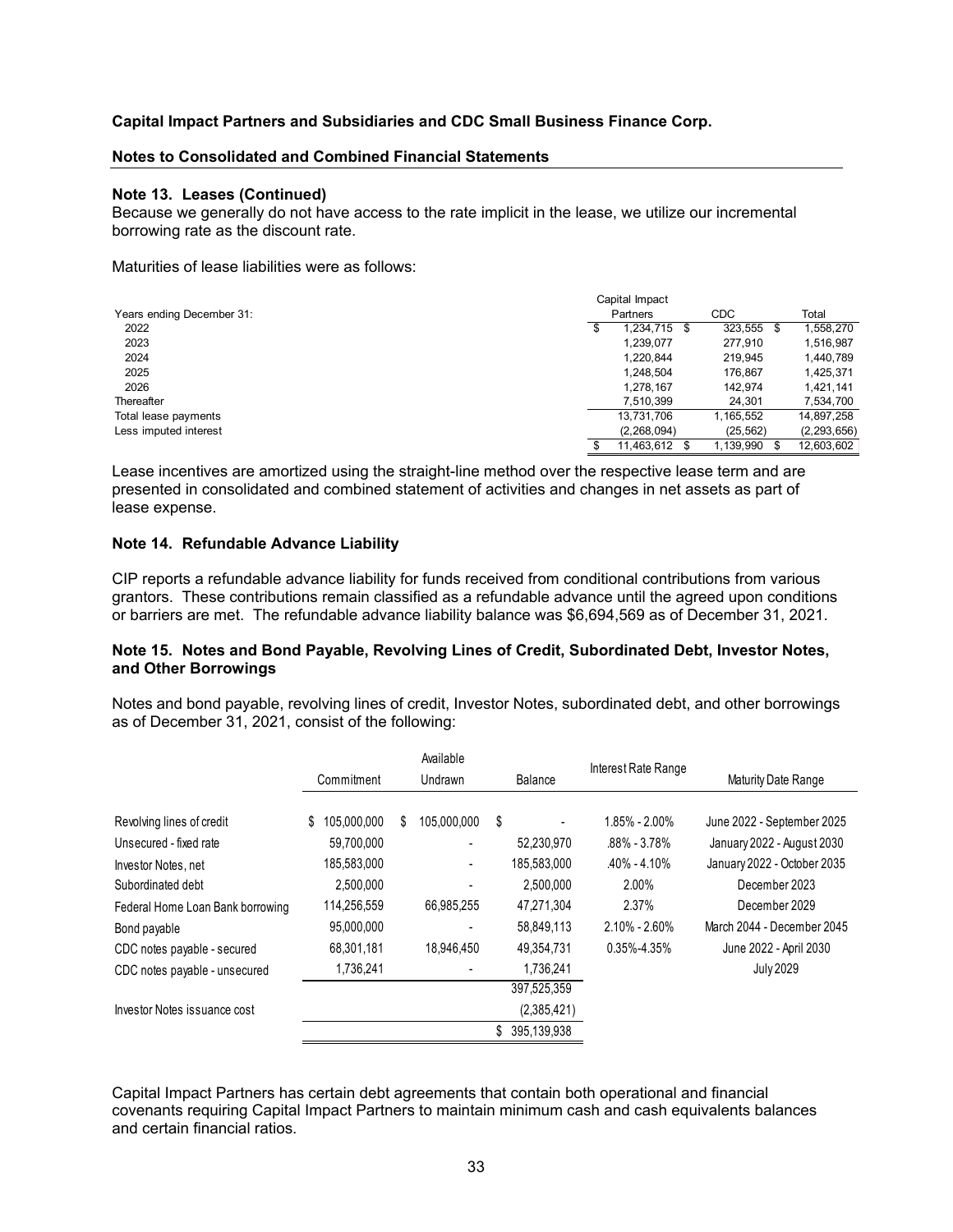**Capital Impact Partners and Subsidiaries and CDC Small Business Finance Corp.**

**Notes to Consolidated and Combined Financial Statements**

**Note 13. Leases (Continued)**

Because we generally do not have access to the rate implicit in the lease, we utilize our incremental borrowing rate as the discount rate.

Maturities of lease liabilities were as follows:

| Years ending December 31: | Capital Impact Partners | CDC | Total |
|---|---|---|---|
| 2022 | $ 1,234,715 | $ 323,555 | $ 1,558,270 |
| 2023 | 1,239,077 | 277,910 | 1,516,987 |
| 2024 | 1,220,844 | 219,945 | 1,440,789 |
| 2025 | 1,248,504 | 176,867 | 1,425,371 |
| 2026 | 1,278,167 | 142,974 | 1,421,141 |
| Thereafter | 7,510,399 | 24,301 | 7,534,700 |
| Total lease payments | 13,731,706 | 1,165,552 | 14,897,258 |
| Less imputed interest | (2,268,094) | (25,562) | (2,293,656) |
| | $ 11,463,612 | $ 1,139,990 | $ 12,603,602 |

Lease incentives are amortized using the straight-line method over the respective lease term and are presented in consolidated and combined statement of activities and changes in net assets as part of lease expense.

**Note 14. Refundable Advance Liability**

CIP reports a refundable advance liability for funds received from conditional contributions from various grantors. These contributions remain classified as a refundable advance until the agreed upon conditions or barriers are met. The refundable advance liability balance was $6,694,569 as of December 31, 2021.

**Note 15. Notes and Bond Payable, Revolving Lines of Credit, Subordinated Debt, Investor Notes, and Other Borrowings**

Notes and bond payable, revolving lines of credit, Investor Notes, subordinated debt, and other borrowings as of December 31, 2021, consist of the following:

| | Commitment | Available Undrawn | Balance | Interest Rate Range | Maturity Date Range |
|---|---|---|---|---|---|
| Revolving lines of credit | $ 105,000,000 | $ 105,000,000 | $ - | 1.85% - 2.00% | June 2022 - September 2025 |
| Unsecured - fixed rate | 59,700,000 | - | 52,230,970 | .88% - 3.78% | January 2022 - August 2030 |
| Investor Notes, net | 185,583,000 | - | 185,583,000 | .40% - 4.10% | January 2022 - October 2035 |
| Subordinated debt | 2,500,000 | - | 2,500,000 | 2.00% | December 2023 |
| Federal Home Loan Bank borrowing | 114,256,559 | 66,985,255 | 47,271,304 | 2.37% | December 2029 |
| Bond payable | 95,000,000 | - | 58,849,113 | 2.10% - 2.60% | March 2044 - December 2045 |
| CDC notes payable - secured | 68,301,181 | 18,946,450 | 49,354,731 | 0.35%-4.35% | June 2022 - April 2030 |
| CDC notes payable - unsecured | 1,736,241 | - | 1,736,241 | | July 2029 |
| | | | 397,525,359 | | |
| Investor Notes issuance cost | | | (2,385,421) | | |
| | | | $ 395,139,938 | | |

Capital Impact Partners has certain debt agreements that contain both operational and financial covenants requiring Capital Impact Partners to maintain minimum cash and cash equivalents balances and certain financial ratios.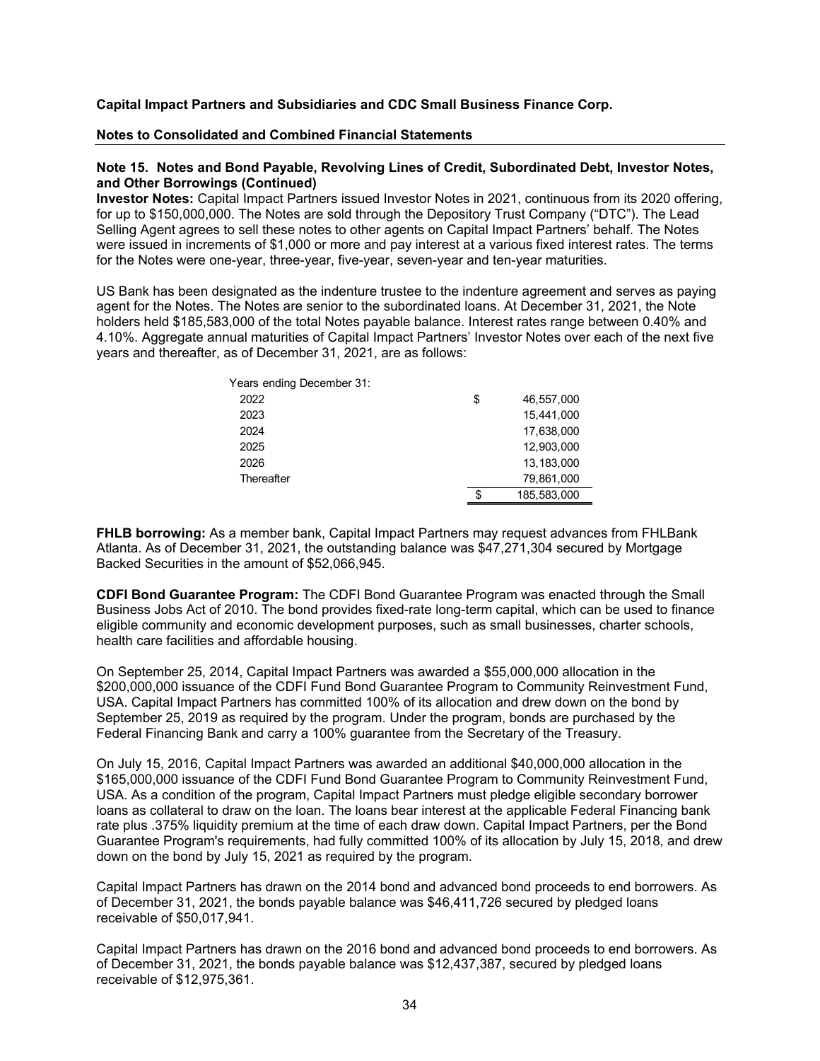**Capital Impact Partners and Subsidiaries and CDC Small Business Finance Corp.**

**Notes to Consolidated and Combined Financial Statements**

**Note 15. Notes and Bond Payable, Revolving Lines of Credit, Subordinated Debt, Investor Notes, and Other Borrowings (Continued)**

**Investor Notes:** Capital Impact Partners issued Investor Notes in 2021, continuous from its 2020 offering, for up to $150,000,000. The Notes are sold through the Depository Trust Company ("DTC"). The Lead Selling Agent agrees to sell these notes to other agents on Capital Impact Partners' behalf. The Notes were issued in increments of $1,000 or more and pay interest at a various fixed interest rates. The terms for the Notes were one-year, three-year, five-year, seven-year and ten-year maturities.

US Bank has been designated as the indenture trustee to the indenture agreement and serves as paying agent for the Notes. The Notes are senior to the subordinated loans. At December 31, 2021, the Note holders held $185,583,000 of the total Notes payable balance. Interest rates range between 0.40% and 4.10%. Aggregate annual maturities of Capital Impact Partners' Investor Notes over each of the next five years and thereafter, as of December 31, 2021, are as follows:

| Years ending December 31: | |
|---|---|
| 2022 | $ 46,557,000 |
| 2023 | 15,441,000 |
| 2024 | 17,638,000 |
| 2025 | 12,903,000 |
| 2026 | 13,183,000 |
| Thereafter | 79,861,000 |
| | $ 185,583,000 |

**FHLB borrowing:** As a member bank, Capital Impact Partners may request advances from FHLBank Atlanta. As of December 31, 2021, the outstanding balance was $47,271,304 secured by Mortgage Backed Securities in the amount of $52,066,945.

**CDFI Bond Guarantee Program:** The CDFI Bond Guarantee Program was enacted through the Small Business Jobs Act of 2010. The bond provides fixed-rate long-term capital, which can be used to finance eligible community and economic development purposes, such as small businesses, charter schools, health care facilities and affordable housing.

On September 25, 2014, Capital Impact Partners was awarded a $55,000,000 allocation in the $200,000,000 issuance of the CDFI Fund Bond Guarantee Program to Community Reinvestment Fund, USA. Capital Impact Partners has committed 100% of its allocation and drew down on the bond by September 25, 2019 as required by the program. Under the program, bonds are purchased by the Federal Financing Bank and carry a 100% guarantee from the Secretary of the Treasury.

On July 15, 2016, Capital Impact Partners was awarded an additional $40,000,000 allocation in the $165,000,000 issuance of the CDFI Fund Bond Guarantee Program to Community Reinvestment Fund, USA. As a condition of the program, Capital Impact Partners must pledge eligible secondary borrower loans as collateral to draw on the loan. The loans bear interest at the applicable Federal Financing bank rate plus .375% liquidity premium at the time of each draw down. Capital Impact Partners, per the Bond Guarantee Program's requirements, had fully committed 100% of its allocation by July 15, 2018, and drew down on the bond by July 15, 2021 as required by the program.

Capital Impact Partners has drawn on the 2014 bond and advanced bond proceeds to end borrowers. As of December 31, 2021, the bonds payable balance was $46,411,726 secured by pledged loans receivable of $50,017,941.

Capital Impact Partners has drawn on the 2016 bond and advanced bond proceeds to end borrowers. As of December 31, 2021, the bonds payable balance was $12,437,387, secured by pledged loans receivable of $12,975,361.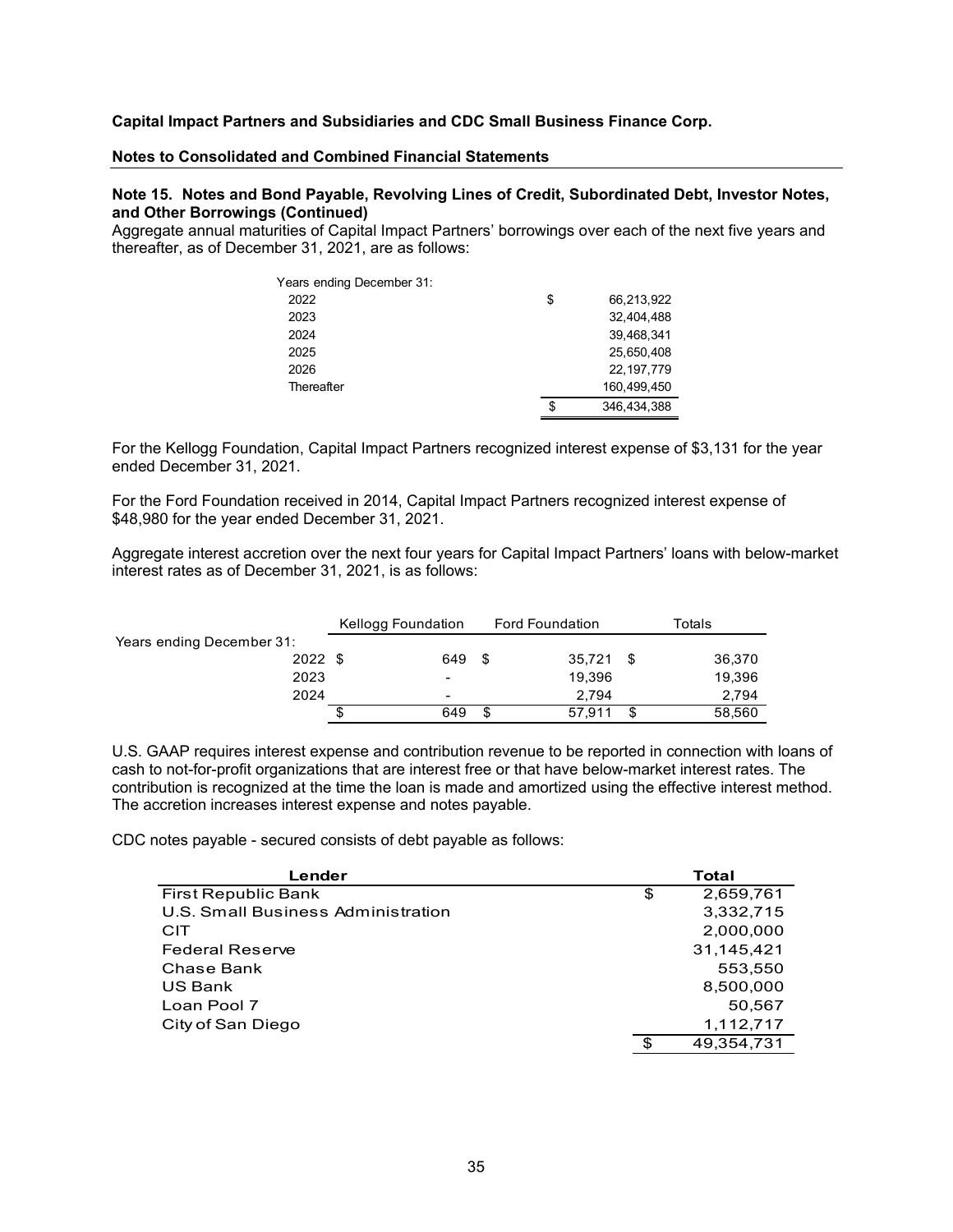**Capital Impact Partners and Subsidiaries and CDC Small Business Finance Corp.**

**Notes to Consolidated and Combined Financial Statements**

**Note 15. Notes and Bond Payable, Revolving Lines of Credit, Subordinated Debt, Investor Notes, and Other Borrowings (Continued)**

Aggregate annual maturities of Capital Impact Partners' borrowings over each of the next five years and thereafter, as of December 31, 2021, are as follows:

| Years ending December 31: | |
|---|---|
| 2022 | $ 66,213,922 |
| 2023 | 32,404,488 |
| 2024 | 39,468,341 |
| 2025 | 25,650,408 |
| 2026 | 22,197,779 |
| Thereafter | 160,499,450 |
| | $ 346,434,388 |

For the Kellogg Foundation, Capital Impact Partners recognized interest expense of $3,131 for the year ended December 31, 2021.

For the Ford Foundation received in 2014, Capital Impact Partners recognized interest expense of $48,980 for the year ended December 31, 2021.

Aggregate interest accretion over the next four years for Capital Impact Partners' loans with below-market interest rates as of December 31, 2021, is as follows:

| | Kellogg Foundation | Ford Foundation | Totals |
|---|---|---|---|
| Years ending December 31: | | | |
| 2022 | $ 649 | $ 35,721 | $ 36,370 |
| 2023 | - | 19,396 | 19,396 |
| 2024 | - | 2,794 | 2,794 |
| | $ 649 | $ 57,911 | $ 58,560 |

U.S. GAAP requires interest expense and contribution revenue to be reported in connection with loans of cash to not-for-profit organizations that are interest free or that have below-market interest rates. The contribution is recognized at the time the loan is made and amortized using the effective interest method. The accretion increases interest expense and notes payable.

CDC notes payable - secured consists of debt payable as follows:

| Lender | Total |
|---|---|
| First Republic Bank | $ 2,659,761 |
| U.S. Small Business Administration | 3,332,715 |
| CIT | 2,000,000 |
| Federal Reserve | 31,145,421 |
| Chase Bank | 553,550 |
| US Bank | 8,500,000 |
| Loan Pool 7 | 50,567 |
| City of San Diego | 1,112,717 |
| | $ 49,354,731 |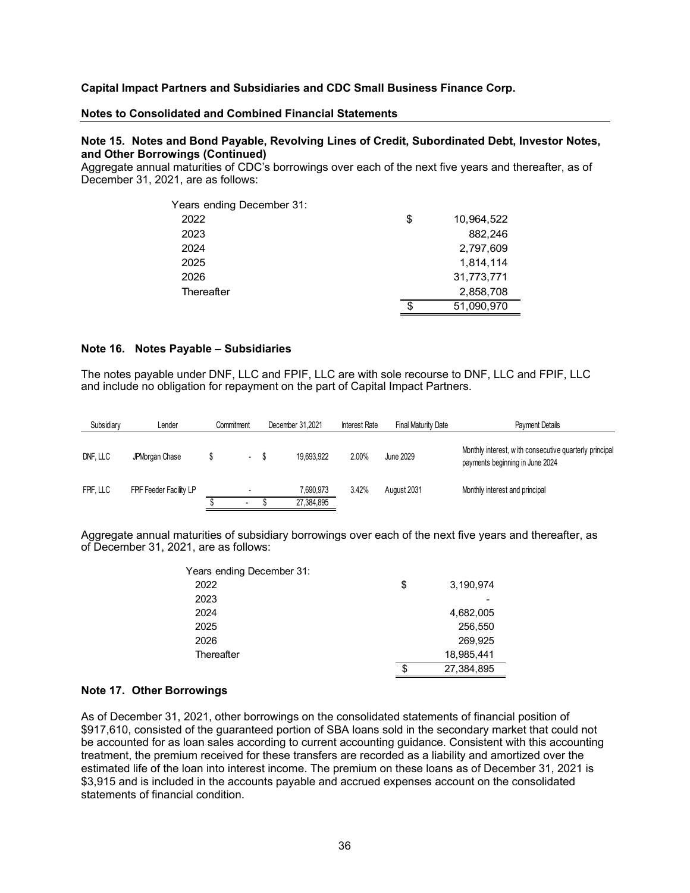**Capital Impact Partners and Subsidiaries and CDC Small Business Finance Corp.**

**Notes to Consolidated and Combined Financial Statements**

### Note 15. Notes and Bond Payable, Revolving Lines of Credit, Subordinated Debt, Investor Notes, and Other Borrowings (Continued)

Aggregate annual maturities of CDC's borrowings over each of the next five years and thereafter, as of December 31, 2021, are as follows:

| Years ending December 31: | |
|---|---|
| 2022 | $ 10,964,522 |
| 2023 | 882,246 |
| 2024 | 2,797,609 |
| 2025 | 1,814,114 |
| 2026 | 31,773,771 |
| Thereafter | 2,858,708 |
| | $ 51,090,970 |

### Note 16. Notes Payable – Subsidiaries

The notes payable under DNF, LLC and FPIF, LLC are with sole recourse to DNF, LLC and FPIF, LLC and include no obligation for repayment on the part of Capital Impact Partners.

| Subsidiary | Lender | Commitment | December 31,2021 | Interest Rate | Final Maturity Date | Payment Details |
|---|---|---|---|---|---|---|
| DNF, LLC | JPMorgan Chase | $ - | $ 19,693,922 | 2.00% | June 2029 | Monthly interest, with consecutive quarterly principal payments beginning in June 2024 |
| FPIF, LLC | FPIF Feeder Facility LP | - | 7,690,973 | 3.42% | August 2031 | Monthly interest and principal |
| | | $ - | $ 27,384,895 | | | |

Aggregate annual maturities of subsidiary borrowings over each of the next five years and thereafter, as of December 31, 2021, are as follows:

| Years ending December 31: | |
|---|---|
| 2022 | $ 3,190,974 |
| 2023 | - |
| 2024 | 4,682,005 |
| 2025 | 256,550 |
| 2026 | 269,925 |
| Thereafter | 18,985,441 |
| | $ 27,384,895 |

### Note 17. Other Borrowings

As of December 31, 2021, other borrowings on the consolidated statements of financial position of $917,610, consisted of the guaranteed portion of SBA loans sold in the secondary market that could not be accounted for as loan sales according to current accounting guidance. Consistent with this accounting treatment, the premium received for these transfers are recorded as a liability and amortized over the estimated life of the loan into interest income. The premium on these loans as of December 31, 2021 is $3,915 and is included in the accounts payable and accrued expenses account on the consolidated statements of financial condition.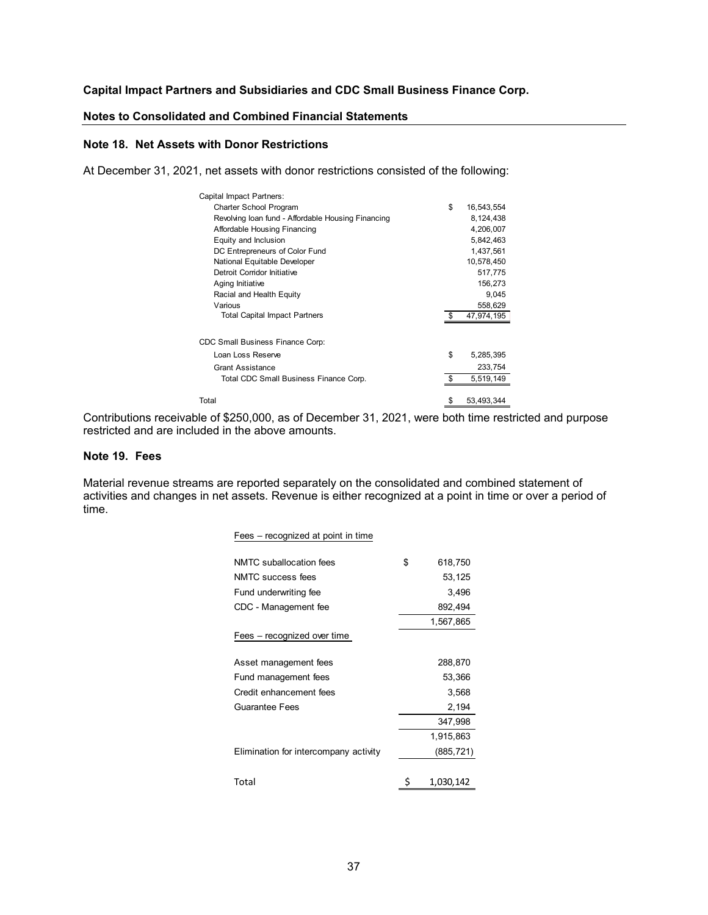Capital Impact Partners and Subsidiaries and CDC Small Business Finance Corp.

Notes to Consolidated and Combined Financial Statements

### Note 18. Net Assets with Donor Restrictions

At December 31, 2021, net assets with donor restrictions consisted of the following:

| | |
|---|---|
| Capital Impact Partners: | |
| Charter School Program | $ 16,543,554 |
| Revolving loan fund - Affordable Housing Financing | 8,124,438 |
| Affordable Housing Financing | 4,206,007 |
| Equity and Inclusion | 5,842,463 |
| DC Entrepreneurs of Color Fund | 1,437,561 |
| National Equitable Developer | 10,578,450 |
| Detroit Corridor Initiative | 517,775 |
| Aging Initiative | 156,273 |
| Racial and Health Equity | 9,045 |
| Various | 558,629 |
| Total Capital Impact Partners | $ 47,974,195 |
| | |
| CDC Small Business Finance Corp: | |
| Loan Loss Reserve | $ 5,285,395 |
| Grant Assistance | 233,754 |
| Total CDC Small Business Finance Corp. | $ 5,519,149 |
| | |
| Total | $ 53,493,344 |

Contributions receivable of $250,000, as of December 31, 2021, were both time restricted and purpose restricted and are included in the above amounts.

### Note 19. Fees

Material revenue streams are reported separately on the consolidated and combined statement of activities and changes in net assets. Revenue is either recognized at a point in time or over a period of time.

| | |
|---|---|
| Fees – recognized at point in time | |
| NMTC suballocation fees | $ 618,750 |
| NMTC success fees | 53,125 |
| Fund underwriting fee | 3,496 |
| CDC - Management fee | 892,494 |
| | 1,567,865 |
| Fees – recognized over time | |
| Asset management fees | 288,870 |
| Fund management fees | 53,366 |
| Credit enhancement fees | 3,568 |
| Guarantee Fees | 2,194 |
| | 347,998 |
| | 1,915,863 |
| Elimination for intercompany activity | (885,721) |
| | |
| Total | $ 1,030,142 |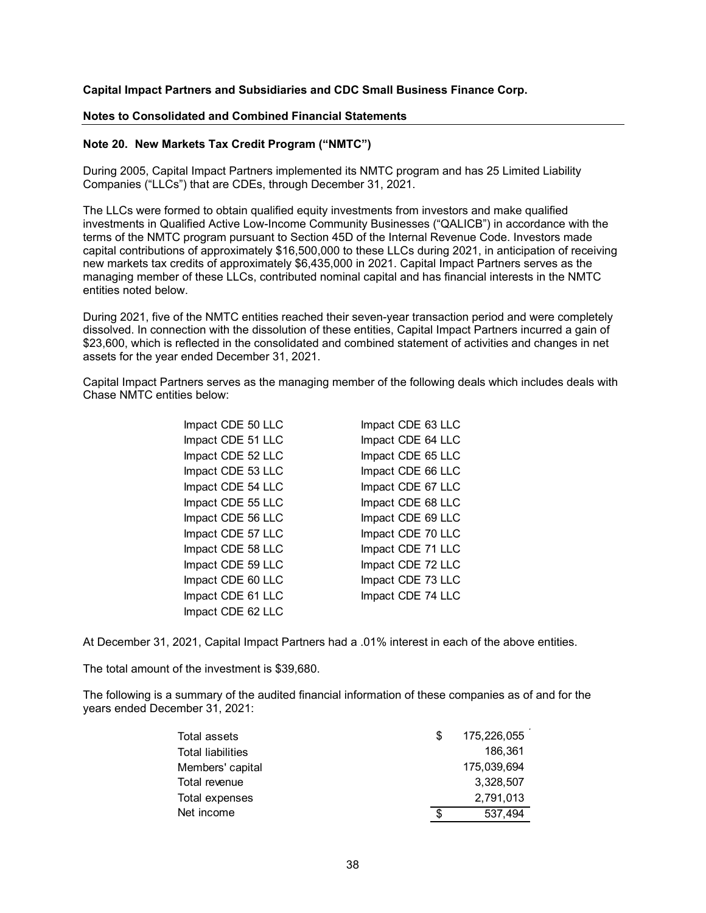**Capital Impact Partners and Subsidiaries and CDC Small Business Finance Corp.**

**Notes to Consolidated and Combined Financial Statements**

**Note 20. New Markets Tax Credit Program ("NMTC")**

During 2005, Capital Impact Partners implemented its NMTC program and has 25 Limited Liability Companies ("LLCs") that are CDEs, through December 31, 2021.

The LLCs were formed to obtain qualified equity investments from investors and make qualified investments in Qualified Active Low-Income Community Businesses ("QALICB") in accordance with the terms of the NMTC program pursuant to Section 45D of the Internal Revenue Code. Investors made capital contributions of approximately $16,500,000 to these LLCs during 2021, in anticipation of receiving new markets tax credits of approximately $6,435,000 in 2021. Capital Impact Partners serves as the managing member of these LLCs, contributed nominal capital and has financial interests in the NMTC entities noted below.

During 2021, five of the NMTC entities reached their seven-year transaction period and were completely dissolved. In connection with the dissolution of these entities, Capital Impact Partners incurred a gain of $23,600, which is reflected in the consolidated and combined statement of activities and changes in net assets for the year ended December 31, 2021.

Capital Impact Partners serves as the managing member of the following deals which includes deals with Chase NMTC entities below:

| | |
|---|---|
| Impact CDE 50 LLC | Impact CDE 63 LLC |
| Impact CDE 51 LLC | Impact CDE 64 LLC |
| Impact CDE 52 LLC | Impact CDE 65 LLC |
| Impact CDE 53 LLC | Impact CDE 66 LLC |
| Impact CDE 54 LLC | Impact CDE 67 LLC |
| Impact CDE 55 LLC | Impact CDE 68 LLC |
| Impact CDE 56 LLC | Impact CDE 69 LLC |
| Impact CDE 57 LLC | Impact CDE 70 LLC |
| Impact CDE 58 LLC | Impact CDE 71 LLC |
| Impact CDE 59 LLC | Impact CDE 72 LLC |
| Impact CDE 60 LLC | Impact CDE 73 LLC |
| Impact CDE 61 LLC | Impact CDE 74 LLC |
| Impact CDE 62 LLC | |

At December 31, 2021, Capital Impact Partners had a .01% interest in each of the above entities.

The total amount of the investment is $39,680.

The following is a summary of the audited financial information of these companies as of and for the years ended December 31, 2021:

| | |
|---|---|
| Total assets | $ 175,226,055 |
| Total liabilities | 186,361 |
| Members' capital | 175,039,694 |
| Total revenue | 3,328,507 |
| Total expenses | 2,791,013 |
| Net income | $ 537,494 |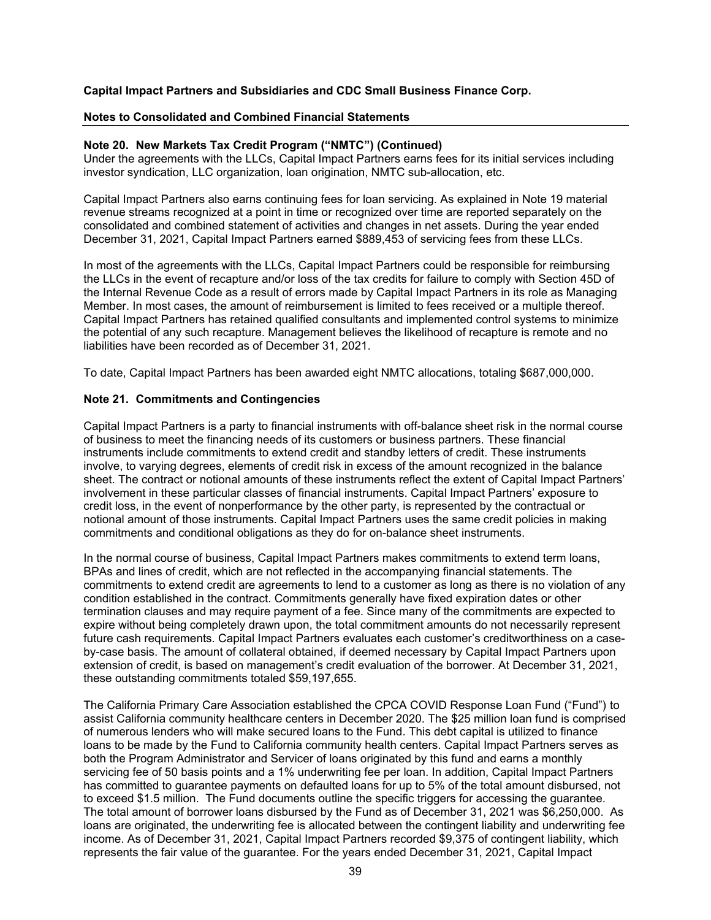**Capital Impact Partners and Subsidiaries and CDC Small Business Finance Corp.**

**Notes to Consolidated and Combined Financial Statements**

**Note 20. New Markets Tax Credit Program ("NMTC") (Continued)**

Under the agreements with the LLCs, Capital Impact Partners earns fees for its initial services including investor syndication, LLC organization, loan origination, NMTC sub-allocation, etc.

Capital Impact Partners also earns continuing fees for loan servicing. As explained in Note 19 material revenue streams recognized at a point in time or recognized over time are reported separately on the consolidated and combined statement of activities and changes in net assets. During the year ended December 31, 2021, Capital Impact Partners earned $889,453 of servicing fees from these LLCs.

In most of the agreements with the LLCs, Capital Impact Partners could be responsible for reimbursing the LLCs in the event of recapture and/or loss of the tax credits for failure to comply with Section 45D of the Internal Revenue Code as a result of errors made by Capital Impact Partners in its role as Managing Member. In most cases, the amount of reimbursement is limited to fees received or a multiple thereof. Capital Impact Partners has retained qualified consultants and implemented control systems to minimize the potential of any such recapture. Management believes the likelihood of recapture is remote and no liabilities have been recorded as of December 31, 2021.

To date, Capital Impact Partners has been awarded eight NMTC allocations, totaling $687,000,000.

**Note 21. Commitments and Contingencies**

Capital Impact Partners is a party to financial instruments with off-balance sheet risk in the normal course of business to meet the financing needs of its customers or business partners. These financial instruments include commitments to extend credit and standby letters of credit. These instruments involve, to varying degrees, elements of credit risk in excess of the amount recognized in the balance sheet. The contract or notional amounts of these instruments reflect the extent of Capital Impact Partners' involvement in these particular classes of financial instruments. Capital Impact Partners' exposure to credit loss, in the event of nonperformance by the other party, is represented by the contractual or notional amount of those instruments. Capital Impact Partners uses the same credit policies in making commitments and conditional obligations as they do for on-balance sheet instruments.

In the normal course of business, Capital Impact Partners makes commitments to extend term loans, BPAs and lines of credit, which are not reflected in the accompanying financial statements. The commitments to extend credit are agreements to lend to a customer as long as there is no violation of any condition established in the contract. Commitments generally have fixed expiration dates or other termination clauses and may require payment of a fee. Since many of the commitments are expected to expire without being completely drawn upon, the total commitment amounts do not necessarily represent future cash requirements. Capital Impact Partners evaluates each customer's creditworthiness on a case-by-case basis. The amount of collateral obtained, if deemed necessary by Capital Impact Partners upon extension of credit, is based on management's credit evaluation of the borrower. At December 31, 2021, these outstanding commitments totaled $59,197,655.

The California Primary Care Association established the CPCA COVID Response Loan Fund ("Fund") to assist California community healthcare centers in December 2020. The $25 million loan fund is comprised of numerous lenders who will make secured loans to the Fund. This debt capital is utilized to finance loans to be made by the Fund to California community health centers. Capital Impact Partners serves as both the Program Administrator and Servicer of loans originated by this fund and earns a monthly servicing fee of 50 basis points and a 1% underwriting fee per loan. In addition, Capital Impact Partners has committed to guarantee payments on defaulted loans for up to 5% of the total amount disbursed, not to exceed $1.5 million. The Fund documents outline the specific triggers for accessing the guarantee. The total amount of borrower loans disbursed by the Fund as of December 31, 2021 was $6,250,000. As loans are originated, the underwriting fee is allocated between the contingent liability and underwriting fee income. As of December 31, 2021, Capital Impact Partners recorded $9,375 of contingent liability, which represents the fair value of the guarantee. For the years ended December 31, 2021, Capital Impact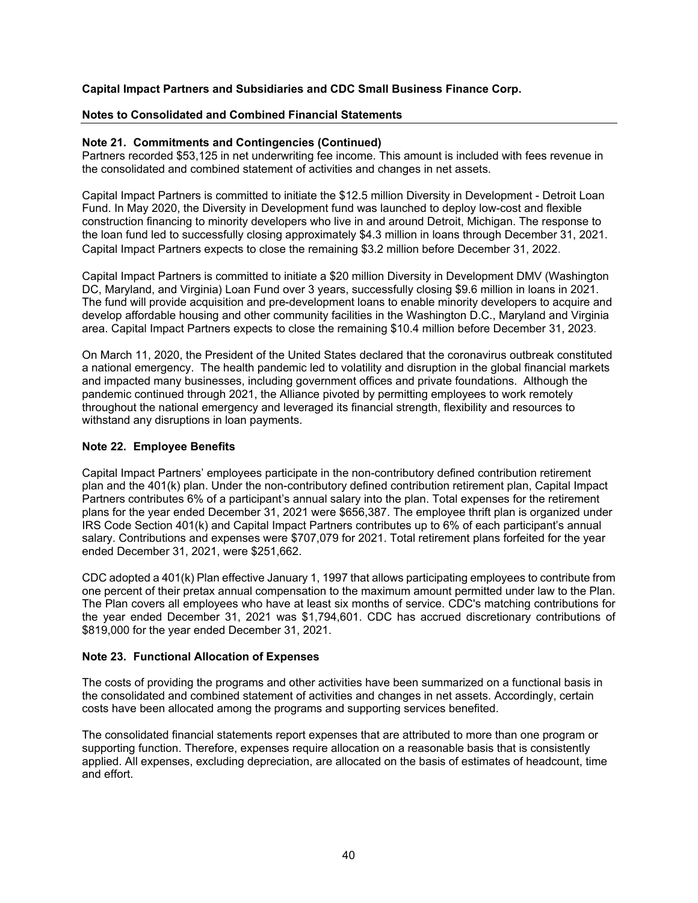**Note 21. Commitments and Contingencies (Continued)**

Partners recorded $53,125 in net underwriting fee income. This amount is included with fees revenue in the consolidated and combined statement of activities and changes in net assets.

Capital Impact Partners is committed to initiate the $12.5 million Diversity in Development - Detroit Loan Fund. In May 2020, the Diversity in Development fund was launched to deploy low-cost and flexible construction financing to minority developers who live in and around Detroit, Michigan. The response to the loan fund led to successfully closing approximately $4.3 million in loans through December 31, 2021. Capital Impact Partners expects to close the remaining $3.2 million before December 31, 2022.

Capital Impact Partners is committed to initiate a $20 million Diversity in Development DMV (Washington DC, Maryland, and Virginia) Loan Fund over 3 years, successfully closing $9.6 million in loans in 2021. The fund will provide acquisition and pre-development loans to enable minority developers to acquire and develop affordable housing and other community facilities in the Washington D.C., Maryland and Virginia area. Capital Impact Partners expects to close the remaining $10.4 million before December 31, 2023.

On March 11, 2020, the President of the United States declared that the coronavirus outbreak constituted a national emergency. The health pandemic led to volatility and disruption in the global financial markets and impacted many businesses, including government offices and private foundations. Although the pandemic continued through 2021, the Alliance pivoted by permitting employees to work remotely throughout the national emergency and leveraged its financial strength, flexibility and resources to withstand any disruptions in loan payments.

## Note 22. Employee Benefits

Capital Impact Partners' employees participate in the non-contributory defined contribution retirement plan and the 401(k) plan. Under the non-contributory defined contribution retirement plan, Capital Impact Partners contributes 6% of a participant's annual salary into the plan. Total expenses for the retirement plans for the year ended December 31, 2021 were $656,387. The employee thrift plan is organized under IRS Code Section 401(k) and Capital Impact Partners contributes up to 6% of each participant's annual salary. Contributions and expenses were $707,079 for 2021. Total retirement plans forfeited for the year ended December 31, 2021, were $251,662.

CDC adopted a 401(k) Plan effective January 1, 1997 that allows participating employees to contribute from one percent of their pretax annual compensation to the maximum amount permitted under law to the Plan. The Plan covers all employees who have at least six months of service. CDC's matching contributions for the year ended December 31, 2021 was $1,794,601. CDC has accrued discretionary contributions of $819,000 for the year ended December 31, 2021.

## Note 23. Functional Allocation of Expenses

The costs of providing the programs and other activities have been summarized on a functional basis in the consolidated and combined statement of activities and changes in net assets. Accordingly, certain costs have been allocated among the programs and supporting services benefited.

The consolidated financial statements report expenses that are attributed to more than one program or supporting function. Therefore, expenses require allocation on a reasonable basis that is consistently applied. All expenses, excluding depreciation, are allocated on the basis of estimates of headcount, time and effort.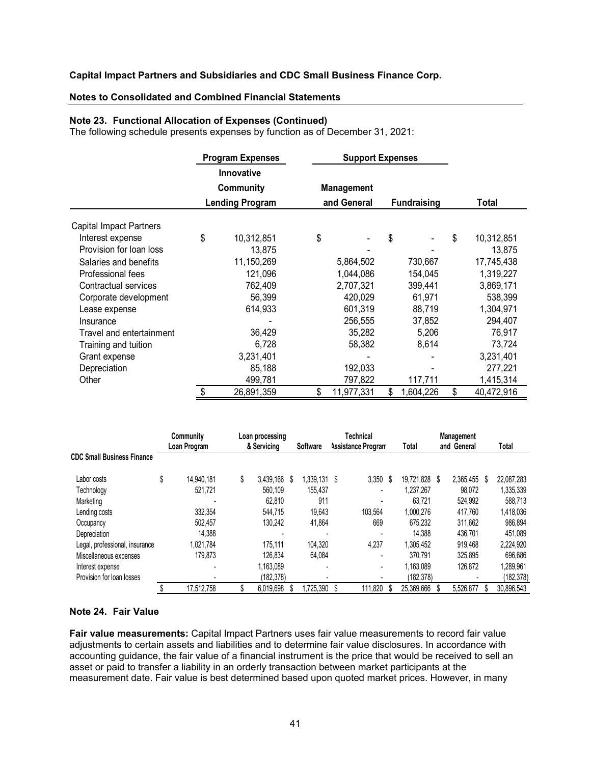**Capital Impact Partners and Subsidiaries and CDC Small Business Finance Corp.**

**Notes to Consolidated and Combined Financial Statements**

### Note 23. Functional Allocation of Expenses (Continued)

The following schedule presents expenses by function as of December 31, 2021:

| | Program Expenses | Support Expenses | | |
|---|---|---|---|---|
| | Innovative Community Lending Program | Management and General | Fundraising | Total |
| Capital Impact Partners | | | | |
| Interest expense | $ 10,312,851 | $ - | $ - | $ 10,312,851 |
| Provision for loan loss | 13,875 | - | - | 13,875 |
| Salaries and benefits | 11,150,269 | 5,864,502 | 730,667 | 17,745,438 |
| Professional fees | 121,096 | 1,044,086 | 154,045 | 1,319,227 |
| Contractual services | 762,409 | 2,707,321 | 399,441 | 3,869,171 |
| Corporate development | 56,399 | 420,029 | 61,971 | 538,399 |
| Lease expense | 614,933 | 601,319 | 88,719 | 1,304,971 |
| Insurance | - | 256,555 | 37,852 | 294,407 |
| Travel and entertainment | 36,429 | 35,282 | 5,206 | 76,917 |
| Training and tuition | 6,728 | 58,382 | 8,614 | 73,724 |
| Grant expense | 3,231,401 | - | - | 3,231,401 |
| Depreciation | 85,188 | 192,033 | - | 277,221 |
| Other | 499,781 | 797,822 | 117,711 | 1,415,314 |
| | $ 26,891,359 | $ 11,977,331 | $ 1,604,226 | $ 40,472,916 |

| | Community Loan Program | Loan processing & Servicing | Software | Technical Assistance Program | Total | Management and General | Total |
|---|---|---|---|---|---|---|---|
| **CDC Small Business Finance** | | | | | | | |
| Labor costs | $ 14,940,181 | $ 3,439,166 | $ 1,339,131 | $ 3,350 | $ 19,721,828 | $ 2,365,455 | $ 22,087,283 |
| Technology | 521,721 | 560,109 | 155,437 | - | 1,237,267 | 98,072 | 1,335,339 |
| Marketing | - | 62,810 | 911 | - | 63,721 | 524,992 | 588,713 |
| Lending costs | 332,354 | 544,715 | 19,643 | 103,564 | 1,000,276 | 417,760 | 1,418,036 |
| Occupancy | 502,457 | 130,242 | 41,864 | 669 | 675,232 | 311,662 | 986,894 |
| Depreciation | 14,388 | - | - | - | 14,388 | 436,701 | 451,089 |
| Legal, professional, insurance | 1,021,784 | 175,111 | 104,320 | 4,237 | 1,305,452 | 919,468 | 2,224,920 |
| Miscellaneous expenses | 179,873 | 126,834 | 64,084 | - | 370,791 | 325,895 | 696,686 |
| Interest expense | - | 1,163,089 | - | - | 1,163,089 | 126,872 | 1,289,961 |
| Provision for loan losses | - | (182,378) | - | - | (182,378) | - | (182,378) |
| | $ 17,512,758 | $ 6,019,698 | $ 1,725,390 | $ 111,820 | $ 25,369,666 | $ 5,526,877 | $ 30,896,543 |

### Note 24. Fair Value

**Fair value measurements:** Capital Impact Partners uses fair value measurements to record fair value adjustments to certain assets and liabilities and to determine fair value disclosures. In accordance with accounting guidance, the fair value of a financial instrument is the price that would be received to sell an asset or paid to transfer a liability in an orderly transaction between market participants at the measurement date. Fair value is best determined based upon quoted market prices. However, in many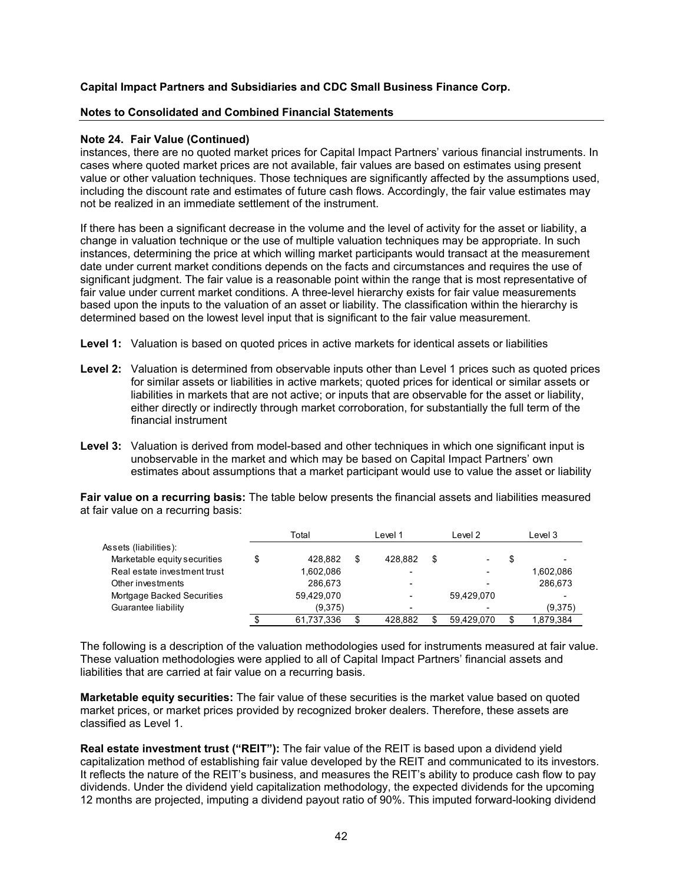**Capital Impact Partners and Subsidiaries and CDC Small Business Finance Corp.**

**Notes to Consolidated and Combined Financial Statements**

**Note 24. Fair Value (Continued)**

instances, there are no quoted market prices for Capital Impact Partners' various financial instruments. In cases where quoted market prices are not available, fair values are based on estimates using present value or other valuation techniques. Those techniques are significantly affected by the assumptions used, including the discount rate and estimates of future cash flows. Accordingly, the fair value estimates may not be realized in an immediate settlement of the instrument.

If there has been a significant decrease in the volume and the level of activity for the asset or liability, a change in valuation technique or the use of multiple valuation techniques may be appropriate. In such instances, determining the price at which willing market participants would transact at the measurement date under current market conditions depends on the facts and circumstances and requires the use of significant judgment. The fair value is a reasonable point within the range that is most representative of fair value under current market conditions. A three-level hierarchy exists for fair value measurements based upon the inputs to the valuation of an asset or liability. The classification within the hierarchy is determined based on the lowest level input that is significant to the fair value measurement.

**Level 1:** Valuation is based on quoted prices in active markets for identical assets or liabilities

**Level 2:** Valuation is determined from observable inputs other than Level 1 prices such as quoted prices for similar assets or liabilities in active markets; quoted prices for identical or similar assets or liabilities in markets that are not active; or inputs that are observable for the asset or liability, either directly or indirectly through market corroboration, for substantially the full term of the financial instrument

**Level 3:** Valuation is derived from model-based and other techniques in which one significant input is unobservable in the market and which may be based on Capital Impact Partners' own estimates about assumptions that a market participant would use to value the asset or liability

**Fair value on a recurring basis:** The table below presents the financial assets and liabilities measured at fair value on a recurring basis:

| | Total | Level 1 | Level 2 | Level 3 |
|---|---|---|---|---|
| Assets (liabilities): | | | | |
| Marketable equity securities | $ 428,882 | $ 428,882 | $ - | $ - |
| Real estate investment trust | 1,602,086 | - | - | 1,602,086 |
| Other investments | 286,673 | - | - | 286,673 |
| Mortgage Backed Securities | 59,429,070 | - | 59,429,070 | - |
| Guarantee liability | (9,375) | - | - | (9,375) |
| | $ 61,737,336 | $ 428,882 | $ 59,429,070 | $ 1,879,384 |

The following is a description of the valuation methodologies used for instruments measured at fair value. These valuation methodologies were applied to all of Capital Impact Partners' financial assets and liabilities that are carried at fair value on a recurring basis.

**Marketable equity securities:** The fair value of these securities is the market value based on quoted market prices, or market prices provided by recognized broker dealers. Therefore, these assets are classified as Level 1.

**Real estate investment trust ("REIT"):** The fair value of the REIT is based upon a dividend yield capitalization method of establishing fair value developed by the REIT and communicated to its investors. It reflects the nature of the REIT's business, and measures the REIT's ability to produce cash flow to pay dividends. Under the dividend yield capitalization methodology, the expected dividends for the upcoming 12 months are projected, imputing a dividend payout ratio of 90%. This imputed forward-looking dividend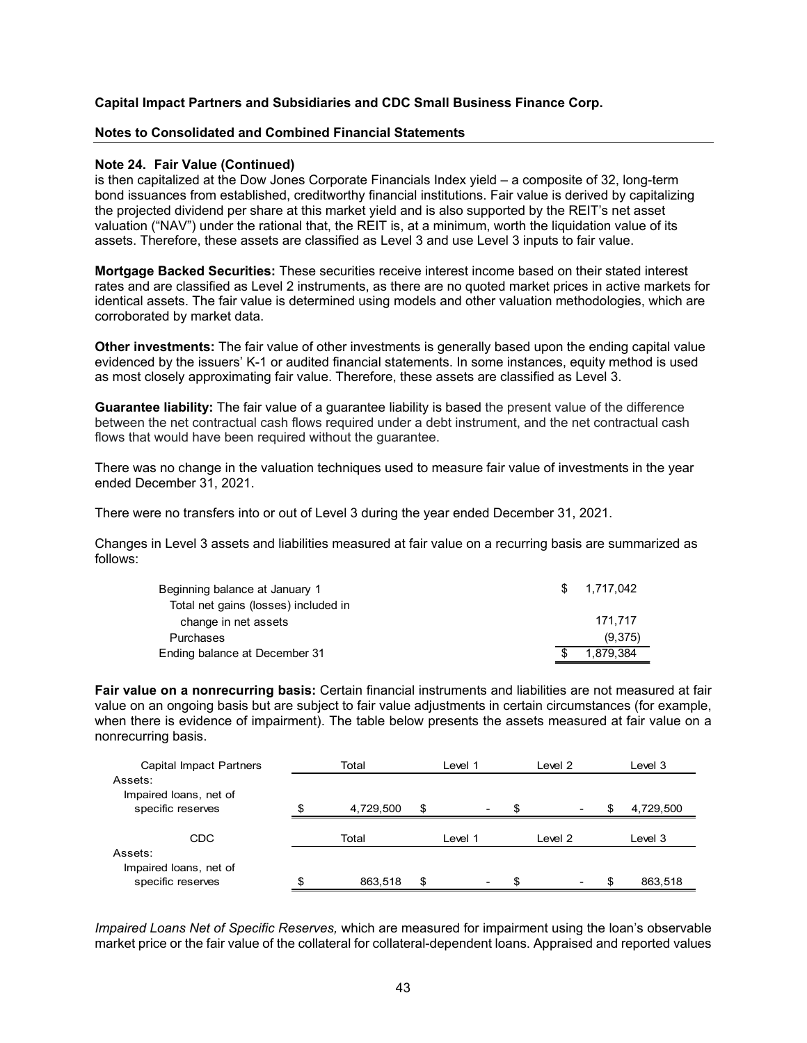**Note 24. Fair Value (Continued)**

is then capitalized at the Dow Jones Corporate Financials Index yield – a composite of 32, long-term bond issuances from established, creditworthy financial institutions. Fair value is derived by capitalizing the projected dividend per share at this market yield and is also supported by the REIT's net asset valuation ("NAV") under the rational that, the REIT is, at a minimum, worth the liquidation value of its assets. Therefore, these assets are classified as Level 3 and use Level 3 inputs to fair value.

**Mortgage Backed Securities:** These securities receive interest income based on their stated interest rates and are classified as Level 2 instruments, as there are no quoted market prices in active markets for identical assets. The fair value is determined using models and other valuation methodologies, which are corroborated by market data.

**Other investments:** The fair value of other investments is generally based upon the ending capital value evidenced by the issuers' K-1 or audited financial statements. In some instances, equity method is used as most closely approximating fair value. Therefore, these assets are classified as Level 3.

**Guarantee liability:** The fair value of a guarantee liability is based the present value of the difference between the net contractual cash flows required under a debt instrument, and the net contractual cash flows that would have been required without the guarantee.

There was no change in the valuation techniques used to measure fair value of investments in the year ended December 31, 2021.

There were no transfers into or out of Level 3 during the year ended December 31, 2021.

Changes in Level 3 assets and liabilities measured at fair value on a recurring basis are summarized as follows:

| | |
|---|---|
| Beginning balance at January 1 | $ 1,717,042 |
| Total net gains (losses) included in change in net assets | 171,717 |
| Purchases | (9,375) |
| Ending balance at December 31 | $ 1,879,384 |

**Fair value on a nonrecurring basis:** Certain financial instruments and liabilities are not measured at fair value on an ongoing basis but are subject to fair value adjustments in certain circumstances (for example, when there is evidence of impairment). The table below presents the assets measured at fair value on a nonrecurring basis.

| Capital Impact Partners | Total | Level 1 | Level 2 | Level 3 |
|---|---|---|---|---|
| Assets: | | | | |
| Impaired loans, net of specific reserves | $ 4,729,500 | $ - | $ - | $ 4,729,500 |

| CDC | Total | Level 1 | Level 2 | Level 3 |
|---|---|---|---|---|
| Assets: | | | | |
| Impaired loans, net of specific reserves | $ 863,518 | $ - | $ - | $ 863,518 |

*Impaired Loans Net of Specific Reserves,* which are measured for impairment using the loan's observable market price or the fair value of the collateral for collateral-dependent loans. Appraised and reported values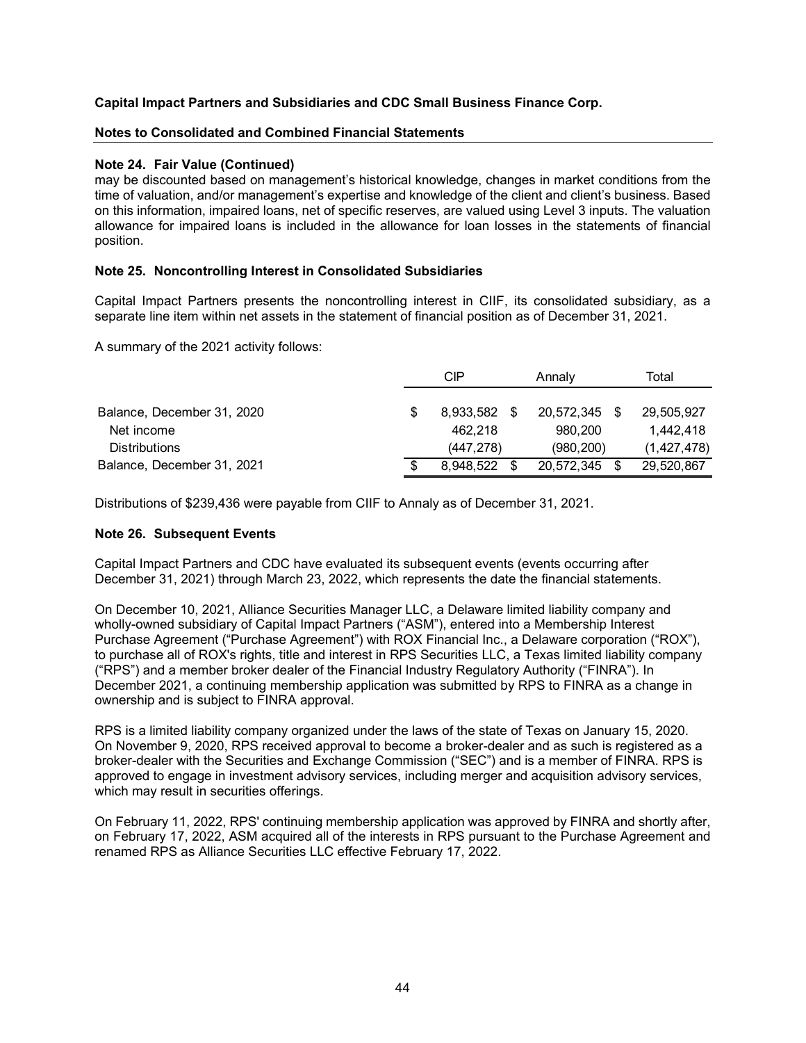**Capital Impact Partners and Subsidiaries and CDC Small Business Finance Corp.**

**Notes to Consolidated and Combined Financial Statements**

### Note 24. Fair Value (Continued)

may be discounted based on management's historical knowledge, changes in market conditions from the time of valuation, and/or management's expertise and knowledge of the client and client's business. Based on this information, impaired loans, net of specific reserves, are valued using Level 3 inputs. The valuation allowance for impaired loans is included in the allowance for loan losses in the statements of financial position.

### Note 25. Noncontrolling Interest in Consolidated Subsidiaries

Capital Impact Partners presents the noncontrolling interest in CIIF, its consolidated subsidiary, as a separate line item within net assets in the statement of financial position as of December 31, 2021.

A summary of the 2021 activity follows:

| | CIP | Annaly | Total |
|---|---|---|---|
| Balance, December 31, 2020 | $ 8,933,582 | $ 20,572,345 | $ 29,505,927 |
| Net income | 462,218 | 980,200 | 1,442,418 |
| Distributions | (447,278) | (980,200) | (1,427,478) |
| Balance, December 31, 2021 | $ 8,948,522 | $ 20,572,345 | $ 29,520,867 |

Distributions of $239,436 were payable from CIIF to Annaly as of December 31, 2021.

### Note 26. Subsequent Events

Capital Impact Partners and CDC have evaluated its subsequent events (events occurring after December 31, 2021) through March 23, 2022, which represents the date the financial statements.

On December 10, 2021, Alliance Securities Manager LLC, a Delaware limited liability company and wholly-owned subsidiary of Capital Impact Partners ("ASM"), entered into a Membership Interest Purchase Agreement ("Purchase Agreement") with ROX Financial Inc., a Delaware corporation ("ROX"), to purchase all of ROX's rights, title and interest in RPS Securities LLC, a Texas limited liability company ("RPS") and a member broker dealer of the Financial Industry Regulatory Authority ("FINRA"). In December 2021, a continuing membership application was submitted by RPS to FINRA as a change in ownership and is subject to FINRA approval.

RPS is a limited liability company organized under the laws of the state of Texas on January 15, 2020. On November 9, 2020, RPS received approval to become a broker-dealer and as such is registered as a broker-dealer with the Securities and Exchange Commission ("SEC") and is a member of FINRA. RPS is approved to engage in investment advisory services, including merger and acquisition advisory services, which may result in securities offerings.

On February 11, 2022, RPS' continuing membership application was approved by FINRA and shortly after, on February 17, 2022, ASM acquired all of the interests in RPS pursuant to the Purchase Agreement and renamed RPS as Alliance Securities LLC effective February 17, 2022.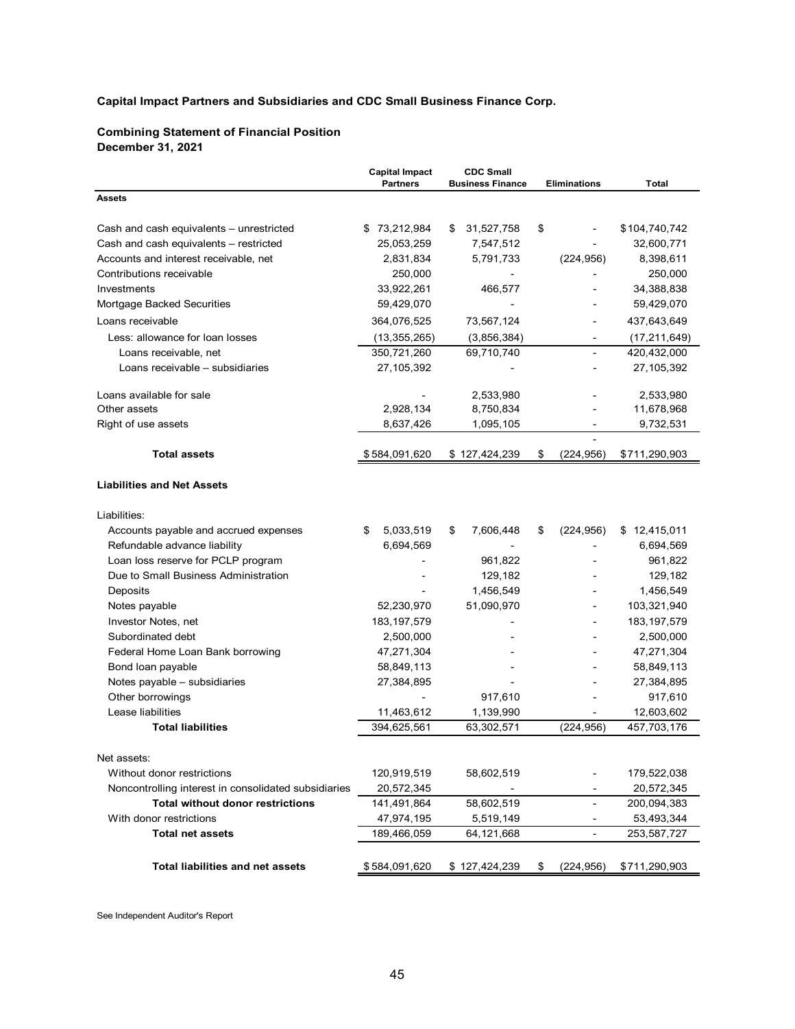**Capital Impact Partners and Subsidiaries and CDC Small Business Finance Corp.**

**Combining Statement of Financial Position**
**December 31, 2021**

| | Capital Impact Partners | CDC Small Business Finance | Eliminations | Total |
|---|---|---|---|---|
| **Assets** | | | | |
| Cash and cash equivalents – unrestricted | $ 73,212,984 | $ 31,527,758 | $ - | $ 104,740,742 |
| Cash and cash equivalents – restricted | 25,053,259 | 7,547,512 | - | 32,600,771 |
| Accounts and interest receivable, net | 2,831,834 | 5,791,733 | (224,956) | 8,398,611 |
| Contributions receivable | 250,000 | - | - | 250,000 |
| Investments | 33,922,261 | 466,577 | - | 34,388,838 |
| Mortgage Backed Securities | 59,429,070 | - | - | 59,429,070 |
| Loans receivable | 364,076,525 | 73,567,124 | - | 437,643,649 |
| Less: allowance for loan losses | (13,355,265) | (3,856,384) | - | (17,211,649) |
| Loans receivable, net | 350,721,260 | 69,710,740 | - | 420,432,000 |
| Loans receivable – subsidiaries | 27,105,392 | - | - | 27,105,392 |
| Loans available for sale | - | 2,533,980 | - | 2,533,980 |
| Other assets | 2,928,134 | 8,750,834 | - | 11,678,968 |
| Right of use assets | 8,637,426 | 1,095,105 | - | 9,732,531 |
| **Total assets** | $ 584,091,620 | $ 127,424,239 | $ (224,956) | $ 711,290,903 |
| **Liabilities and Net Assets** | | | | |
| Liabilities: | | | | |
| Accounts payable and accrued expenses | $ 5,033,519 | $ 7,606,448 | $ (224,956) | $ 12,415,011 |
| Refundable advance liability | 6,694,569 | - | - | 6,694,569 |
| Loan loss reserve for PCLP program | - | 961,822 | - | 961,822 |
| Due to Small Business Administration | - | 129,182 | - | 129,182 |
| Deposits | - | 1,456,549 | - | 1,456,549 |
| Notes payable | 52,230,970 | 51,090,970 | - | 103,321,940 |
| Investor Notes, net | 183,197,579 | - | - | 183,197,579 |
| Subordinated debt | 2,500,000 | - | - | 2,500,000 |
| Federal Home Loan Bank borrowing | 47,271,304 | - | - | 47,271,304 |
| Bond loan payable | 58,849,113 | - | - | 58,849,113 |
| Notes payable – subsidiaries | 27,384,895 | - | - | 27,384,895 |
| Other borrowings | - | 917,610 | - | 917,610 |
| Lease liabilities | 11,463,612 | 1,139,990 | - | 12,603,602 |
| **Total liabilities** | 394,625,561 | 63,302,571 | (224,956) | 457,703,176 |
| Net assets: | | | | |
| Without donor restrictions | 120,919,519 | 58,602,519 | - | 179,522,038 |
| Noncontrolling interest in consolidated subsidiaries | 20,572,345 | - | - | 20,572,345 |
| **Total without donor restrictions** | 141,491,864 | 58,602,519 | - | 200,094,383 |
| With donor restrictions | 47,974,195 | 5,519,149 | - | 53,493,344 |
| **Total net assets** | 189,466,059 | 64,121,668 | - | 253,587,727 |
| **Total liabilities and net assets** | $ 584,091,620 | $ 127,424,239 | $ (224,956) | $ 711,290,903 |

See Independent Auditor's Report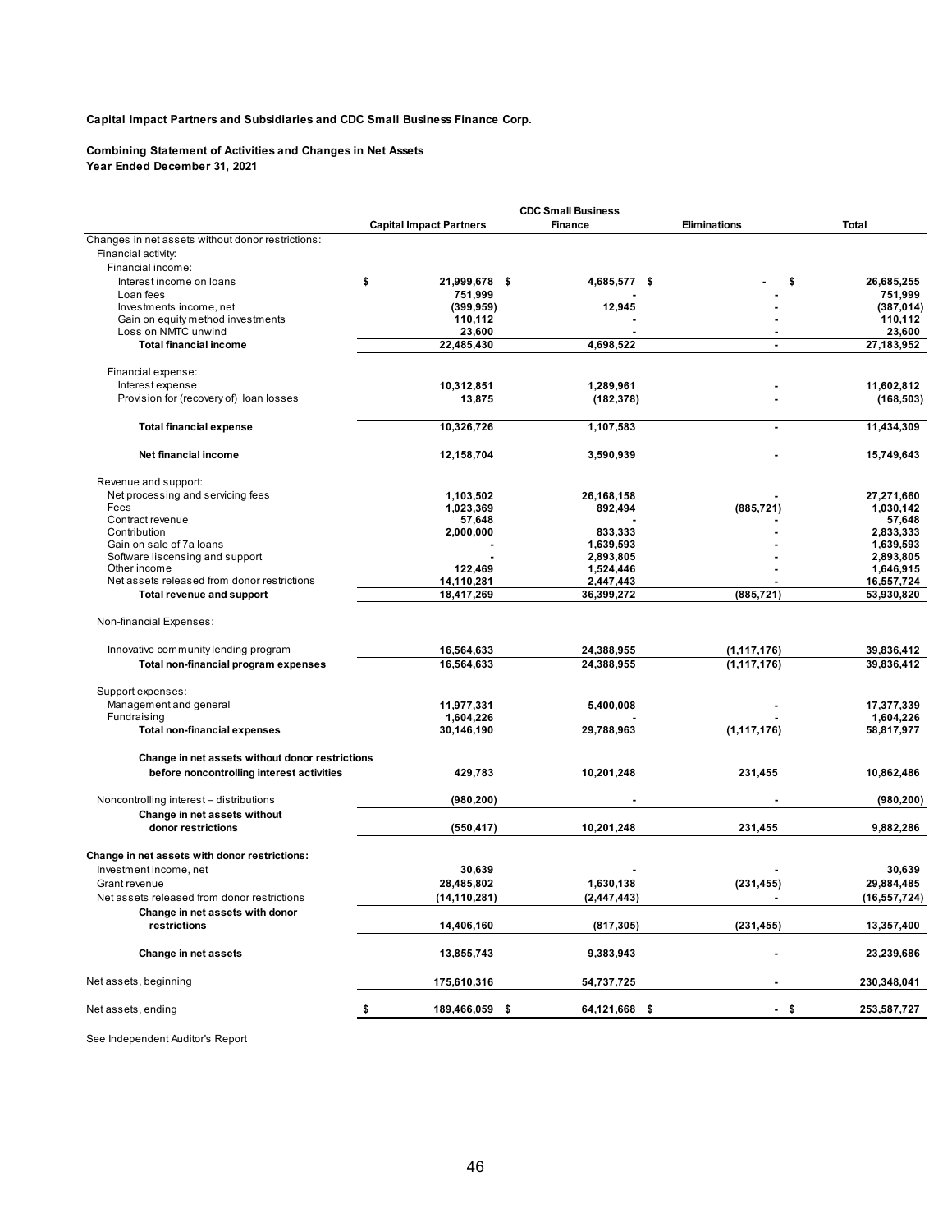**Capital Impact Partners and Subsidiaries and CDC Small Business Finance Corp.**

**Combining Statement of Activities and Changes in Net Assets**
**Year Ended December 31, 2021**

| | Capital Impact Partners | CDC Small Business Finance | Eliminations | Total |
|---|---|---|---|---|
| Changes in net assets without donor restrictions: | | | | |
| Financial activity: | | | | |
| Financial income: | | | | |
| Interest income on loans | $ 21,999,678 | $ 4,685,577 | $ - | $ 26,685,255 |
| Loan fees | 751,999 | - | - | 751,999 |
| Investments income, net | (399,959) | 12,945 | - | (387,014) |
| Gain on equity method investments | 110,112 | - | - | 110,112 |
| Loss on NMTC unwind | 23,600 | - | - | 23,600 |
| **Total financial income** | 22,485,430 | 4,698,522 | - | 27,183,952 |
| Financial expense: | | | | |
| Interest expense | 10,312,851 | 1,289,961 | - | 11,602,812 |
| Provision for (recovery of) loan losses | 13,875 | (182,378) | - | (168,503) |
| **Total financial expense** | 10,326,726 | 1,107,583 | - | 11,434,309 |
| **Net financial income** | 12,158,704 | 3,590,939 | - | 15,749,643 |
| Revenue and support: | | | | |
| Net processing and servicing fees | 1,103,502 | 26,168,158 | - | 27,271,660 |
| Fees | 1,023,369 | 892,494 | (885,721) | 1,030,142 |
| Contract revenue | 57,648 | - | - | 57,648 |
| Contribution | 2,000,000 | 833,333 | - | 2,833,333 |
| Gain on sale of 7a loans | - | 1,639,593 | - | 1,639,593 |
| Software liscensing and support | - | 2,893,805 | - | 2,893,805 |
| Other income | 122,469 | 1,524,446 | - | 1,646,915 |
| Net assets released from donor restrictions | 14,110,281 | 2,447,443 | - | 16,557,724 |
| **Total revenue and support** | 18,417,269 | 36,399,272 | (885,721) | 53,930,820 |
| Non-financial Expenses: | | | | |
| Innovative community lending program | 16,564,633 | 24,388,955 | (1,117,176) | 39,836,412 |
| **Total non-financial program expenses** | 16,564,633 | 24,388,955 | (1,117,176) | 39,836,412 |
| Support expenses: | | | | |
| Management and general | 11,977,331 | 5,400,008 | - | 17,377,339 |
| Fundraising | 1,604,226 | - | - | 1,604,226 |
| **Total non-financial expenses** | 30,146,190 | 29,788,963 | (1,117,176) | 58,817,977 |
| **Change in net assets without donor restrictions before noncontrolling interest activities** | 429,783 | 10,201,248 | 231,455 | 10,862,486 |
| Noncontrolling interest – distributions | (980,200) | - | - | (980,200) |
| **Change in net assets without donor restrictions** | (550,417) | 10,201,248 | 231,455 | 9,882,286 |
| **Change in net assets with donor restrictions:** | | | | |
| Investment income, net | 30,639 | - | - | 30,639 |
| Grant revenue | 28,485,802 | 1,630,138 | (231,455) | 29,884,485 |
| Net assets released from donor restrictions | (14,110,281) | (2,447,443) | - | (16,557,724) |
| **Change in net assets with donor restrictions** | 14,406,160 | (817,305) | (231,455) | 13,357,400 |
| **Change in net assets** | 13,855,743 | 9,383,943 | - | 23,239,686 |
| Net assets, beginning | 175,610,316 | 54,737,725 | - | 230,348,041 |
| Net assets, ending | $ 189,466,059 | $ 64,121,668 | $ - | $ 253,587,727 |

See Independent Auditor's Report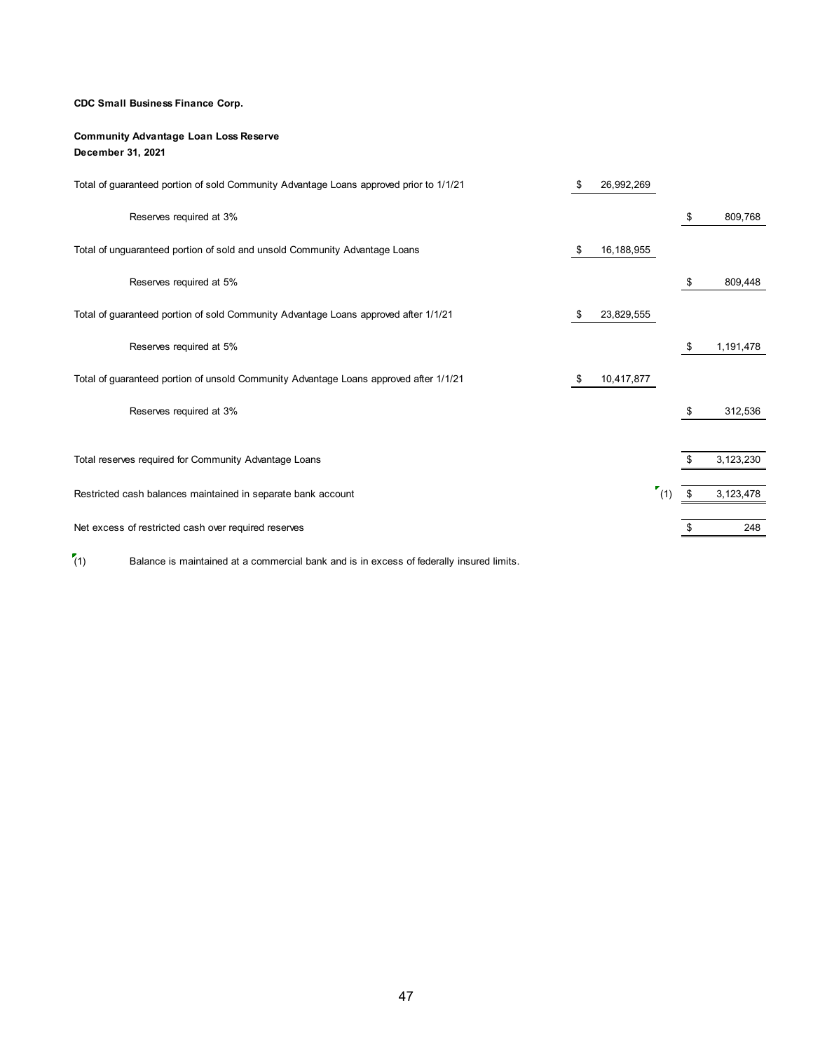**CDC Small Business Finance Corp.**

**Community Advantage Loan Loss Reserve**
**December 31, 2021**

| | | | |
|---|---|---|---|
| Total of guaranteed portion of sold Community Advantage Loans approved prior to 1/1/21 | $ 26,992,269 | | |
| Reserves required at 3% | | | $ 809,768 |
| Total of unguaranteed portion of sold and unsold Community Advantage Loans | $ 16,188,955 | | |
| Reserves required at 5% | | | $ 809,448 |
| Total of guaranteed portion of sold Community Advantage Loans approved after 1/1/21 | $ 23,829,555 | | |
| Reserves required at 5% | | | $ 1,191,478 |
| Total of guaranteed portion of unsold Community Advantage Loans approved after 1/1/21 | $ 10,417,877 | | |
| Reserves required at 3% | | | $ 312,536 |
| Total reserves required for Community Advantage Loans | | | $ 3,123,230 |
| Restricted cash balances maintained in separate bank account | | (1) | $ 3,123,478 |
| Net excess of restricted cash over required reserves | | | $ 248 |

(1) Balance is maintained at a commercial bank and is in excess of federally insured limits.